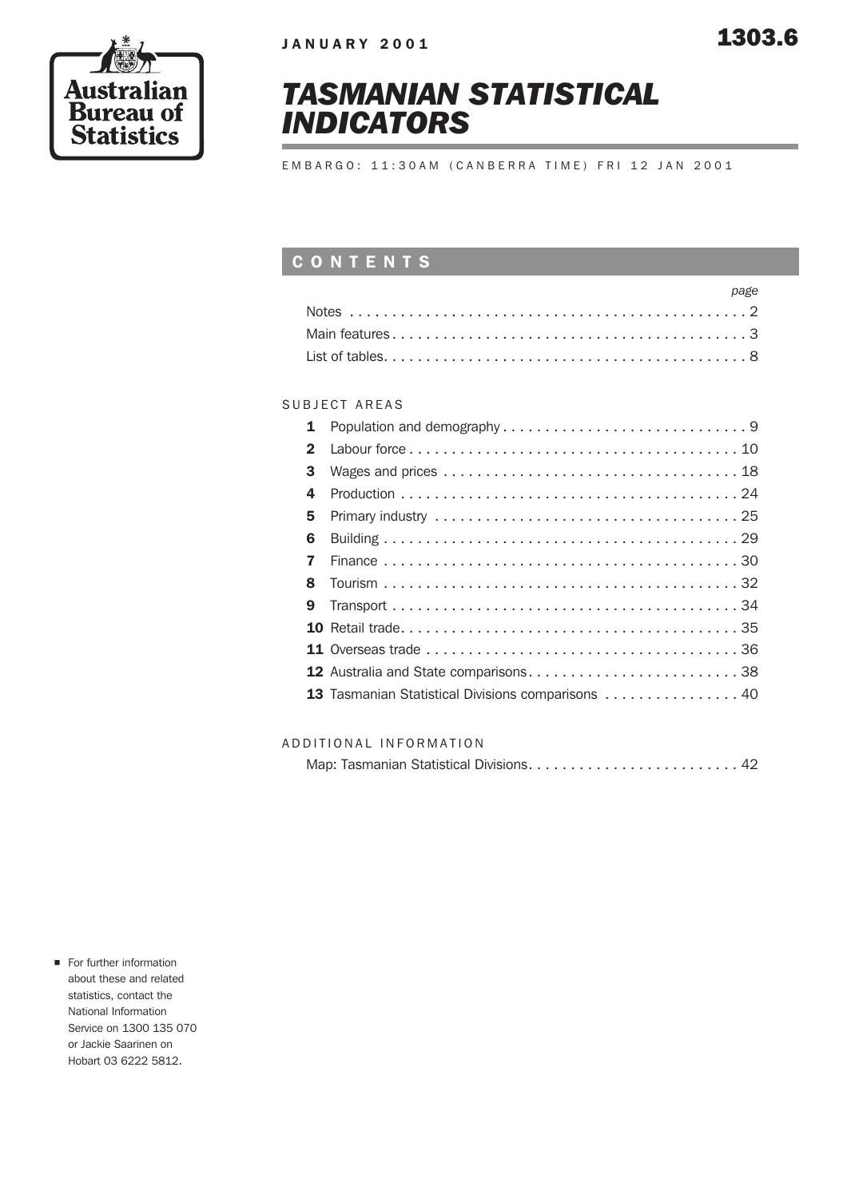Australian Bureau of Statistics

JANUARY 2001

1303.6

# TASMANIAN STATISTICAL INDICATORS

EMBARGO: 11:30AM (CANBERRA TIME) FRI 12 JAN 2001

## CONTENTS

| | page |
|---|---|
| Notes | 2 |
| Main features | 3 |
| List of tables | 8 |

### SUBJECT AREAS

| | | |
|---|---|---|
| **1** | Population and demography | 9 |
| **2** | Labour force | 10 |
| **3** | Wages and prices | 18 |
| **4** | Production | 24 |
| **5** | Primary industry | 25 |
| **6** | Building | 29 |
| **7** | Finance | 30 |
| **8** | Tourism | 32 |
| **9** | Transport | 34 |
| **10** | Retail trade | 35 |
| **11** | Overseas trade | 36 |
| **12** | Australia and State comparisons | 38 |
| **13** | Tasmanian Statistical Divisions comparisons | 40 |

### ADDITIONAL INFORMATION

| | |
|---|---|
| Map: Tasmanian Statistical Divisions | 42 |

- For further information about these and related statistics, contact the National Information Service on 1300 135 070 or Jackie Saarinen on Hobart 03 6222 5812.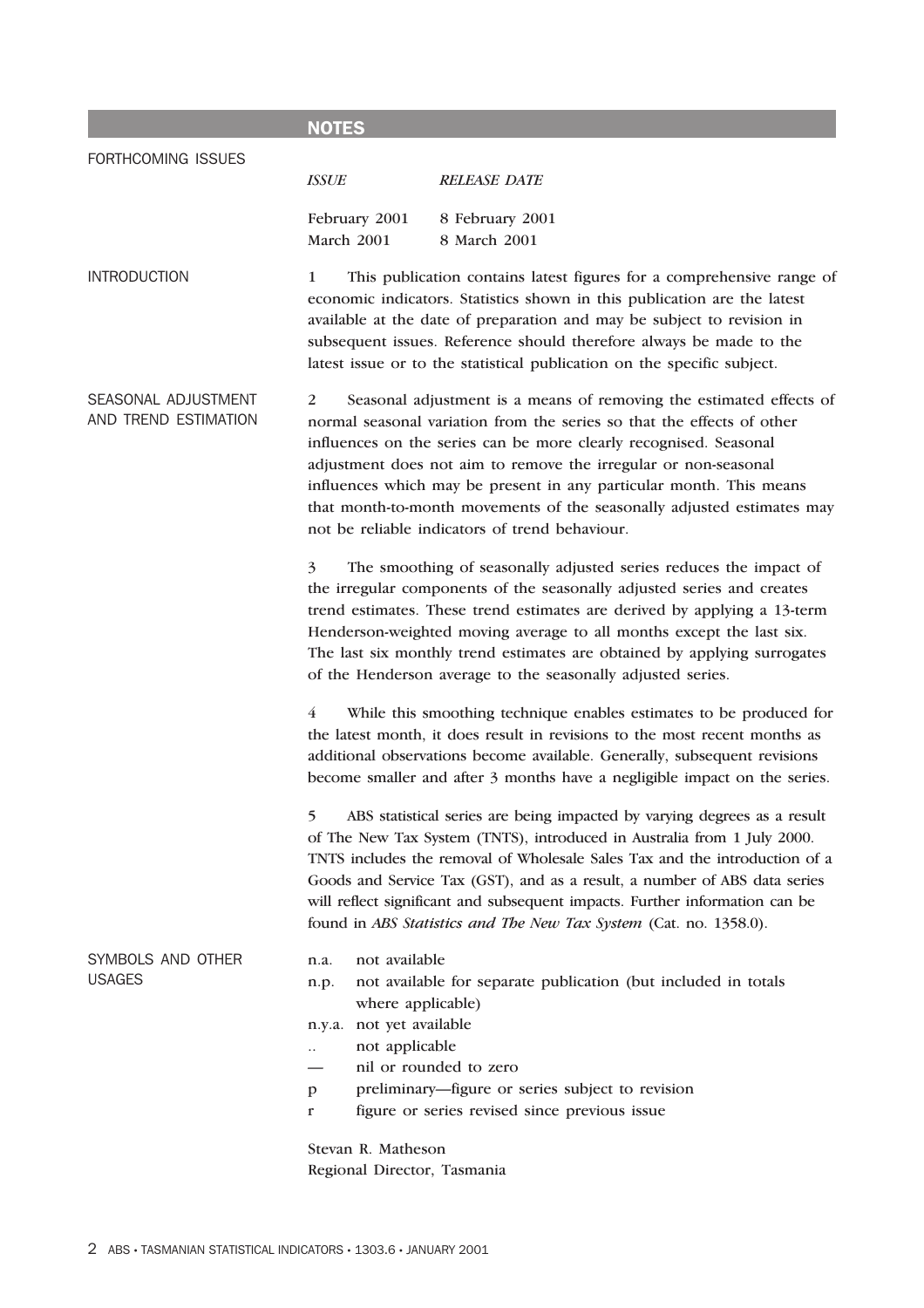## NOTES

### FORTHCOMING ISSUES

| *ISSUE* | *RELEASE DATE* |
|---|---|
| February 2001 | 8 February 2001 |
| March 2001 | 8 March 2001 |

### INTRODUCTION

1 This publication contains latest figures for a comprehensive range of economic indicators. Statistics shown in this publication are the latest available at the date of preparation and may be subject to revision in subsequent issues. Reference should therefore always be made to the latest issue or to the statistical publication on the specific subject.

### SEASONAL ADJUSTMENT AND TREND ESTIMATION

2 Seasonal adjustment is a means of removing the estimated effects of normal seasonal variation from the series so that the effects of other influences on the series can be more clearly recognised. Seasonal adjustment does not aim to remove the irregular or non-seasonal influences which may be present in any particular month. This means that month-to-month movements of the seasonally adjusted estimates may not be reliable indicators of trend behaviour.

3 The smoothing of seasonally adjusted series reduces the impact of the irregular components of the seasonally adjusted series and creates trend estimates. These trend estimates are derived by applying a 13-term Henderson-weighted moving average to all months except the last six. The last six monthly trend estimates are obtained by applying surrogates of the Henderson average to the seasonally adjusted series.

4 While this smoothing technique enables estimates to be produced for the latest month, it does result in revisions to the most recent months as additional observations become available. Generally, subsequent revisions become smaller and after 3 months have a negligible impact on the series.

5 ABS statistical series are being impacted by varying degrees as a result of The New Tax System (TNTS), introduced in Australia from 1 July 2000. TNTS includes the removal of Wholesale Sales Tax and the introduction of a Goods and Service Tax (GST), and as a result, a number of ABS data series will reflect significant and subsequent impacts. Further information can be found in *ABS Statistics and The New Tax System* (Cat. no. 1358.0).

### SYMBOLS AND OTHER USAGES

- n.a. not available
- n.p. not available for separate publication (but included in totals where applicable)
- n.y.a. not yet available
- .. not applicable
- — nil or rounded to zero
- p preliminary—figure or series subject to revision
- r figure or series revised since previous issue

Stevan R. Matheson
Regional Director, Tasmania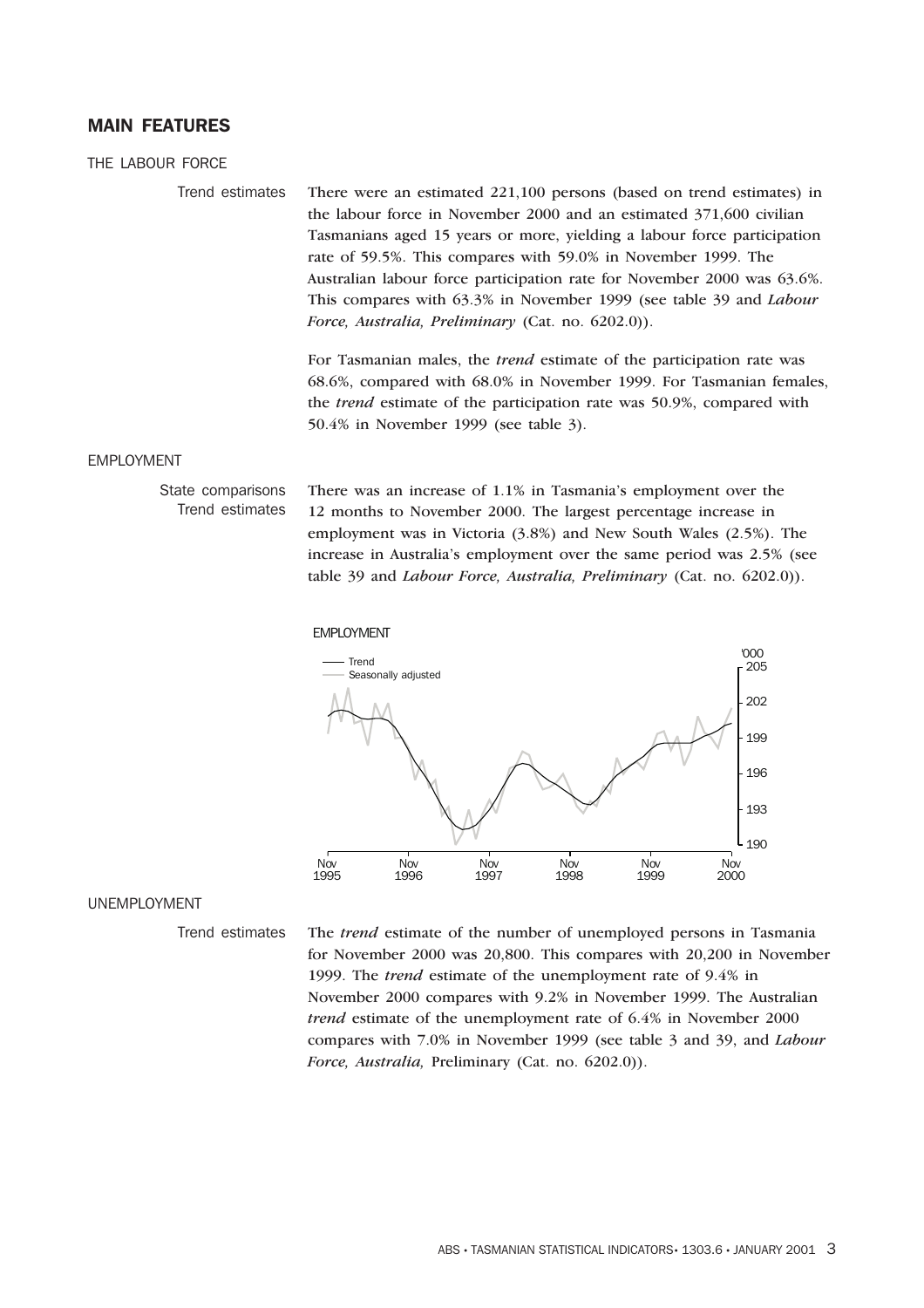## MAIN FEATURES

### THE LABOUR FORCE

Trend estimates

There were an estimated 221,100 persons (based on trend estimates) in the labour force in November 2000 and an estimated 371,600 civilian Tasmanians aged 15 years or more, yielding a labour force participation rate of 59.5%. This compares with 59.0% in November 1999. The Australian labour force participation rate for November 2000 was 63.6%. This compares with 63.3% in November 1999 (see table 39 and *Labour Force, Australia, Preliminary* (Cat. no. 6202.0)).

For Tasmanian males, the *trend* estimate of the participation rate was 68.6%, compared with 68.0% in November 1999. For Tasmanian females, the *trend* estimate of the participation rate was 50.9%, compared with 50.4% in November 1999 (see table 3).

### EMPLOYMENT

State comparisons
Trend estimates

There was an increase of 1.1% in Tasmania's employment over the 12 months to November 2000. The largest percentage increase in employment was in Victoria (3.8%) and New South Wales (2.5%). The increase in Australia's employment over the same period was 2.5% (see table 39 and *Labour Force, Australia, Preliminary* (Cat. no. 6202.0)).

EMPLOYMENT

### UNEMPLOYMENT

Trend estimates

The *trend* estimate of the number of unemployed persons in Tasmania for November 2000 was 20,800. This compares with 20,200 in November 1999. The *trend* estimate of the unemployment rate of 9.4% in November 2000 compares with 9.2% in November 1999. The Australian *trend* estimate of the unemployment rate of 6.4% in November 2000 compares with 7.0% in November 1999 (see table 3 and 39, and *Labour Force, Australia,* Preliminary (Cat. no. 6202.0)).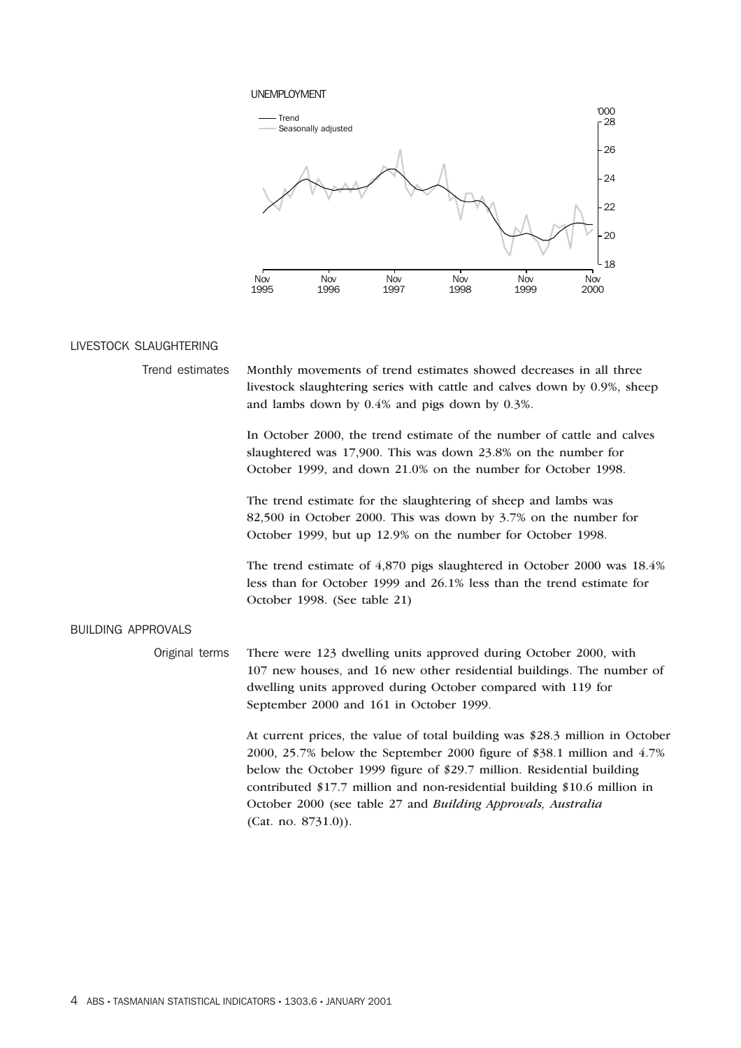UNEMPLOYMENT

## LIVESTOCK SLAUGHTERING

**Trend estimates**

Monthly movements of trend estimates showed decreases in all three livestock slaughtering series with cattle and calves down by 0.9%, sheep and lambs down by 0.4% and pigs down by 0.3%.

In October 2000, the trend estimate of the number of cattle and calves slaughtered was 17,900. This was down 23.8% on the number for October 1999, and down 21.0% on the number for October 1998.

The trend estimate for the slaughtering of sheep and lambs was 82,500 in October 2000. This was down by 3.7% on the number for October 1999, but up 12.9% on the number for October 1998.

The trend estimate of 4,870 pigs slaughtered in October 2000 was 18.4% less than for October 1999 and 26.1% less than the trend estimate for October 1998. (See table 21)

## BUILDING APPROVALS

**Original terms**

There were 123 dwelling units approved during October 2000, with 107 new houses, and 16 new other residential buildings. The number of dwelling units approved during October compared with 119 for September 2000 and 161 in October 1999.

At current prices, the value of total building was $28.3 million in October 2000, 25.7% below the September 2000 figure of $38.1 million and 4.7% below the October 1999 figure of $29.7 million. Residential building contributed $17.7 million and non-residential building $10.6 million in October 2000 (see table 27 and *Building Approvals, Australia* (Cat. no. 8731.0)).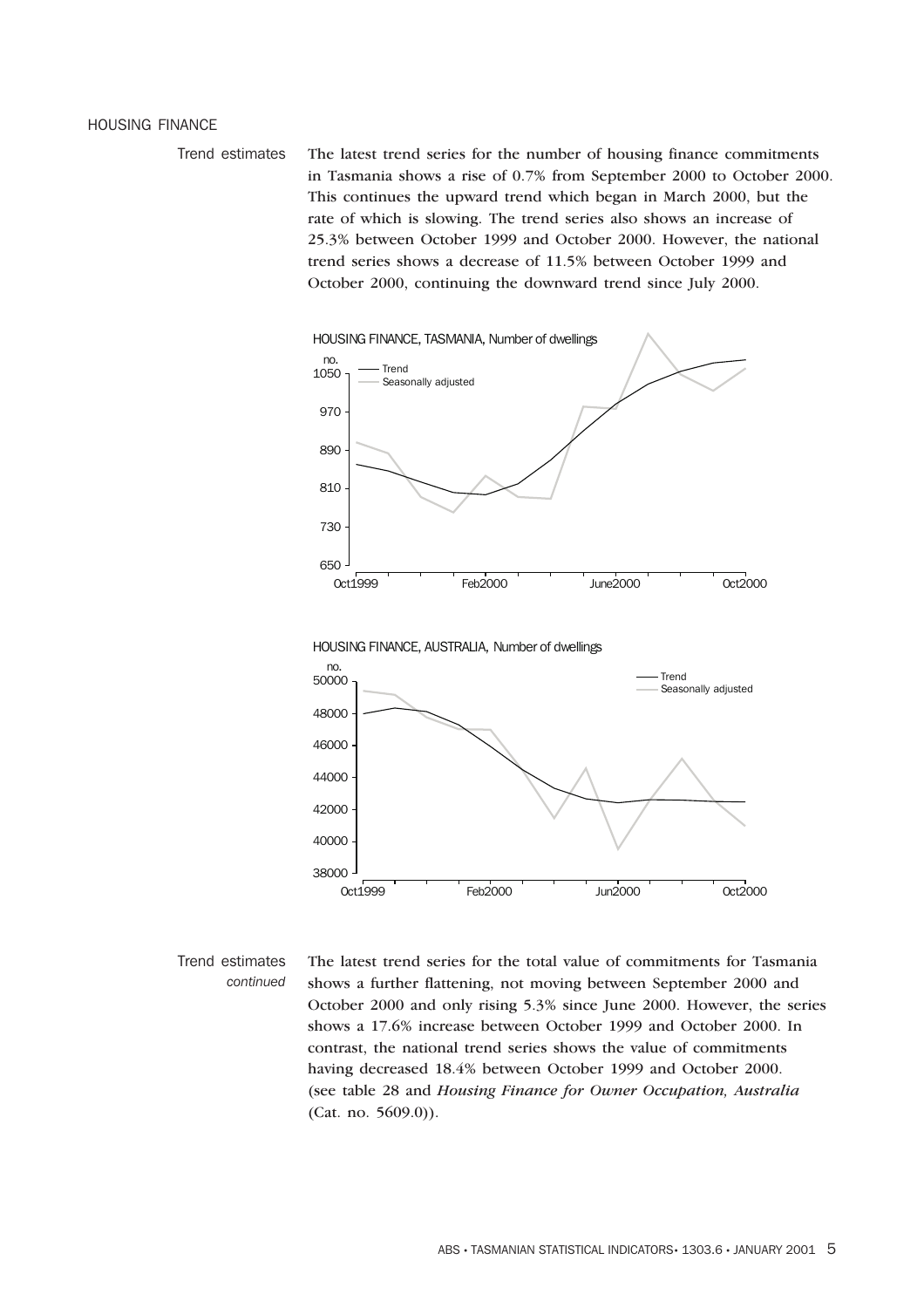## HOUSING FINANCE

**Trend estimates**

The latest trend series for the number of housing finance commitments in Tasmania shows a rise of 0.7% from September 2000 to October 2000. This continues the upward trend which began in March 2000, but the rate of which is slowing. The trend series also shows an increase of 25.3% between October 1999 and October 2000. However, the national trend series shows a decrease of 11.5% between October 1999 and October 2000, continuing the downward trend since July 2000.

HOUSING FINANCE, TASMANIA, Number of dwellings

HOUSING FINANCE, AUSTRALIA, Number of dwellings

**Trend estimates** *continued*

The latest trend series for the total value of commitments for Tasmania shows a further flattening, not moving between September 2000 and October 2000 and only rising 5.3% since June 2000. However, the series shows a 17.6% increase between October 1999 and October 2000. In contrast, the national trend series shows the value of commitments having decreased 18.4% between October 1999 and October 2000. (see table 28 and *Housing Finance for Owner Occupation, Australia* (Cat. no. 5609.0)).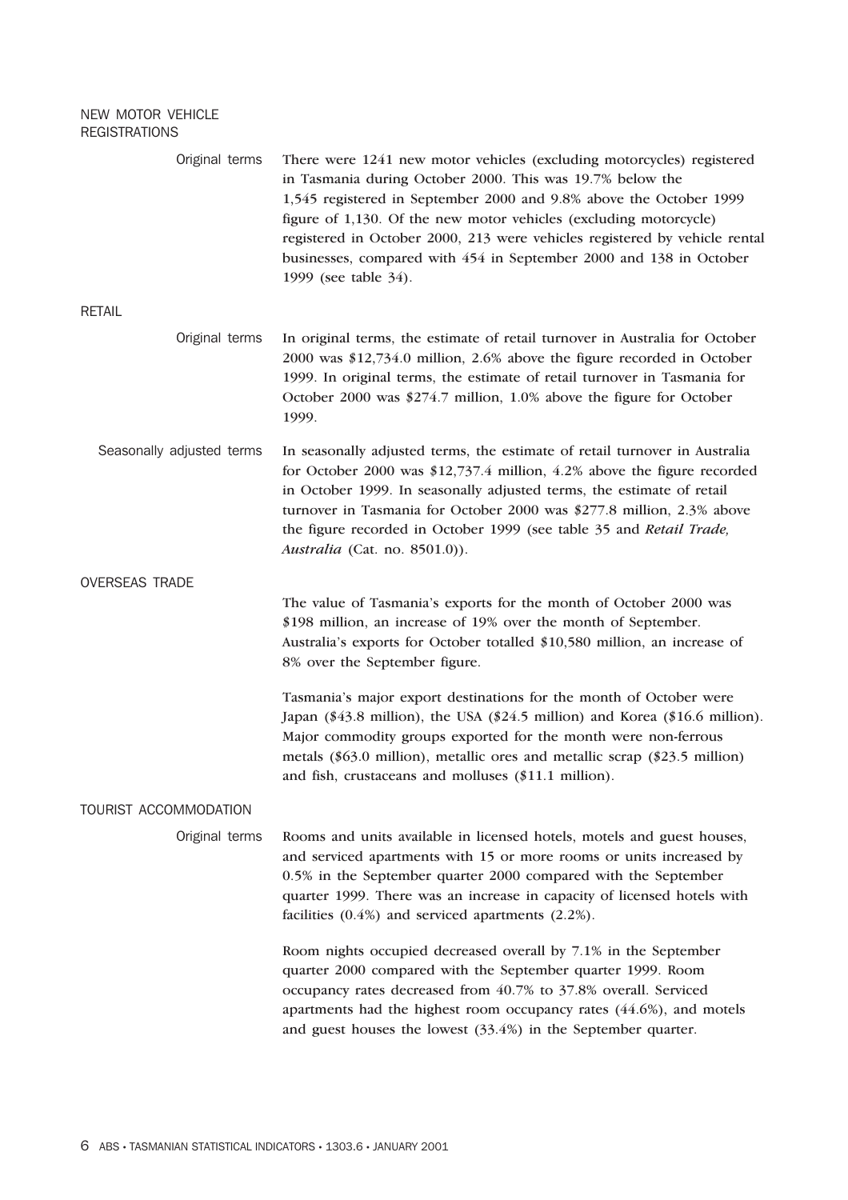## NEW MOTOR VEHICLE REGISTRATIONS

### Original terms

There were 1241 new motor vehicles (excluding motorcycles) registered in Tasmania during October 2000. This was 19.7% below the 1,545 registered in September 2000 and 9.8% above the October 1999 figure of 1,130. Of the new motor vehicles (excluding motorcycle) registered in October 2000, 213 were vehicles registered by vehicle rental businesses, compared with 454 in September 2000 and 138 in October 1999 (see table 34).

## RETAIL

### Original terms

In original terms, the estimate of retail turnover in Australia for October 2000 was $12,734.0 million, 2.6% above the figure recorded in October 1999. In original terms, the estimate of retail turnover in Tasmania for October 2000 was $274.7 million, 1.0% above the figure for October 1999.

### Seasonally adjusted terms

In seasonally adjusted terms, the estimate of retail turnover in Australia for October 2000 was $12,737.4 million, 4.2% above the figure recorded in October 1999. In seasonally adjusted terms, the estimate of retail turnover in Tasmania for October 2000 was $277.8 million, 2.3% above the figure recorded in October 1999 (see table 35 and *Retail Trade, Australia* (Cat. no. 8501.0)).

## OVERSEAS TRADE

The value of Tasmania's exports for the month of October 2000 was $198 million, an increase of 19% over the month of September. Australia's exports for October totalled $10,580 million, an increase of 8% over the September figure.

Tasmania's major export destinations for the month of October were Japan ($43.8 million), the USA ($24.5 million) and Korea ($16.6 million). Major commodity groups exported for the month were non-ferrous metals ($63.0 million), metallic ores and metallic scrap ($23.5 million) and fish, crustaceans and molluses ($11.1 million).

## TOURIST ACCOMMODATION

### Original terms

Rooms and units available in licensed hotels, motels and guest houses, and serviced apartments with 15 or more rooms or units increased by 0.5% in the September quarter 2000 compared with the September quarter 1999. There was an increase in capacity of licensed hotels with facilities (0.4%) and serviced apartments (2.2%).

Room nights occupied decreased overall by 7.1% in the September quarter 2000 compared with the September quarter 1999. Room occupancy rates decreased from 40.7% to 37.8% overall. Serviced apartments had the highest room occupancy rates (44.6%), and motels and guest houses the lowest (33.4%) in the September quarter.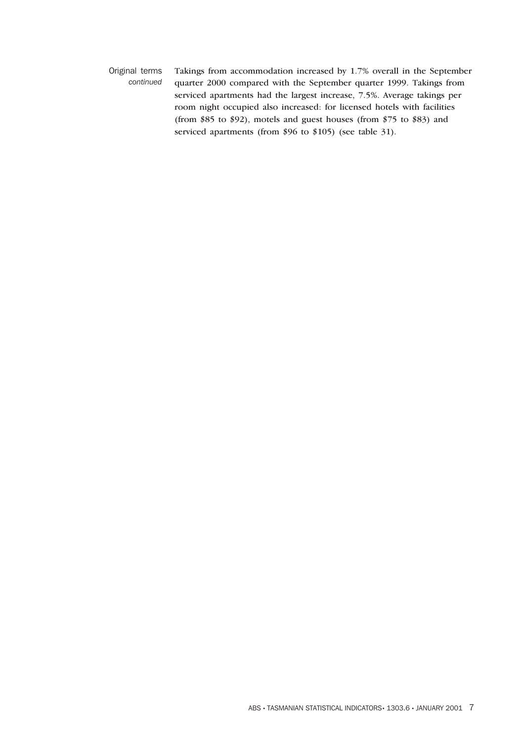Original terms *continued*

Takings from accommodation increased by 1.7% overall in the September quarter 2000 compared with the September quarter 1999. Takings from serviced apartments had the largest increase, 7.5%. Average takings per room night occupied also increased: for licensed hotels with facilities (from $85 to $92), motels and guest houses (from $75 to $83) and serviced apartments (from $96 to $105) (see table 31).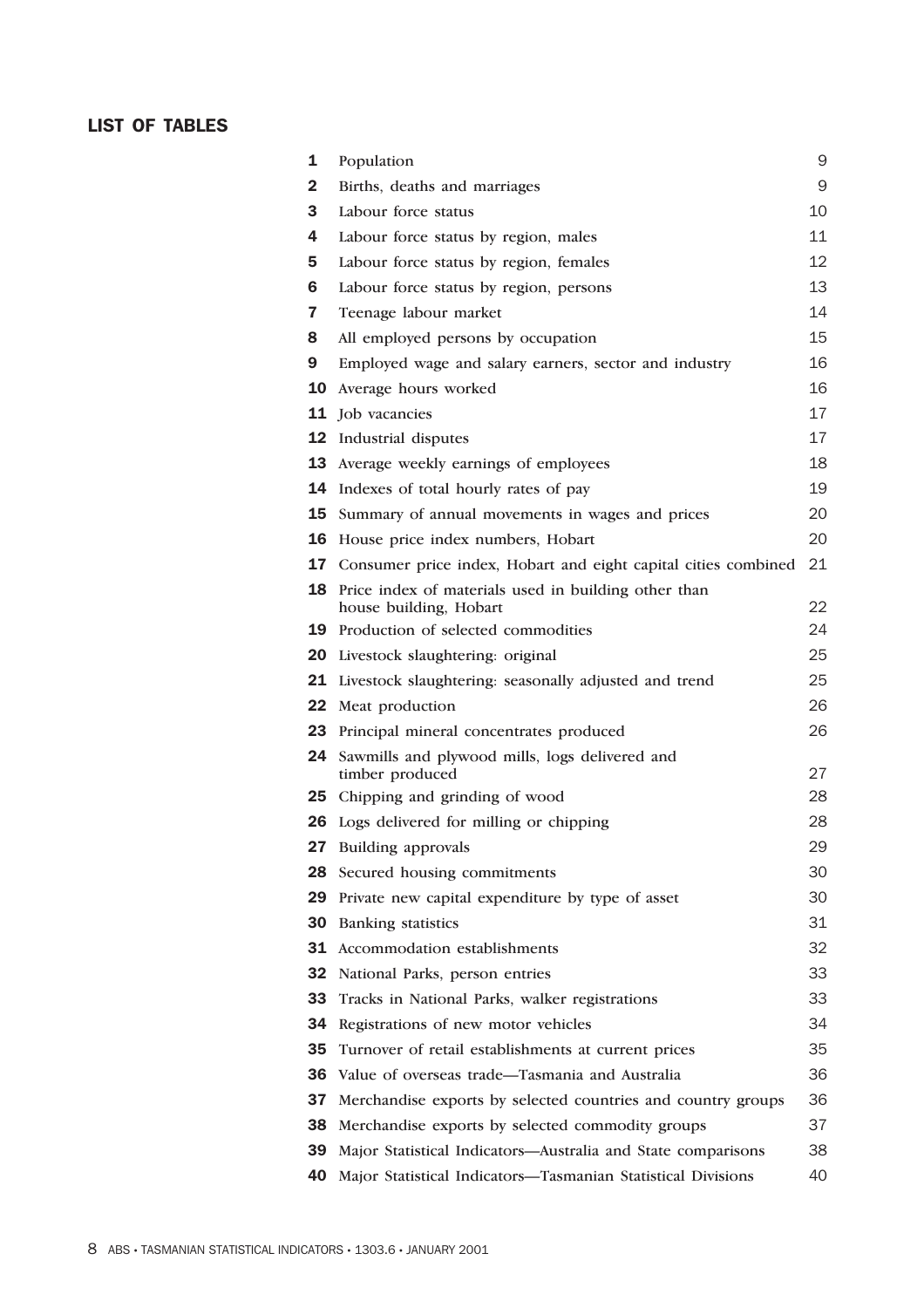## LIST OF TABLES

| | | |
|---|---|---|
| **1** | Population | 9 |
| **2** | Births, deaths and marriages | 9 |
| **3** | Labour force status | 10 |
| **4** | Labour force status by region, males | 11 |
| **5** | Labour force status by region, females | 12 |
| **6** | Labour force status by region, persons | 13 |
| **7** | Teenage labour market | 14 |
| **8** | All employed persons by occupation | 15 |
| **9** | Employed wage and salary earners, sector and industry | 16 |
| **10** | Average hours worked | 16 |
| **11** | Job vacancies | 17 |
| **12** | Industrial disputes | 17 |
| **13** | Average weekly earnings of employees | 18 |
| **14** | Indexes of total hourly rates of pay | 19 |
| **15** | Summary of annual movements in wages and prices | 20 |
| **16** | House price index numbers, Hobart | 20 |
| **17** | Consumer price index, Hobart and eight capital cities combined | 21 |
| **18** | Price index of materials used in building other than house building, Hobart | 22 |
| **19** | Production of selected commodities | 24 |
| **20** | Livestock slaughtering: original | 25 |
| **21** | Livestock slaughtering: seasonally adjusted and trend | 25 |
| **22** | Meat production | 26 |
| **23** | Principal mineral concentrates produced | 26 |
| **24** | Sawmills and plywood mills, logs delivered and timber produced | 27 |
| **25** | Chipping and grinding of wood | 28 |
| **26** | Logs delivered for milling or chipping | 28 |
| **27** | Building approvals | 29 |
| **28** | Secured housing commitments | 30 |
| **29** | Private new capital expenditure by type of asset | 30 |
| **30** | Banking statistics | 31 |
| **31** | Accommodation establishments | 32 |
| **32** | National Parks, person entries | 33 |
| **33** | Tracks in National Parks, walker registrations | 33 |
| **34** | Registrations of new motor vehicles | 34 |
| **35** | Turnover of retail establishments at current prices | 35 |
| **36** | Value of overseas trade—Tasmania and Australia | 36 |
| **37** | Merchandise exports by selected countries and country groups | 36 |
| **38** | Merchandise exports by selected commodity groups | 37 |
| **39** | Major Statistical Indicators—Australia and State comparisons | 38 |
| **40** | Major Statistical Indicators—Tasmanian Statistical Divisions | 40 |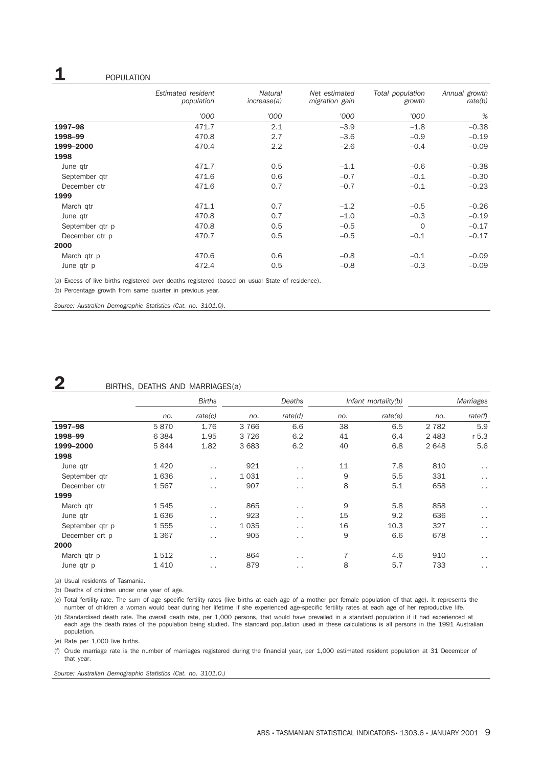## 1 POPULATION

| | Estimated resident population | Natural increase(a) | Net estimated migration gain | Total population growth | Annual growth rate(b) |
|---|---|---|---|---|---|
| | '000 | '000 | '000 | '000 | % |
| **1997–98** | 471.7 | 2.1 | –3.9 | –1.8 | –0.38 |
| **1998–99** | 470.8 | 2.7 | –3.6 | –0.9 | –0.19 |
| **1999–2000** | 470.4 | 2.2 | –2.6 | –0.4 | –0.09 |
| **1998** | | | | | |
| June qtr | 471.7 | 0.5 | –1.1 | –0.6 | –0.38 |
| September qtr | 471.6 | 0.6 | –0.7 | –0.1 | –0.30 |
| December qtr | 471.6 | 0.7 | –0.7 | –0.1 | –0.23 |
| **1999** | | | | | |
| March qtr | 471.1 | 0.7 | –1.2 | –0.5 | –0.26 |
| June qtr | 470.8 | 0.7 | –1.0 | –0.3 | –0.19 |
| September qtr p | 470.8 | 0.5 | –0.5 | 0 | –0.17 |
| December qtr p | 470.7 | 0.5 | –0.5 | –0.1 | –0.17 |
| **2000** | | | | | |
| March qtr p | 470.6 | 0.6 | –0.8 | –0.1 | –0.09 |
| June qtr p | 472.4 | 0.5 | –0.8 | –0.3 | –0.09 |

(a) Excess of live births registered over deaths registered (based on usual State of residence).

(b) Percentage growth from same quarter in previous year.

*Source: Australian Demographic Statistics (Cat. no. 3101.0).*

## 2 BIRTHS, DEATHS AND MARRIAGES(a)

| | Births | | Deaths | | Infant mortality(b) | | Marriages | |
|---|---|---|---|---|---|---|---|---|
| | no. | rate(c) | no. | rate(d) | no. | rate(e) | no. | rate(f) |
| **1997–98** | 5 870 | 1.76 | 3 766 | 6.6 | 38 | 6.5 | 2 782 | 5.9 |
| **1998–99** | 6 384 | 1.95 | 3 726 | 6.2 | 41 | 6.4 | 2 483 | r 5.3 |
| **1999–2000** | 5 844 | 1.82 | 3 683 | 6.2 | 40 | 6.8 | 2 648 | 5.6 |
| **1998** | | | | | | | | |
| June qtr | 1 420 | . . | 921 | . . | 11 | 7.8 | 810 | . . |
| September qtr | 1 636 | . . | 1 031 | . . | 9 | 5.5 | 331 | . . |
| December qtr | 1 567 | . . | 907 | . . | 8 | 5.1 | 658 | . . |
| **1999** | | | | | | | | |
| March qtr | 1 545 | . . | 865 | . . | 9 | 5.8 | 858 | . . |
| June qtr | 1 636 | . . | 923 | . . | 15 | 9.2 | 636 | . . |
| September qtr p | 1 555 | . . | 1 035 | . . | 16 | 10.3 | 327 | . . |
| December qrt p | 1 367 | . . | 905 | . . | 9 | 6.6 | 678 | . . |
| **2000** | | | | | | | | |
| March qtr p | 1 512 | . . | 864 | . . | 7 | 4.6 | 910 | . . |
| June qtr p | 1 410 | . . | 879 | . . | 8 | 5.7 | 733 | . . |

(a) Usual residents of Tasmania.

(b) Deaths of children under one year of age.

(c) Total fertility rate. The sum of age specific fertility rates (live births at each age of a mother per female population of that age). It represents the number of children a woman would bear during her lifetime if she experienced age-specific fertility rates at each age of her reproductive life.

(d) Standardised death rate. The overall death rate, per 1,000 persons, that would have prevailed in a standard population if it had experienced at each age the death rates of the population being studied. The standard population used in these calculations is all persons in the 1991 Australian population.

(e) Rate per 1,000 live births.

(f) Crude marriage rate is the number of marriages registered during the financial year, per 1,000 estimated resident population at 31 December of that year.

*Source: Australian Demographic Statistics (Cat. no. 3101.0.)*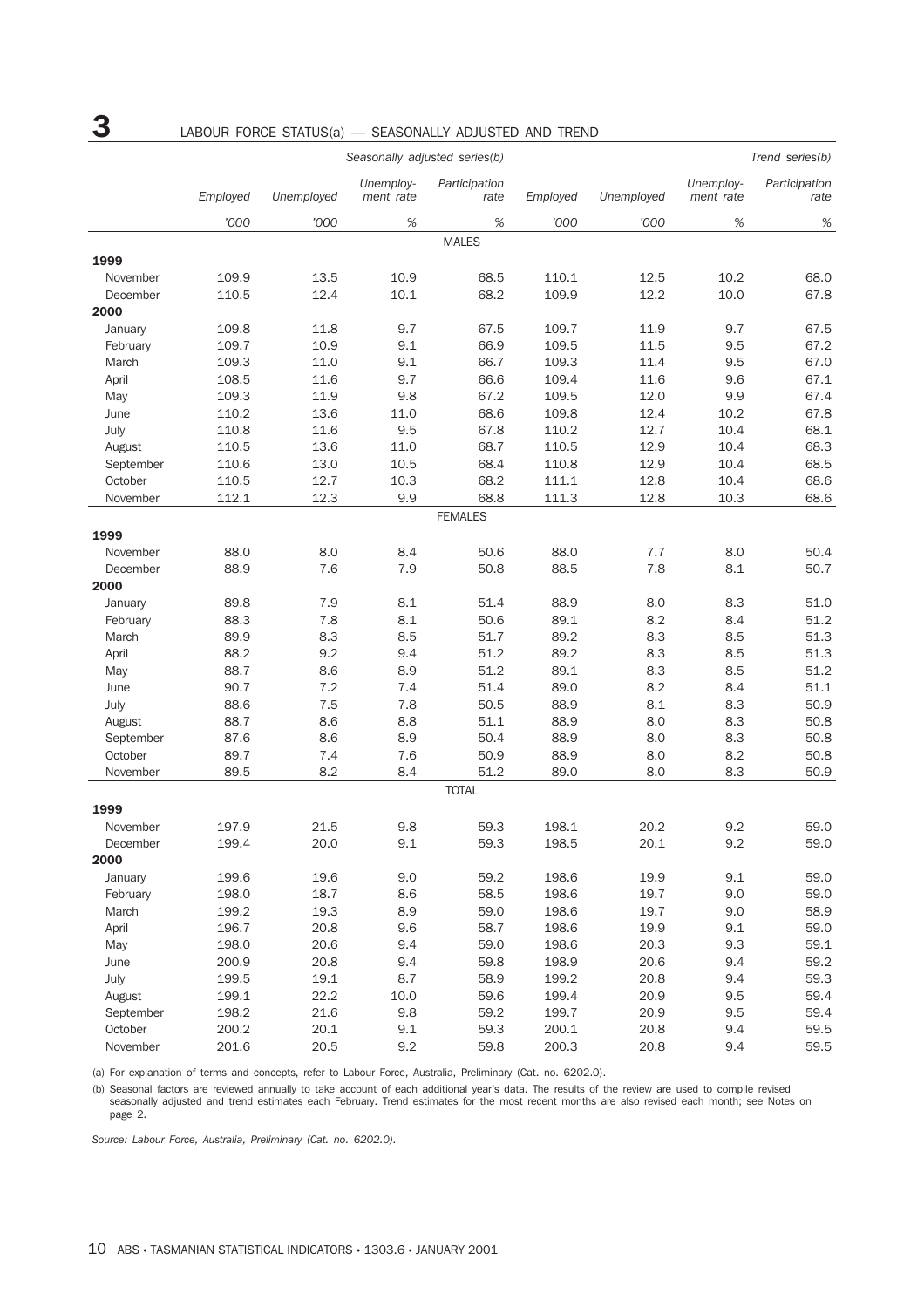# 3 LABOUR FORCE STATUS(a) — SEASONALLY ADJUSTED AND TREND

| | *Seasonally adjusted series(b)* | | | | *Trend series(b)* | | | |
|---|---|---|---|---|---|---|---|---|
| | *Employed* | *Unemployed* | *Unemploy-ment rate* | *Participation rate* | *Employed* | *Unemployed* | *Unemploy-ment rate* | *Participation rate* |
| | *'000* | *'000* | *%* | *%* | *'000* | *'000* | *%* | *%* |
| | | | | MALES | | | | |
| **1999** | | | | | | | | |
| November | 109.9 | 13.5 | 10.9 | 68.5 | 110.1 | 12.5 | 10.2 | 68.0 |
| December | 110.5 | 12.4 | 10.1 | 68.2 | 109.9 | 12.2 | 10.0 | 67.8 |
| **2000** | | | | | | | | |
| January | 109.8 | 11.8 | 9.7 | 67.5 | 109.7 | 11.9 | 9.7 | 67.5 |
| February | 109.7 | 10.9 | 9.1 | 66.9 | 109.5 | 11.5 | 9.5 | 67.2 |
| March | 109.3 | 11.0 | 9.1 | 66.7 | 109.3 | 11.4 | 9.5 | 67.0 |
| April | 108.5 | 11.6 | 9.7 | 66.6 | 109.4 | 11.6 | 9.6 | 67.1 |
| May | 109.3 | 11.9 | 9.8 | 67.2 | 109.5 | 12.0 | 9.9 | 67.4 |
| June | 110.2 | 13.6 | 11.0 | 68.6 | 109.8 | 12.4 | 10.2 | 67.8 |
| July | 110.8 | 11.6 | 9.5 | 67.8 | 110.2 | 12.7 | 10.4 | 68.1 |
| August | 110.5 | 13.6 | 11.0 | 68.7 | 110.5 | 12.9 | 10.4 | 68.3 |
| September | 110.6 | 13.0 | 10.5 | 68.4 | 110.8 | 12.9 | 10.4 | 68.5 |
| October | 110.5 | 12.7 | 10.3 | 68.2 | 111.1 | 12.8 | 10.4 | 68.6 |
| November | 112.1 | 12.3 | 9.9 | 68.8 | 111.3 | 12.8 | 10.3 | 68.6 |
| | | | | FEMALES | | | | |
| **1999** | | | | | | | | |
| November | 88.0 | 8.0 | 8.4 | 50.6 | 88.0 | 7.7 | 8.0 | 50.4 |
| December | 88.9 | 7.6 | 7.9 | 50.8 | 88.5 | 7.8 | 8.1 | 50.7 |
| **2000** | | | | | | | | |
| January | 89.8 | 7.9 | 8.1 | 51.4 | 88.9 | 8.0 | 8.3 | 51.0 |
| February | 88.3 | 7.8 | 8.1 | 50.6 | 89.1 | 8.2 | 8.4 | 51.2 |
| March | 89.9 | 8.3 | 8.5 | 51.7 | 89.2 | 8.3 | 8.5 | 51.3 |
| April | 88.2 | 9.2 | 9.4 | 51.2 | 89.2 | 8.3 | 8.5 | 51.3 |
| May | 88.7 | 8.6 | 8.9 | 51.2 | 89.1 | 8.3 | 8.5 | 51.2 |
| June | 90.7 | 7.2 | 7.4 | 51.4 | 89.0 | 8.2 | 8.4 | 51.1 |
| July | 88.6 | 7.5 | 7.8 | 50.5 | 88.9 | 8.1 | 8.3 | 50.9 |
| August | 88.7 | 8.6 | 8.8 | 51.1 | 88.9 | 8.0 | 8.3 | 50.8 |
| September | 87.6 | 8.6 | 8.9 | 50.4 | 88.9 | 8.0 | 8.3 | 50.8 |
| October | 89.7 | 7.4 | 7.6 | 50.9 | 88.9 | 8.0 | 8.2 | 50.8 |
| November | 89.5 | 8.2 | 8.4 | 51.2 | 89.0 | 8.0 | 8.3 | 50.9 |
| | | | | TOTAL | | | | |
| **1999** | | | | | | | | |
| November | 197.9 | 21.5 | 9.8 | 59.3 | 198.1 | 20.2 | 9.2 | 59.0 |
| December | 199.4 | 20.0 | 9.1 | 59.3 | 198.5 | 20.1 | 9.2 | 59.0 |
| **2000** | | | | | | | | |
| January | 199.6 | 19.6 | 9.0 | 59.2 | 198.6 | 19.9 | 9.1 | 59.0 |
| February | 198.0 | 18.7 | 8.6 | 58.5 | 198.6 | 19.7 | 9.0 | 59.0 |
| March | 199.2 | 19.3 | 8.9 | 59.0 | 198.6 | 19.7 | 9.0 | 58.9 |
| April | 196.7 | 20.8 | 9.6 | 58.7 | 198.6 | 19.9 | 9.1 | 59.0 |
| May | 198.0 | 20.6 | 9.4 | 59.0 | 198.6 | 20.3 | 9.3 | 59.1 |
| June | 200.9 | 20.8 | 9.4 | 59.8 | 198.9 | 20.6 | 9.4 | 59.2 |
| July | 199.5 | 19.1 | 8.7 | 58.9 | 199.2 | 20.8 | 9.4 | 59.3 |
| August | 199.1 | 22.2 | 10.0 | 59.6 | 199.4 | 20.9 | 9.5 | 59.4 |
| September | 198.2 | 21.6 | 9.8 | 59.2 | 199.7 | 20.9 | 9.5 | 59.4 |
| October | 200.2 | 20.1 | 9.1 | 59.3 | 200.1 | 20.8 | 9.4 | 59.5 |
| November | 201.6 | 20.5 | 9.2 | 59.8 | 200.3 | 20.8 | 9.4 | 59.5 |

(a) For explanation of terms and concepts, refer to Labour Force, Australia, Preliminary (Cat. no. 6202.0).

(b) Seasonal factors are reviewed annually to take account of each additional year's data. The results of the review are used to compile revised seasonally adjusted and trend estimates each February. Trend estimates for the most recent months are also revised each month; see Notes on page 2.

*Source: Labour Force, Australia, Preliminary (Cat. no. 6202.0).*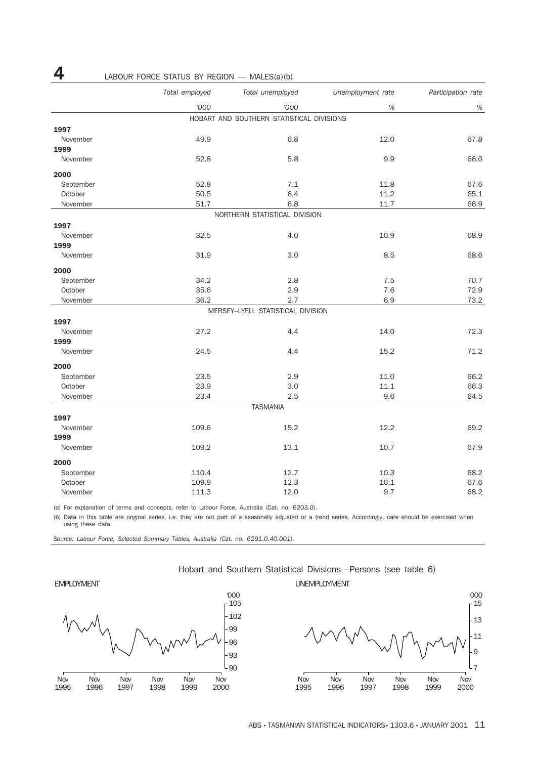## 4 LABOUR FORCE STATUS BY REGION — MALES(a)(b)

| | Total employed | Total unemployed | Unemployment rate | Participation rate |
|---|---|---|---|---|
| | '000 | '000 | % | % |
| **HOBART AND SOUTHERN STATISTICAL DIVISIONS** | | | | |
| **1997** | | | | |
| November | 49.9 | 6.8 | 12.0 | 67.8 |
| **1999** | | | | |
| November | 52.8 | 5.8 | 9.9 | 66.0 |
| **2000** | | | | |
| September | 52.8 | 7.1 | 11.8 | 67.6 |
| October | 50.5 | 6.4 | 11.2 | 65.1 |
| November | 51.7 | 6.8 | 11.7 | 66.9 |
| **NORTHERN STATISTICAL DIVISION** | | | | |
| **1997** | | | | |
| November | 32.5 | 4.0 | 10.9 | 68.9 |
| **1999** | | | | |
| November | 31.9 | 3.0 | 8.5 | 68.6 |
| **2000** | | | | |
| September | 34.2 | 2.8 | 7.5 | 70.7 |
| October | 35.6 | 2.9 | 7.6 | 72.9 |
| November | 36.2 | 2.7 | 6.9 | 73.2 |
| **MERSEY–LYELL STATISTICAL DIVISION** | | | | |
| **1997** | | | | |
| November | 27.2 | 4.4 | 14.0 | 72.3 |
| **1999** | | | | |
| November | 24.5 | 4.4 | 15.2 | 71.2 |
| **2000** | | | | |
| September | 23.5 | 2.9 | 11.0 | 66.2 |
| October | 23.9 | 3.0 | 11.1 | 66.3 |
| November | 23.4 | 2.5 | 9.6 | 64.5 |
| **TASMANIA** | | | | |
| **1997** | | | | |
| November | 109.6 | 15.2 | 12.2 | 69.2 |
| **1999** | | | | |
| November | 109.2 | 13.1 | 10.7 | 67.9 |
| **2000** | | | | |
| September | 110.4 | 12.7 | 10.3 | 68.2 |
| October | 109.9 | 12.3 | 10.1 | 67.6 |
| November | 111.3 | 12.0 | 9.7 | 68.2 |

(a) For explanation of terms and concepts, refer to Labour Force, Australia (Cat. no. 6203.0).

(b) Data in this table are original series, i.e. they are not part of a seasonally adjusted or a trend series. Accordingly, care should be exercised when using these data.

*Source: Labour Force, Selected Summary Tables, Australia (Cat. no. 6291.0.40.001).*

Hobart and Southern Statistical Divisions—Persons (see table 6)

EMPLOYMENT

UNEMPLOYMENT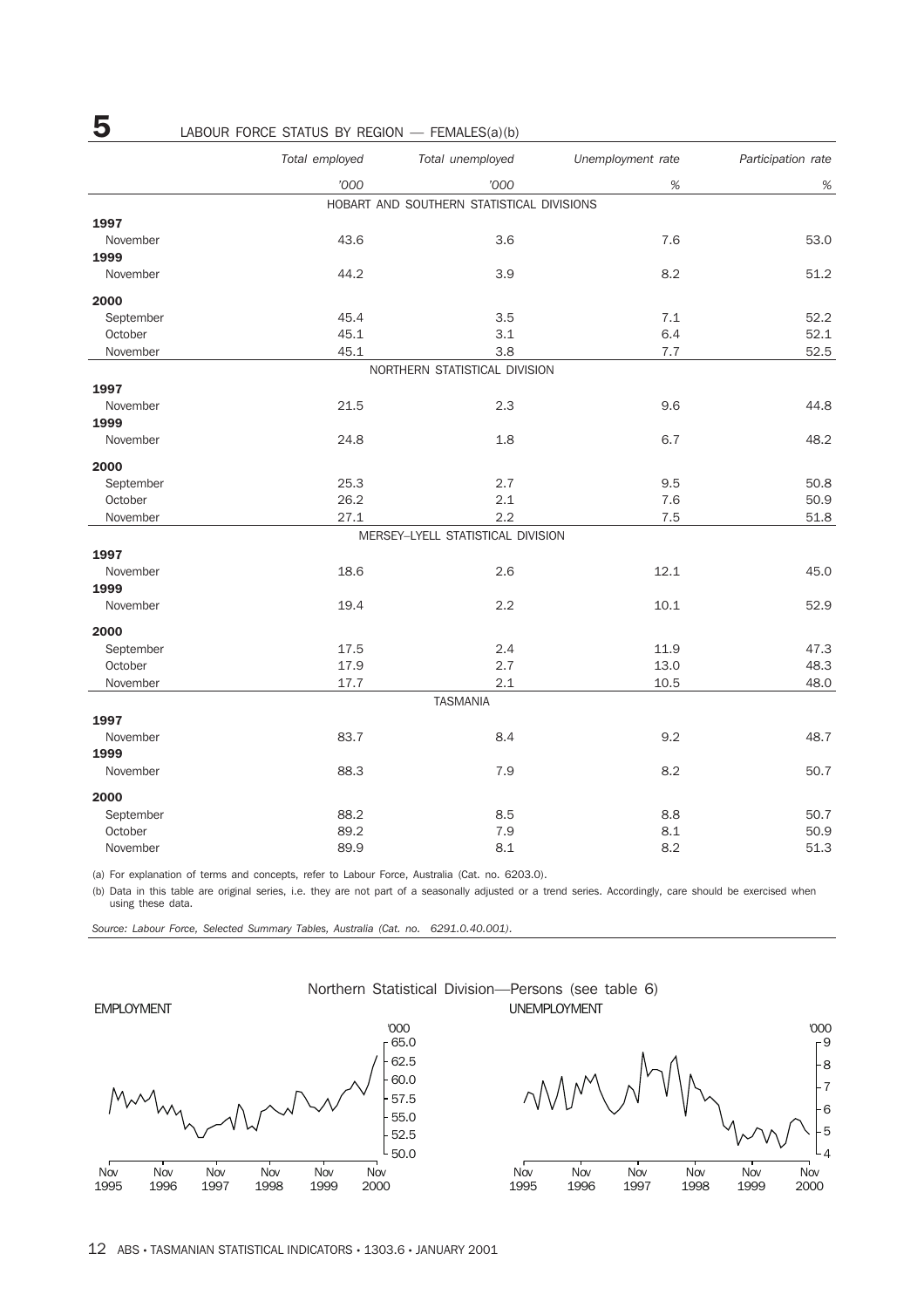## 5 LABOUR FORCE STATUS BY REGION — FEMALES(a)(b)

| | *Total employed* | *Total unemployed* | *Unemployment rate* | *Participation rate* |
|---|---|---|---|---|
| | *'000* | *'000* | *%* | *%* |
| **HOBART AND SOUTHERN STATISTICAL DIVISIONS** | | | | |
| **1997** | | | | |
| November | 43.6 | 3.6 | 7.6 | 53.0 |
| **1999** | | | | |
| November | 44.2 | 3.9 | 8.2 | 51.2 |
| **2000** | | | | |
| September | 45.4 | 3.5 | 7.1 | 52.2 |
| October | 45.1 | 3.1 | 6.4 | 52.1 |
| November | 45.1 | 3.8 | 7.7 | 52.5 |
| **NORTHERN STATISTICAL DIVISION** | | | | |
| **1997** | | | | |
| November | 21.5 | 2.3 | 9.6 | 44.8 |
| **1999** | | | | |
| November | 24.8 | 1.8 | 6.7 | 48.2 |
| **2000** | | | | |
| September | 25.3 | 2.7 | 9.5 | 50.8 |
| October | 26.2 | 2.1 | 7.6 | 50.9 |
| November | 27.1 | 2.2 | 7.5 | 51.8 |
| **MERSEY–LYELL STATISTICAL DIVISION** | | | | |
| **1997** | | | | |
| November | 18.6 | 2.6 | 12.1 | 45.0 |
| **1999** | | | | |
| November | 19.4 | 2.2 | 10.1 | 52.9 |
| **2000** | | | | |
| September | 17.5 | 2.4 | 11.9 | 47.3 |
| October | 17.9 | 2.7 | 13.0 | 48.3 |
| November | 17.7 | 2.1 | 10.5 | 48.0 |
| **TASMANIA** | | | | |
| **1997** | | | | |
| November | 83.7 | 8.4 | 9.2 | 48.7 |
| **1999** | | | | |
| November | 88.3 | 7.9 | 8.2 | 50.7 |
| **2000** | | | | |
| September | 88.2 | 8.5 | 8.8 | 50.7 |
| October | 89.2 | 7.9 | 8.1 | 50.9 |
| November | 89.9 | 8.1 | 8.2 | 51.3 |

(a) For explanation of terms and concepts, refer to Labour Force, Australia (Cat. no. 6203.0).

(b) Data in this table are original series, i.e. they are not part of a seasonally adjusted or a trend series. Accordingly, care should be exercised when using these data.

*Source: Labour Force, Selected Summary Tables, Australia (Cat. no. 6291.0.40.001).*

Northern Statistical Division—Persons (see table 6)

EMPLOYMENT

UNEMPLOYMENT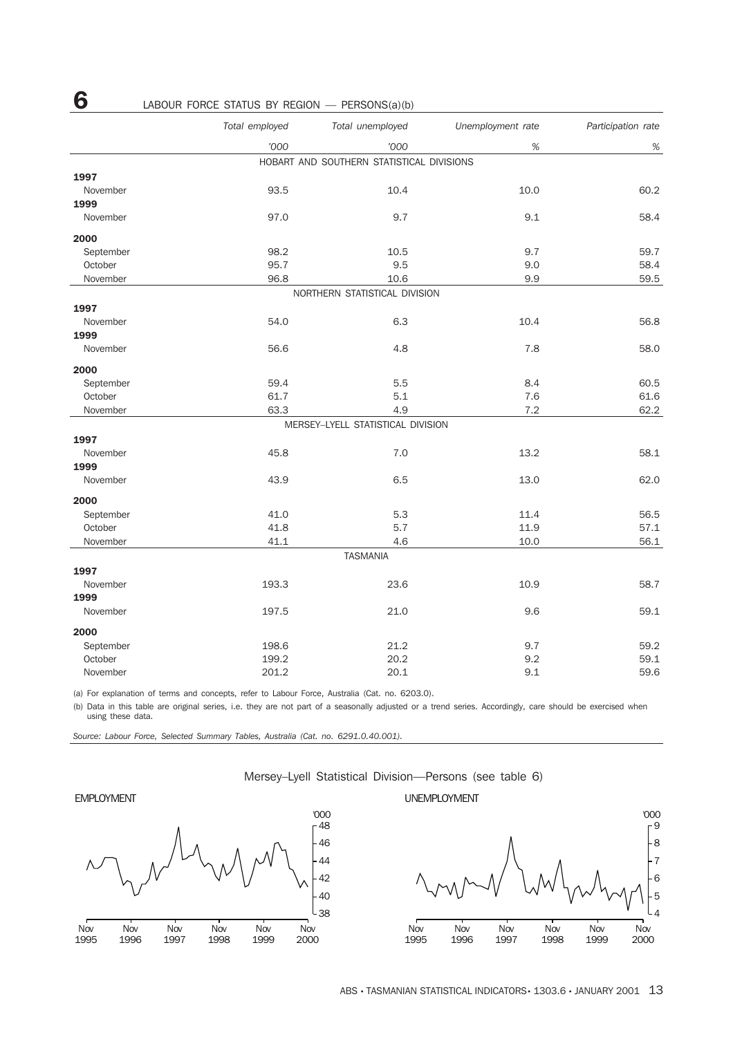## 6 LABOUR FORCE STATUS BY REGION — PERSONS(a)(b)

| | Total employed | Total unemployed | Unemployment rate | Participation rate |
|---|---|---|---|---|
| | '000 | '000 | % | % |
| **HOBART AND SOUTHERN STATISTICAL DIVISIONS** | | | | |
| **1997** | | | | |
| November | 93.5 | 10.4 | 10.0 | 60.2 |
| **1999** | | | | |
| November | 97.0 | 9.7 | 9.1 | 58.4 |
| **2000** | | | | |
| September | 98.2 | 10.5 | 9.7 | 59.7 |
| October | 95.7 | 9.5 | 9.0 | 58.4 |
| November | 96.8 | 10.6 | 9.9 | 59.5 |
| **NORTHERN STATISTICAL DIVISION** | | | | |
| **1997** | | | | |
| November | 54.0 | 6.3 | 10.4 | 56.8 |
| **1999** | | | | |
| November | 56.6 | 4.8 | 7.8 | 58.0 |
| **2000** | | | | |
| September | 59.4 | 5.5 | 8.4 | 60.5 |
| October | 61.7 | 5.1 | 7.6 | 61.6 |
| November | 63.3 | 4.9 | 7.2 | 62.2 |
| **MERSEY–LYELL STATISTICAL DIVISION** | | | | |
| **1997** | | | | |
| November | 45.8 | 7.0 | 13.2 | 58.1 |
| **1999** | | | | |
| November | 43.9 | 6.5 | 13.0 | 62.0 |
| **2000** | | | | |
| September | 41.0 | 5.3 | 11.4 | 56.5 |
| October | 41.8 | 5.7 | 11.9 | 57.1 |
| November | 41.1 | 4.6 | 10.0 | 56.1 |
| **TASMANIA** | | | | |
| **1997** | | | | |
| November | 193.3 | 23.6 | 10.9 | 58.7 |
| **1999** | | | | |
| November | 197.5 | 21.0 | 9.6 | 59.1 |
| **2000** | | | | |
| September | 198.6 | 21.2 | 9.7 | 59.2 |
| October | 199.2 | 20.2 | 9.2 | 59.1 |
| November | 201.2 | 20.1 | 9.1 | 59.6 |

(a) For explanation of terms and concepts, refer to Labour Force, Australia (Cat. no. 6203.0).

(b) Data in this table are original series, i.e. they are not part of a seasonally adjusted or a trend series. Accordingly, care should be exercised when using these data.

*Source: Labour Force, Selected Summary Tables, Australia (Cat. no. 6291.0.40.001).*

Mersey–Lyell Statistical Division—Persons (see table 6)

EMPLOYMENT

UNEMPLOYMENT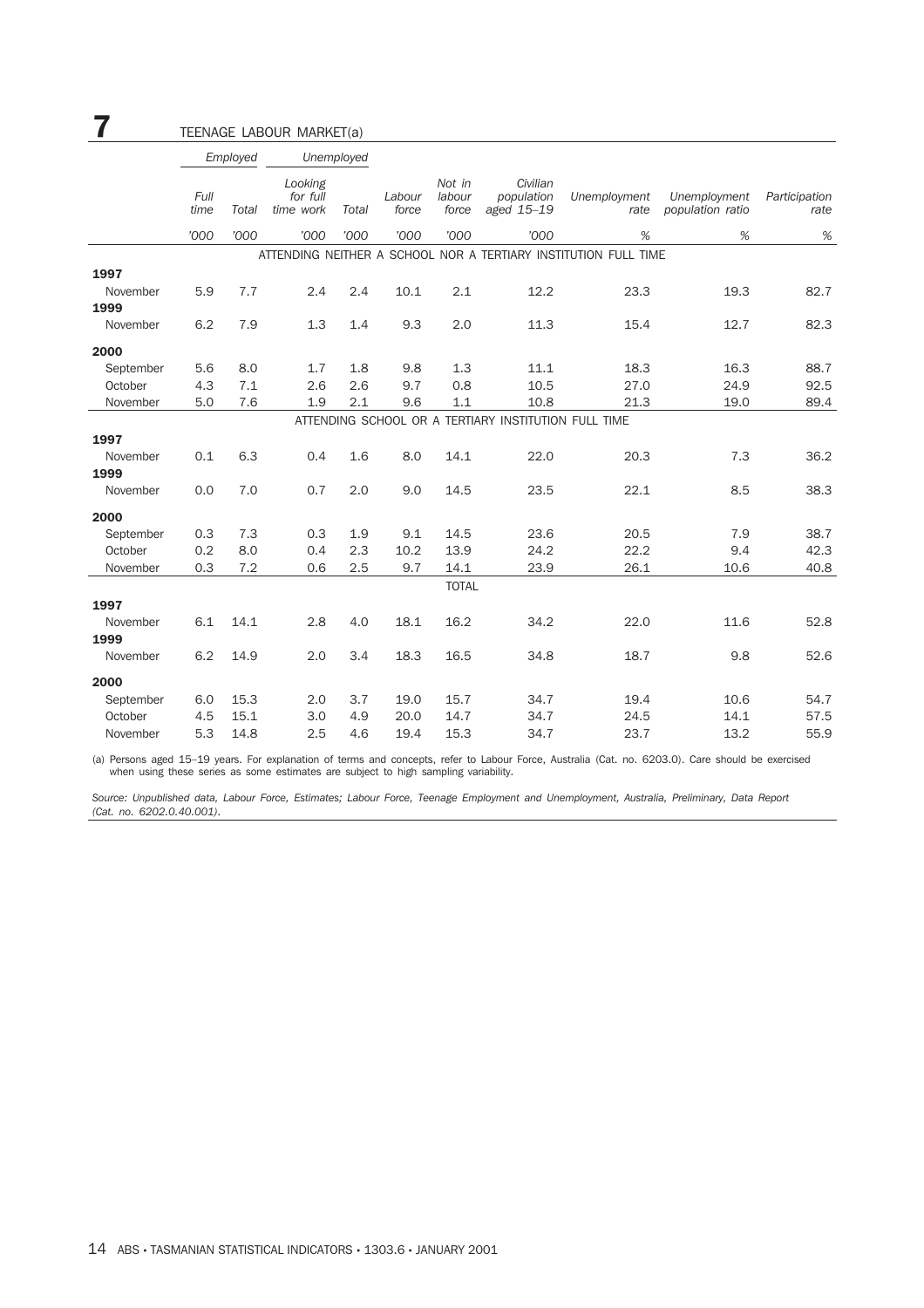# 7 TEENAGE LABOUR MARKET(a)

| | Employed | | Unemployed | | | | | | | |
|---|---|---|---|---|---|---|---|---|---|---|
| | Full time | Total | Looking for full time work | Total | Labour force | Not in labour force | Civilian population aged 15–19 | Unemployment rate | Unemployment population ratio | Participation rate |
| | '000 | '000 | '000 | '000 | '000 | '000 | '000 | % | % | % |
| | | | | ATTENDING NEITHER A SCHOOL NOR A TERTIARY INSTITUTION FULL TIME | | | | | | |
| **1997** | | | | | | | | | | |
| November | 5.9 | 7.7 | 2.4 | 2.4 | 10.1 | 2.1 | 12.2 | 23.3 | 19.3 | 82.7 |
| **1999** | | | | | | | | | | |
| November | 6.2 | 7.9 | 1.3 | 1.4 | 9.3 | 2.0 | 11.3 | 15.4 | 12.7 | 82.3 |
| **2000** | | | | | | | | | | |
| September | 5.6 | 8.0 | 1.7 | 1.8 | 9.8 | 1.3 | 11.1 | 18.3 | 16.3 | 88.7 |
| October | 4.3 | 7.1 | 2.6 | 2.6 | 9.7 | 0.8 | 10.5 | 27.0 | 24.9 | 92.5 |
| November | 5.0 | 7.6 | 1.9 | 2.1 | 9.6 | 1.1 | 10.8 | 21.3 | 19.0 | 89.4 |
| | | | | ATTENDING SCHOOL OR A TERTIARY INSTITUTION FULL TIME | | | | | | |
| **1997** | | | | | | | | | | |
| November | 0.1 | 6.3 | 0.4 | 1.6 | 8.0 | 14.1 | 22.0 | 20.3 | 7.3 | 36.2 |
| **1999** | | | | | | | | | | |
| November | 0.0 | 7.0 | 0.7 | 2.0 | 9.0 | 14.5 | 23.5 | 22.1 | 8.5 | 38.3 |
| **2000** | | | | | | | | | | |
| September | 0.3 | 7.3 | 0.3 | 1.9 | 9.1 | 14.5 | 23.6 | 20.5 | 7.9 | 38.7 |
| October | 0.2 | 8.0 | 0.4 | 2.3 | 10.2 | 13.9 | 24.2 | 22.2 | 9.4 | 42.3 |
| November | 0.3 | 7.2 | 0.6 | 2.5 | 9.7 | 14.1 | 23.9 | 26.1 | 10.6 | 40.8 |
| | | | | | | TOTAL | | | | |
| **1997** | | | | | | | | | | |
| November | 6.1 | 14.1 | 2.8 | 4.0 | 18.1 | 16.2 | 34.2 | 22.0 | 11.6 | 52.8 |
| **1999** | | | | | | | | | | |
| November | 6.2 | 14.9 | 2.0 | 3.4 | 18.3 | 16.5 | 34.8 | 18.7 | 9.8 | 52.6 |
| **2000** | | | | | | | | | | |
| September | 6.0 | 15.3 | 2.0 | 3.7 | 19.0 | 15.7 | 34.7 | 19.4 | 10.6 | 54.7 |
| October | 4.5 | 15.1 | 3.0 | 4.9 | 20.0 | 14.7 | 34.7 | 24.5 | 14.1 | 57.5 |
| November | 5.3 | 14.8 | 2.5 | 4.6 | 19.4 | 15.3 | 34.7 | 23.7 | 13.2 | 55.9 |

(a) Persons aged 15–19 years. For explanation of terms and concepts, refer to Labour Force, Australia (Cat. no. 6203.0). Care should be exercised when using these series as some estimates are subject to high sampling variability.

*Source: Unpublished data, Labour Force, Estimates; Labour Force, Teenage Employment and Unemployment, Australia, Preliminary, Data Report (Cat. no. 6202.0.40.001).*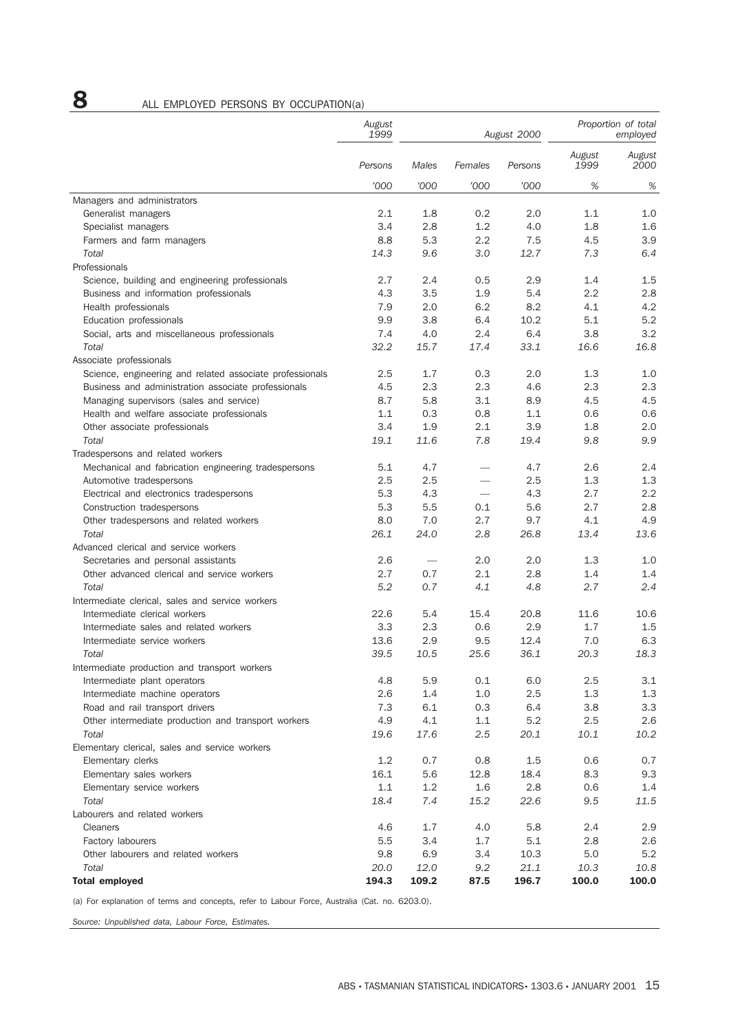## 8 ALL EMPLOYED PERSONS BY OCCUPATION(a)

| | August 1999 | August 2000 | | | Proportion of total employed | |
|---|---|---|---|---|---|---|
| | Persons | Males | Females | Persons | August 1999 | August 2000 |
| | '000 | '000 | '000 | '000 | % | % |
| **Managers and administrators** | | | | | | |
| Generalist managers | 2.1 | 1.8 | 0.2 | 2.0 | 1.1 | 1.0 |
| Specialist managers | 3.4 | 2.8 | 1.2 | 4.0 | 1.8 | 1.6 |
| Farmers and farm managers | 8.8 | 5.3 | 2.2 | 7.5 | 4.5 | 3.9 |
| *Total* | *14.3* | *9.6* | *3.0* | *12.7* | *7.3* | *6.4* |
| **Professionals** | | | | | | |
| Science, building and engineering professionals | 2.7 | 2.4 | 0.5 | 2.9 | 1.4 | 1.5 |
| Business and information professionals | 4.3 | 3.5 | 1.9 | 5.4 | 2.2 | 2.8 |
| Health professionals | 7.9 | 2.0 | 6.2 | 8.2 | 4.1 | 4.2 |
| Education professionals | 9.9 | 3.8 | 6.4 | 10.2 | 5.1 | 5.2 |
| Social, arts and miscellaneous professionals | 7.4 | 4.0 | 2.4 | 6.4 | 3.8 | 3.2 |
| *Total* | *32.2* | *15.7* | *17.4* | *33.1* | *16.6* | *16.8* |
| **Associate professionals** | | | | | | |
| Science, engineering and related associate professionals | 2.5 | 1.7 | 0.3 | 2.0 | 1.3 | 1.0 |
| Business and administration associate professionals | 4.5 | 2.3 | 2.3 | 4.6 | 2.3 | 2.3 |
| Managing supervisors (sales and service) | 8.7 | 5.8 | 3.1 | 8.9 | 4.5 | 4.5 |
| Health and welfare associate professionals | 1.1 | 0.3 | 0.8 | 1.1 | 0.6 | 0.6 |
| Other associate professionals | 3.4 | 1.9 | 2.1 | 3.9 | 1.8 | 2.0 |
| *Total* | *19.1* | *11.6* | *7.8* | *19.4* | *9.8* | *9.9* |
| **Tradespersons and related workers** | | | | | | |
| Mechanical and fabrication engineering tradespersons | 5.1 | 4.7 | — | 4.7 | 2.6 | 2.4 |
| Automotive tradespersons | 2.5 | 2.5 | — | 2.5 | 1.3 | 1.3 |
| Electrical and electronics tradespersons | 5.3 | 4.3 | — | 4.3 | 2.7 | 2.2 |
| Construction tradespersons | 5.3 | 5.5 | 0.1 | 5.6 | 2.7 | 2.8 |
| Other tradespersons and related workers | 8.0 | 7.0 | 2.7 | 9.7 | 4.1 | 4.9 |
| *Total* | *26.1* | *24.0* | *2.8* | *26.8* | *13.4* | *13.6* |
| **Advanced clerical and service workers** | | | | | | |
| Secretaries and personal assistants | 2.6 | — | 2.0 | 2.0 | 1.3 | 1.0 |
| Other advanced clerical and service workers | 2.7 | 0.7 | 2.1 | 2.8 | 1.4 | 1.4 |
| *Total* | *5.2* | *0.7* | *4.1* | *4.8* | *2.7* | *2.4* |
| **Intermediate clerical, sales and service workers** | | | | | | |
| Intermediate clerical workers | 22.6 | 5.4 | 15.4 | 20.8 | 11.6 | 10.6 |
| Intermediate sales and related workers | 3.3 | 2.3 | 0.6 | 2.9 | 1.7 | 1.5 |
| Intermediate service workers | 13.6 | 2.9 | 9.5 | 12.4 | 7.0 | 6.3 |
| *Total* | *39.5* | *10.5* | *25.6* | *36.1* | *20.3* | *18.3* |
| **Intermediate production and transport workers** | | | | | | |
| Intermediate plant operators | 4.8 | 5.9 | 0.1 | 6.0 | 2.5 | 3.1 |
| Intermediate machine operators | 2.6 | 1.4 | 1.0 | 2.5 | 1.3 | 1.3 |
| Road and rail transport drivers | 7.3 | 6.1 | 0.3 | 6.4 | 3.8 | 3.3 |
| Other intermediate production and transport workers | 4.9 | 4.1 | 1.1 | 5.2 | 2.5 | 2.6 |
| *Total* | *19.6* | *17.6* | *2.5* | *20.1* | *10.1* | *10.2* |
| **Elementary clerical, sales and service workers** | | | | | | |
| Elementary clerks | 1.2 | 0.7 | 0.8 | 1.5 | 0.6 | 0.7 |
| Elementary sales workers | 16.1 | 5.6 | 12.8 | 18.4 | 8.3 | 9.3 |
| Elementary service workers | 1.1 | 1.2 | 1.6 | 2.8 | 0.6 | 1.4 |
| *Total* | *18.4* | *7.4* | *15.2* | *22.6* | *9.5* | *11.5* |
| **Labourers and related workers** | | | | | | |
| Cleaners | 4.6 | 1.7 | 4.0 | 5.8 | 2.4 | 2.9 |
| Factory labourers | 5.5 | 3.4 | 1.7 | 5.1 | 2.8 | 2.6 |
| Other labourers and related workers | 9.8 | 6.9 | 3.4 | 10.3 | 5.0 | 5.2 |
| *Total* | *20.0* | *12.0* | *9.2* | *21.1* | *10.3* | *10.8* |
| **Total employed** | **194.3** | **109.2** | **87.5** | **196.7** | **100.0** | **100.0** |

(a) For explanation of terms and concepts, refer to Labour Force, Australia (Cat. no. 6203.0).

*Source: Unpublished data, Labour Force, Estimates.*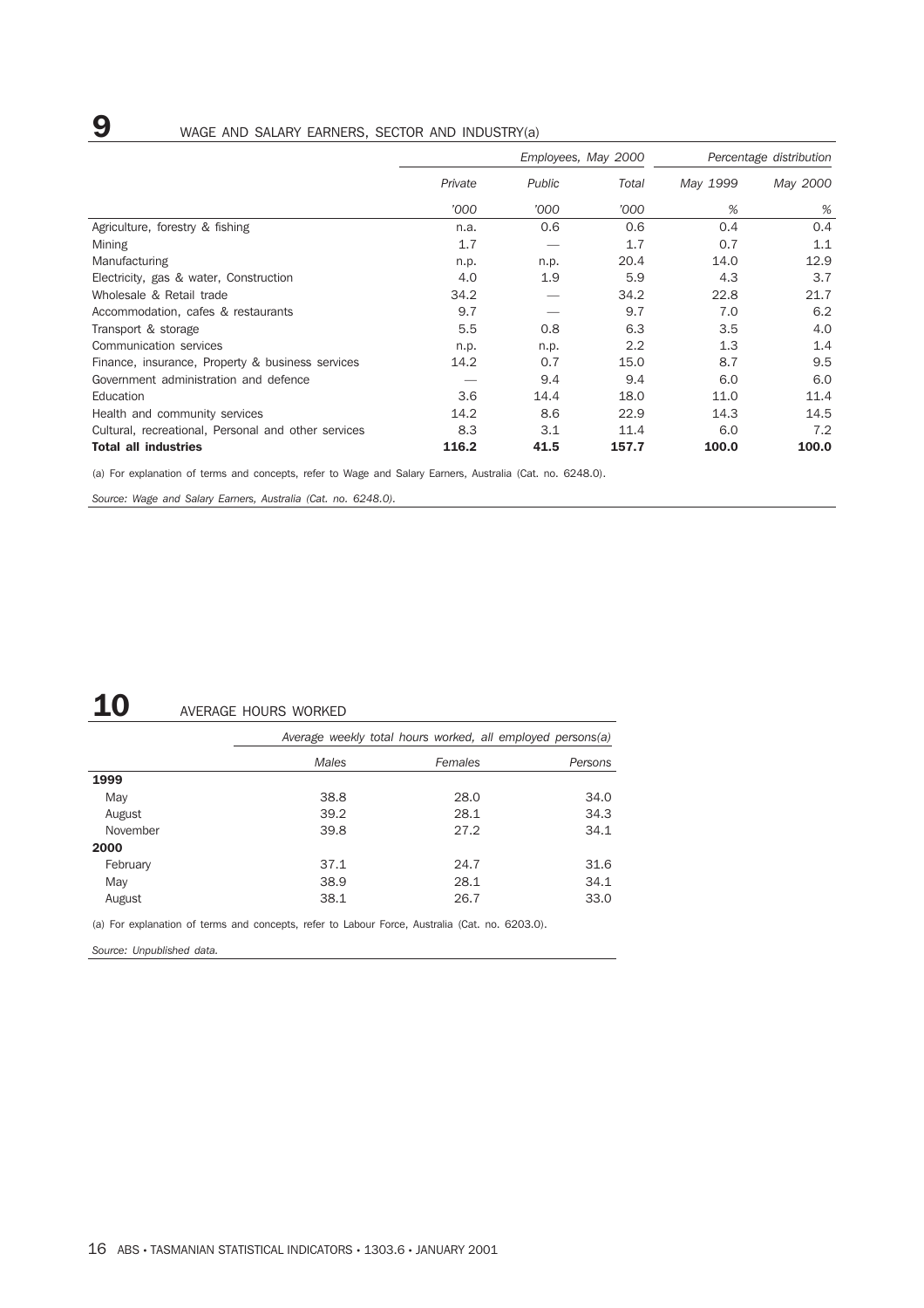## 9 WAGE AND SALARY EARNERS, SECTOR AND INDUSTRY(a)

| | Employees, May 2000 | | | Percentage distribution | |
|---|---|---|---|---|---|
| | Private | Public | Total | May 1999 | May 2000 |
| | '000 | '000 | '000 | % | % |
| Agriculture, forestry & fishing | n.a. | 0.6 | 0.6 | 0.4 | 0.4 |
| Mining | 1.7 | — | 1.7 | 0.7 | 1.1 |
| Manufacturing | n.p. | n.p. | 20.4 | 14.0 | 12.9 |
| Electricity, gas & water, Construction | 4.0 | 1.9 | 5.9 | 4.3 | 3.7 |
| Wholesale & Retail trade | 34.2 | — | 34.2 | 22.8 | 21.7 |
| Accommodation, cafes & restaurants | 9.7 | — | 9.7 | 7.0 | 6.2 |
| Transport & storage | 5.5 | 0.8 | 6.3 | 3.5 | 4.0 |
| Communication services | n.p. | n.p. | 2.2 | 1.3 | 1.4 |
| Finance, insurance, Property & business services | 14.2 | 0.7 | 15.0 | 8.7 | 9.5 |
| Government administration and defence | — | 9.4 | 9.4 | 6.0 | 6.0 |
| Education | 3.6 | 14.4 | 18.0 | 11.0 | 11.4 |
| Health and community services | 14.2 | 8.6 | 22.9 | 14.3 | 14.5 |
| Cultural, recreational, Personal and other services | 8.3 | 3.1 | 11.4 | 6.0 | 7.2 |
| **Total all industries** | **116.2** | **41.5** | **157.7** | **100.0** | **100.0** |

(a) For explanation of terms and concepts, refer to Wage and Salary Earners, Australia (Cat. no. 6248.0).

*Source: Wage and Salary Earners, Australia (Cat. no. 6248.0).*

## 10 AVERAGE HOURS WORKED

| | Average weekly total hours worked, all employed persons(a) | | |
|---|---|---|---|
| | Males | Females | Persons |
| **1999** | | | |
| May | 38.8 | 28.0 | 34.0 |
| August | 39.2 | 28.1 | 34.3 |
| November | 39.8 | 27.2 | 34.1 |
| **2000** | | | |
| February | 37.1 | 24.7 | 31.6 |
| May | 38.9 | 28.1 | 34.1 |
| August | 38.1 | 26.7 | 33.0 |

(a) For explanation of terms and concepts, refer to Labour Force, Australia (Cat. no. 6203.0).

*Source: Unpublished data.*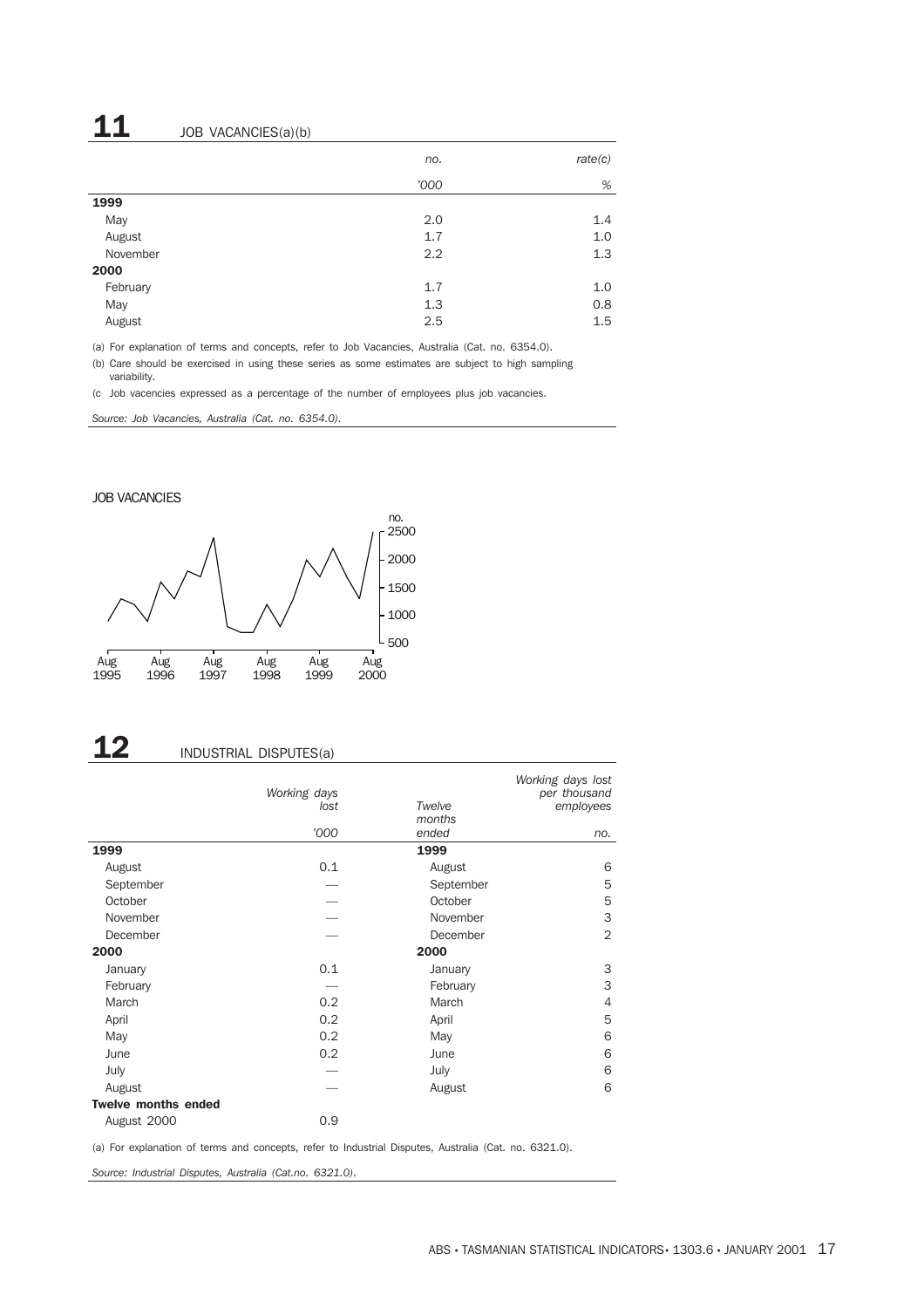## 11 JOB VACANCIES(a)(b)

| | no. | rate(c) |
|---|---|---|
| | '000 | % |
| **1999** | | |
| May | 2.0 | 1.4 |
| August | 1.7 | 1.0 |
| November | 2.2 | 1.3 |
| **2000** | | |
| February | 1.7 | 1.0 |
| May | 1.3 | 0.8 |
| August | 2.5 | 1.5 |

(a) For explanation of terms and concepts, refer to Job Vacancies, Australia (Cat. no. 6354.0).

(b) Care should be exercised in using these series as some estimates are subject to high sampling variability.

(c Job vacencies expressed as a percentage of the number of employees plus job vacancies.

*Source: Job Vacancies, Australia (Cat. no. 6354.0).*

JOB VACANCIES

## 12 INDUSTRIAL DISPUTES(a)

| | Working days lost | Twelve months ended | Working days lost per thousand employees |
|---|---|---|---|
| | '000 | | no. |
| **1999** | | **1999** | |
| August | 0.1 | August | 6 |
| September | — | September | 5 |
| October | — | October | 5 |
| November | — | November | 3 |
| December | — | December | 2 |
| **2000** | | **2000** | |
| January | 0.1 | January | 3 |
| February | — | February | 3 |
| March | 0.2 | March | 4 |
| April | 0.2 | April | 5 |
| May | 0.2 | May | 6 |
| June | 0.2 | June | 6 |
| July | — | July | 6 |
| August | — | August | 6 |
| **Twelve months ended** | | | |
| August 2000 | 0.9 | | |

(a) For explanation of terms and concepts, refer to Industrial Disputes, Australia (Cat. no. 6321.0).

*Source: Industrial Disputes, Australia (Cat.no. 6321.0).*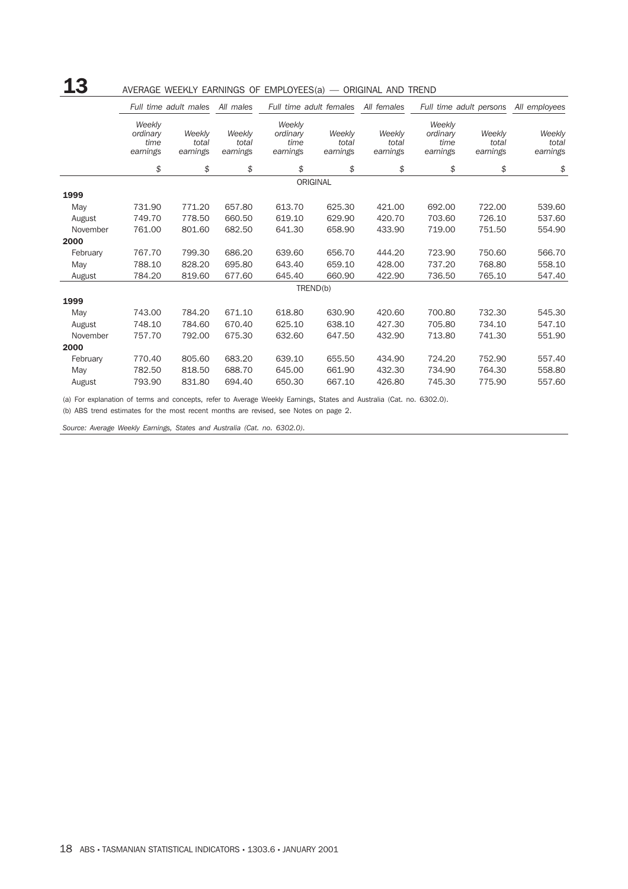## 13 AVERAGE WEEKLY EARNINGS OF EMPLOYEES(a) — ORIGINAL AND TREND

| | Full time adult males | | All males | Full time adult females | | All females | Full time adult persons | | All employees |
|---|---|---|---|---|---|---|---|---|---|
| | *Weekly ordinary time earnings* | *Weekly total earnings* | *Weekly total earnings* | *Weekly ordinary time earnings* | *Weekly total earnings* | *Weekly total earnings* | *Weekly ordinary time earnings* | *Weekly total earnings* | *Weekly total earnings* |
| | $ | $ | $ | $ | $ | $ | $ | $ | $ |
| | | | | | ORIGINAL | | | | |
| **1999** | | | | | | | | | |
| May | 731.90 | 771.20 | 657.80 | 613.70 | 625.30 | 421.00 | 692.00 | 722.00 | 539.60 |
| August | 749.70 | 778.50 | 660.50 | 619.10 | 629.90 | 420.70 | 703.60 | 726.10 | 537.60 |
| November | 761.00 | 801.60 | 682.50 | 641.30 | 658.90 | 433.90 | 719.00 | 751.50 | 554.90 |
| **2000** | | | | | | | | | |
| February | 767.70 | 799.30 | 686.20 | 639.60 | 656.70 | 444.20 | 723.90 | 750.60 | 566.70 |
| May | 788.10 | 828.20 | 695.80 | 643.40 | 659.10 | 428.00 | 737.20 | 768.80 | 558.10 |
| August | 784.20 | 819.60 | 677.60 | 645.40 | 660.90 | 422.90 | 736.50 | 765.10 | 547.40 |
| | | | | | TREND(b) | | | | |
| **1999** | | | | | | | | | |
| May | 743.00 | 784.20 | 671.10 | 618.80 | 630.90 | 420.60 | 700.80 | 732.30 | 545.30 |
| August | 748.10 | 784.60 | 670.40 | 625.10 | 638.10 | 427.30 | 705.80 | 734.10 | 547.10 |
| November | 757.70 | 792.00 | 675.30 | 632.60 | 647.50 | 432.90 | 713.80 | 741.30 | 551.90 |
| **2000** | | | | | | | | | |
| February | 770.40 | 805.60 | 683.20 | 639.10 | 655.50 | 434.90 | 724.20 | 752.90 | 557.40 |
| May | 782.50 | 818.50 | 688.70 | 645.00 | 661.90 | 432.30 | 734.90 | 764.30 | 558.80 |
| August | 793.90 | 831.80 | 694.40 | 650.30 | 667.10 | 426.80 | 745.30 | 775.90 | 557.60 |

(a) For explanation of terms and concepts, refer to Average Weekly Earnings, States and Australia (Cat. no. 6302.0).

(b) ABS trend estimates for the most recent months are revised, see Notes on page 2.

*Source: Average Weekly Earnings, States and Australia (Cat. no. 6302.0).*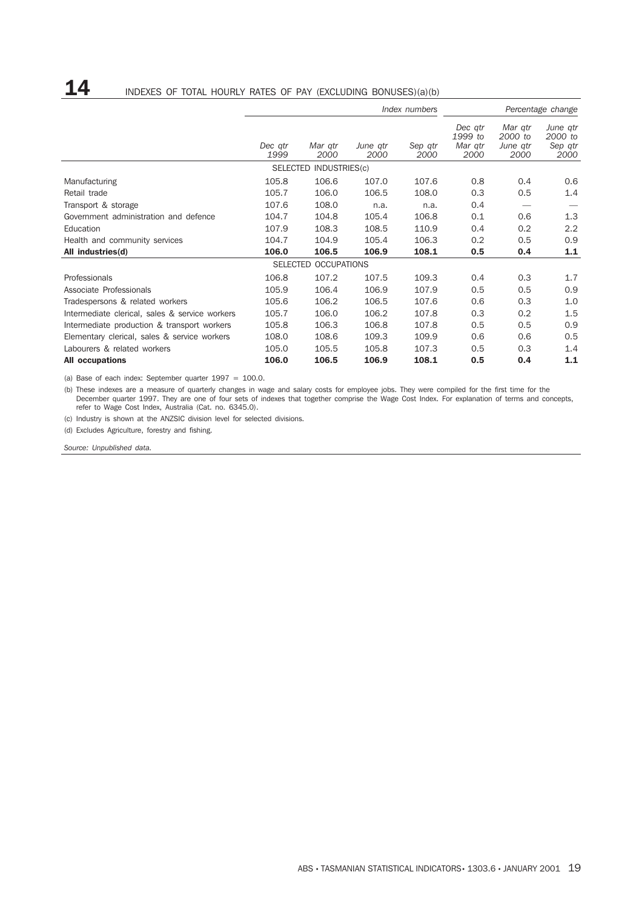## 14 INDEXES OF TOTAL HOURLY RATES OF PAY (EXCLUDING BONUSES)(a)(b)

| | Index numbers | | | | Percentage change | | |
|---|---|---|---|---|---|---|---|
| | *Dec qtr 1999* | *Mar qtr 2000* | *June qtr 2000* | *Sep qtr 2000* | *Dec qtr 1999 to Mar qtr 2000* | *Mar qtr 2000 to June qtr 2000* | *June qtr 2000 to Sep qtr 2000* |
| SELECTED INDUSTRIES(c) | | | | | | | |
| Manufacturing | 105.8 | 106.6 | 107.0 | 107.6 | 0.8 | 0.4 | 0.6 |
| Retail trade | 105.7 | 106.0 | 106.5 | 108.0 | 0.3 | 0.5 | 1.4 |
| Transport & storage | 107.6 | 108.0 | n.a. | n.a. | 0.4 | — | — |
| Government administration and defence | 104.7 | 104.8 | 105.4 | 106.8 | 0.1 | 0.6 | 1.3 |
| Education | 107.9 | 108.3 | 108.5 | 110.9 | 0.4 | 0.2 | 2.2 |
| Health and community services | 104.7 | 104.9 | 105.4 | 106.3 | 0.2 | 0.5 | 0.9 |
| **All industries(d)** | **106.0** | **106.5** | **106.9** | **108.1** | **0.5** | **0.4** | **1.1** |
| SELECTED OCCUPATIONS | | | | | | | |
| Professionals | 106.8 | 107.2 | 107.5 | 109.3 | 0.4 | 0.3 | 1.7 |
| Associate Professionals | 105.9 | 106.4 | 106.9 | 107.9 | 0.5 | 0.5 | 0.9 |
| Tradespersons & related workers | 105.6 | 106.2 | 106.5 | 107.6 | 0.6 | 0.3 | 1.0 |
| Intermediate clerical, sales & service workers | 105.7 | 106.0 | 106.2 | 107.8 | 0.3 | 0.2 | 1.5 |
| Intermediate production & transport workers | 105.8 | 106.3 | 106.8 | 107.8 | 0.5 | 0.5 | 0.9 |
| Elementary clerical, sales & service workers | 108.0 | 108.6 | 109.3 | 109.9 | 0.6 | 0.6 | 0.5 |
| Labourers & related workers | 105.0 | 105.5 | 105.8 | 107.3 | 0.5 | 0.3 | 1.4 |
| **All occupations** | **106.0** | **106.5** | **106.9** | **108.1** | **0.5** | **0.4** | **1.1** |

(a) Base of each index: September quarter 1997 = 100.0.

(b) These indexes are a measure of quarterly changes in wage and salary costs for employee jobs. They were compiled for the first time for the December quarter 1997. They are one of four sets of indexes that together comprise the Wage Cost Index. For explanation of terms and concepts, refer to Wage Cost Index, Australia (Cat. no. 6345.0).

(c) Industry is shown at the ANZSIC division level for selected divisions.

(d) Excludes Agriculture, forestry and fishing.

*Source: Unpublished data.*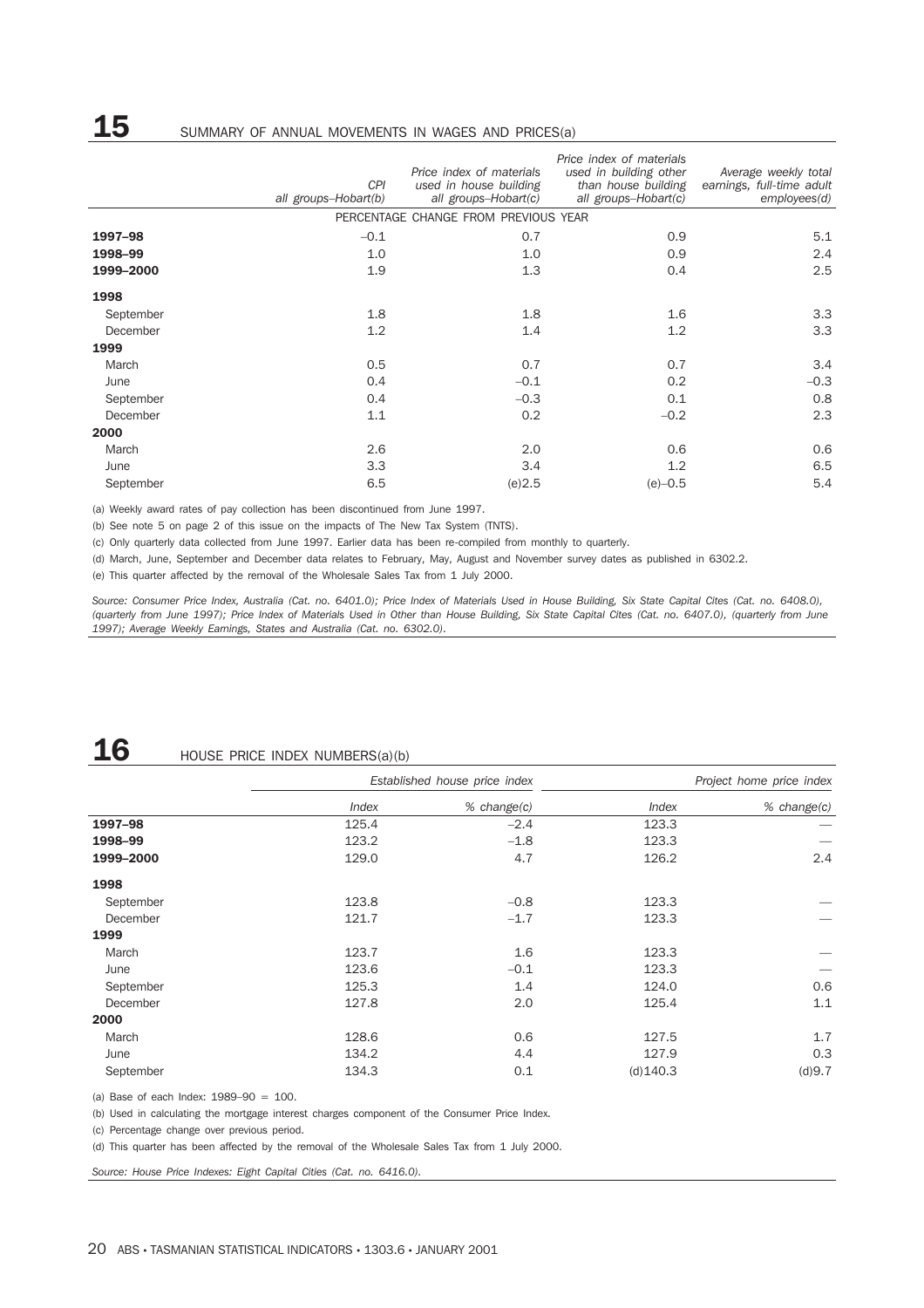## 15 SUMMARY OF ANNUAL MOVEMENTS IN WAGES AND PRICES(a)

| | *CPI all groups–Hobart(b)* | *Price index of materials used in house building all groups–Hobart(c)* | *Price index of materials used in building other than house building all groups–Hobart(c)* | *Average weekly total earnings, full-time adult employees(d)* |
|---|---|---|---|---|
| | PERCENTAGE CHANGE FROM PREVIOUS YEAR | | | |
| **1997–98** | –0.1 | 0.7 | 0.9 | 5.1 |
| **1998–99** | 1.0 | 1.0 | 0.9 | 2.4 |
| **1999–2000** | 1.9 | 1.3 | 0.4 | 2.5 |
| **1998** | | | | |
| September | 1.8 | 1.8 | 1.6 | 3.3 |
| December | 1.2 | 1.4 | 1.2 | 3.3 |
| **1999** | | | | |
| March | 0.5 | 0.7 | 0.7 | 3.4 |
| June | 0.4 | –0.1 | 0.2 | –0.3 |
| September | 0.4 | –0.3 | 0.1 | 0.8 |
| December | 1.1 | 0.2 | –0.2 | 2.3 |
| **2000** | | | | |
| March | 2.6 | 2.0 | 0.6 | 0.6 |
| June | 3.3 | 3.4 | 1.2 | 6.5 |
| September | 6.5 | (e)2.5 | (e)–0.5 | 5.4 |

(a) Weekly award rates of pay collection has been discontinued from June 1997.

(b) See note 5 on page 2 of this issue on the impacts of The New Tax System (TNTS).

(c) Only quarterly data collected from June 1997. Earlier data has been re-compiled from monthly to quarterly.

(d) March, June, September and December data relates to February, May, August and November survey dates as published in 6302.2.

(e) This quarter affected by the removal of the Wholesale Sales Tax from 1 July 2000.

*Source: Consumer Price Index, Australia (Cat. no. 6401.0); Price Index of Materials Used in House Building, Six State Capital Cites (Cat. no. 6408.0), (quarterly from June 1997); Price Index of Materials Used in Other than House Building, Six State Capital Cites (Cat. no. 6407.0), (quarterly from June 1997); Average Weekly Earnings, States and Australia (Cat. no. 6302.0).*

## 16 HOUSE PRICE INDEX NUMBERS(a)(b)

| | *Established house price index* | | *Project home price index* | |
|---|---|---|---|---|
| | *Index* | *% change(c)* | *Index* | *% change(c)* |
| **1997–98** | 125.4 | –2.4 | 123.3 | — |
| **1998–99** | 123.2 | –1.8 | 123.3 | — |
| **1999–2000** | 129.0 | 4.7 | 126.2 | 2.4 |
| **1998** | | | | |
| September | 123.8 | –0.8 | 123.3 | — |
| December | 121.7 | –1.7 | 123.3 | — |
| **1999** | | | | |
| March | 123.7 | 1.6 | 123.3 | — |
| June | 123.6 | –0.1 | 123.3 | — |
| September | 125.3 | 1.4 | 124.0 | 0.6 |
| December | 127.8 | 2.0 | 125.4 | 1.1 |
| **2000** | | | | |
| March | 128.6 | 0.6 | 127.5 | 1.7 |
| June | 134.2 | 4.4 | 127.9 | 0.3 |
| September | 134.3 | 0.1 | (d)140.3 | (d)9.7 |

(a) Base of each Index: 1989–90 = 100.

(b) Used in calculating the mortgage interest charges component of the Consumer Price Index.

(c) Percentage change over previous period.

(d) This quarter has been affected by the removal of the Wholesale Sales Tax from 1 July 2000.

*Source: House Price Indexes: Eight Capital Cities (Cat. no. 6416.0).*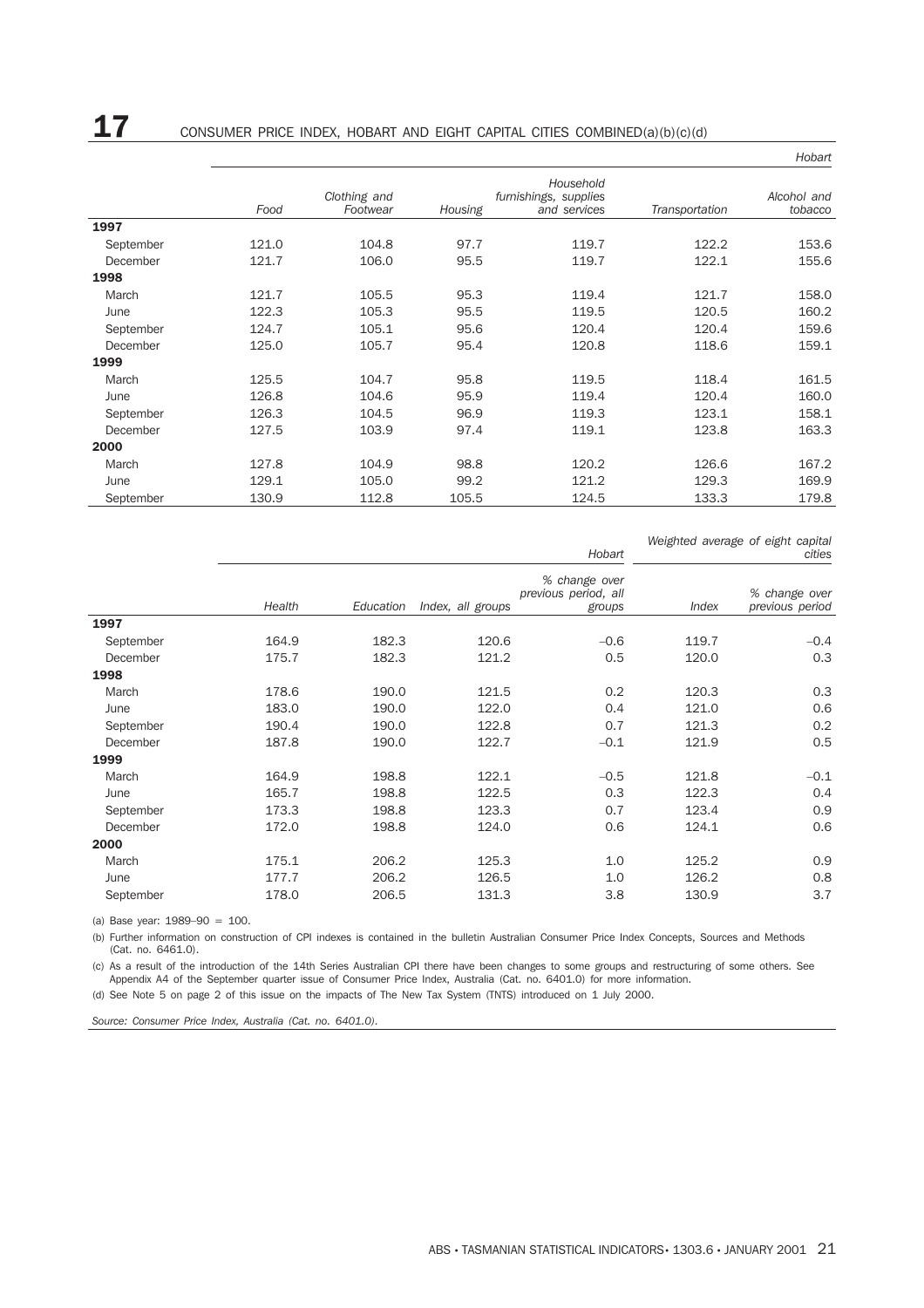## 17 CONSUMER PRICE INDEX, HOBART AND EIGHT CAPITAL CITIES COMBINED(a)(b)(c)(d)

| | Hobart | | | | | |
|---|---|---|---|---|---|---|
| | *Food* | *Clothing and Footwear* | *Housing* | *Household furnishings, supplies and services* | *Transportation* | *Alcohol and tobacco* |
| **1997** | | | | | | |
| September | 121.0 | 104.8 | 97.7 | 119.7 | 122.2 | 153.6 |
| December | 121.7 | 106.0 | 95.5 | 119.7 | 122.1 | 155.6 |
| **1998** | | | | | | |
| March | 121.7 | 105.5 | 95.3 | 119.4 | 121.7 | 158.0 |
| June | 122.3 | 105.3 | 95.5 | 119.5 | 120.5 | 160.2 |
| September | 124.7 | 105.1 | 95.6 | 120.4 | 120.4 | 159.6 |
| December | 125.0 | 105.7 | 95.4 | 120.8 | 118.6 | 159.1 |
| **1999** | | | | | | |
| March | 125.5 | 104.7 | 95.8 | 119.5 | 118.4 | 161.5 |
| June | 126.8 | 104.6 | 95.9 | 119.4 | 120.4 | 160.0 |
| September | 126.3 | 104.5 | 96.9 | 119.3 | 123.1 | 158.1 |
| December | 127.5 | 103.9 | 97.4 | 119.1 | 123.8 | 163.3 |
| **2000** | | | | | | |
| March | 127.8 | 104.9 | 98.8 | 120.2 | 126.6 | 167.2 |
| June | 129.1 | 105.0 | 99.2 | 121.2 | 129.3 | 169.9 |
| September | 130.9 | 112.8 | 105.5 | 124.5 | 133.3 | 179.8 |

| | Hobart | | | | Weighted average of eight capital cities | |
|---|---|---|---|---|---|---|
| | *Health* | *Education* | *Index, all groups* | *% change over previous period, all groups* | *Index* | *% change over previous period* |
| **1997** | | | | | | |
| September | 164.9 | 182.3 | 120.6 | –0.6 | 119.7 | –0.4 |
| December | 175.7 | 182.3 | 121.2 | 0.5 | 120.0 | 0.3 |
| **1998** | | | | | | |
| March | 178.6 | 190.0 | 121.5 | 0.2 | 120.3 | 0.3 |
| June | 183.0 | 190.0 | 122.0 | 0.4 | 121.0 | 0.6 |
| September | 190.4 | 190.0 | 122.8 | 0.7 | 121.3 | 0.2 |
| December | 187.8 | 190.0 | 122.7 | –0.1 | 121.9 | 0.5 |
| **1999** | | | | | | |
| March | 164.9 | 198.8 | 122.1 | –0.5 | 121.8 | –0.1 |
| June | 165.7 | 198.8 | 122.5 | 0.3 | 122.3 | 0.4 |
| September | 173.3 | 198.8 | 123.3 | 0.7 | 123.4 | 0.9 |
| December | 172.0 | 198.8 | 124.0 | 0.6 | 124.1 | 0.6 |
| **2000** | | | | | | |
| March | 175.1 | 206.2 | 125.3 | 1.0 | 125.2 | 0.9 |
| June | 177.7 | 206.2 | 126.5 | 1.0 | 126.2 | 0.8 |
| September | 178.0 | 206.5 | 131.3 | 3.8 | 130.9 | 3.7 |

(a) Base year: 1989–90 = 100.

(b) Further information on construction of CPI indexes is contained in the bulletin Australian Consumer Price Index Concepts, Sources and Methods (Cat. no. 6461.0).

(c) As a result of the introduction of the 14th Series Australian CPI there have been changes to some groups and restructuring of some others. See Appendix A4 of the September quarter issue of Consumer Price Index, Australia (Cat. no. 6401.0) for more information.

(d) See Note 5 on page 2 of this issue on the impacts of The New Tax System (TNTS) introduced on 1 July 2000.

*Source: Consumer Price Index, Australia (Cat. no. 6401.0).*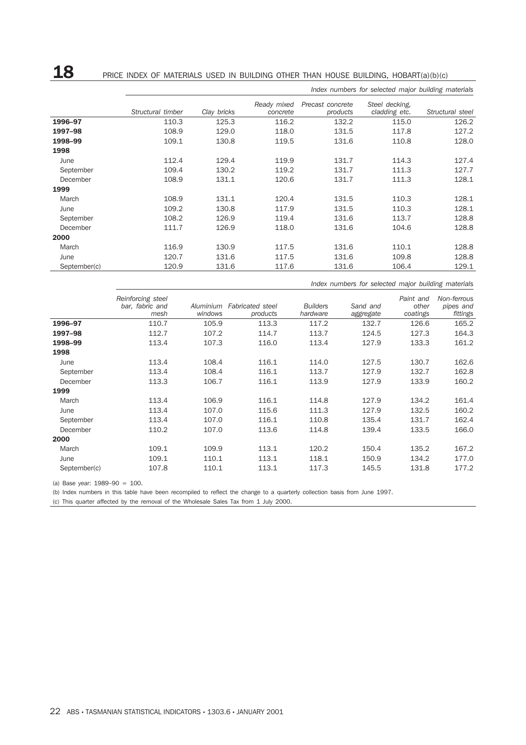## 18 PRICE INDEX OF MATERIALS USED IN BUILDING OTHER THAN HOUSE BUILDING, HOBART(a)(b)(c)

| | *Index numbers for selected major building materials* | | | | | |
|---|---|---|---|---|---|---|
| | *Structural timber* | *Clay bricks* | *Ready mixed concrete* | *Precast concrete products* | *Steel decking, cladding etc.* | *Structural steel* |
| **1996–97** | 110.3 | 125.3 | 116.2 | 132.2 | 115.0 | 126.2 |
| **1997–98** | 108.9 | 129.0 | 118.0 | 131.5 | 117.8 | 127.2 |
| **1998–99** | 109.1 | 130.8 | 119.5 | 131.6 | 110.8 | 128.0 |
| **1998** | | | | | | |
| June | 112.4 | 129.4 | 119.9 | 131.7 | 114.3 | 127.4 |
| September | 109.4 | 130.2 | 119.2 | 131.7 | 111.3 | 127.7 |
| December | 108.9 | 131.1 | 120.6 | 131.7 | 111.3 | 128.1 |
| **1999** | | | | | | |
| March | 108.9 | 131.1 | 120.4 | 131.5 | 110.3 | 128.1 |
| June | 109.2 | 130.8 | 117.9 | 131.5 | 110.3 | 128.1 |
| September | 108.2 | 126.9 | 119.4 | 131.6 | 113.7 | 128.8 |
| December | 111.7 | 126.9 | 118.0 | 131.6 | 104.6 | 128.8 |
| **2000** | | | | | | |
| March | 116.9 | 130.9 | 117.5 | 131.6 | 110.1 | 128.8 |
| June | 120.7 | 131.6 | 117.5 | 131.6 | 109.8 | 128.8 |
| September(c) | 120.9 | 131.6 | 117.6 | 131.6 | 106.4 | 129.1 |

| | *Index numbers for selected major building materials* | | | | | | |
|---|---|---|---|---|---|---|---|
| | *Reinforcing steel bar, fabric and mesh* | *Aluminium windows* | *Fabricated steel products* | *Builders hardware* | *Sand and aggregate* | *Paint and other coatings* | *Non-ferrous pipes and fittings* |
| **1996–97** | 110.7 | 105.9 | 113.3 | 117.2 | 132.7 | 126.6 | 165.2 |
| **1997–98** | 112.7 | 107.2 | 114.7 | 113.7 | 124.5 | 127.3 | 164.3 |
| **1998–99** | 113.4 | 107.3 | 116.0 | 113.4 | 127.9 | 133.3 | 161.2 |
| **1998** | | | | | | | |
| June | 113.4 | 108.4 | 116.1 | 114.0 | 127.5 | 130.7 | 162.6 |
| September | 113.4 | 108.4 | 116.1 | 113.7 | 127.9 | 132.7 | 162.8 |
| December | 113.3 | 106.7 | 116.1 | 113.9 | 127.9 | 133.9 | 160.2 |
| **1999** | | | | | | | |
| March | 113.4 | 106.9 | 116.1 | 114.8 | 127.9 | 134.2 | 161.4 |
| June | 113.4 | 107.0 | 115.6 | 111.3 | 127.9 | 132.5 | 160.2 |
| September | 113.4 | 107.0 | 116.1 | 110.8 | 135.4 | 131.7 | 162.4 |
| December | 110.2 | 107.0 | 113.6 | 114.8 | 139.4 | 133.5 | 166.0 |
| **2000** | | | | | | | |
| March | 109.1 | 109.9 | 113.1 | 120.2 | 150.4 | 135.2 | 167.2 |
| June | 109.1 | 110.1 | 113.1 | 118.1 | 150.9 | 134.2 | 177.0 |
| September(c) | 107.8 | 110.1 | 113.1 | 117.3 | 145.5 | 131.8 | 177.2 |

(a) Base year: 1989–90 = 100.

(b) Index numbers in this table have been recompiled to reflect the change to a quarterly collection basis from June 1997.

(c) This quarter affected by the removal of the Wholesale Sales Tax from 1 July 2000.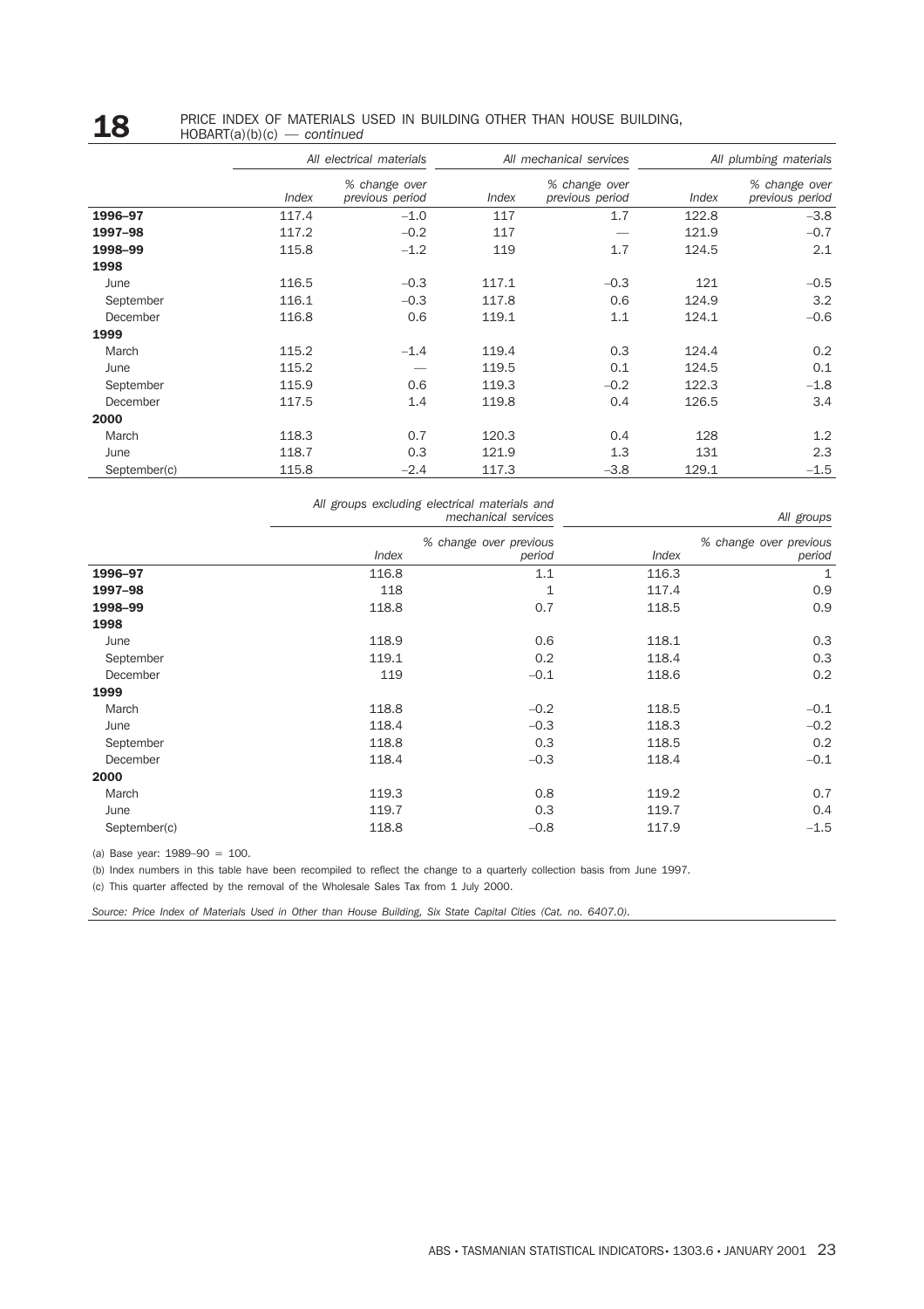## 18 PRICE INDEX OF MATERIALS USED IN BUILDING OTHER THAN HOUSE BUILDING, HOBART(a)(b)(c) — *continued*

| | *All electrical materials* | | *All mechanical services* | | *All plumbing materials* | |
|---|---|---|---|---|---|---|
| | *Index* | *% change over previous period* | *Index* | *% change over previous period* | *Index* | *% change over previous period* |
| **1996–97** | 117.4 | –1.0 | 117 | 1.7 | 122.8 | –3.8 |
| **1997–98** | 117.2 | –0.2 | 117 | — | 121.9 | –0.7 |
| **1998–99** | 115.8 | –1.2 | 119 | 1.7 | 124.5 | 2.1 |
| **1998** | | | | | | |
| June | 116.5 | –0.3 | 117.1 | –0.3 | 121 | –0.5 |
| September | 116.1 | –0.3 | 117.8 | 0.6 | 124.9 | 3.2 |
| December | 116.8 | 0.6 | 119.1 | 1.1 | 124.1 | –0.6 |
| **1999** | | | | | | |
| March | 115.2 | –1.4 | 119.4 | 0.3 | 124.4 | 0.2 |
| June | 115.2 | — | 119.5 | 0.1 | 124.5 | 0.1 |
| September | 115.9 | 0.6 | 119.3 | –0.2 | 122.3 | –1.8 |
| December | 117.5 | 1.4 | 119.8 | 0.4 | 126.5 | 3.4 |
| **2000** | | | | | | |
| March | 118.3 | 0.7 | 120.3 | 0.4 | 128 | 1.2 |
| June | 118.7 | 0.3 | 121.9 | 1.3 | 131 | 2.3 |
| September(c) | 115.8 | –2.4 | 117.3 | –3.8 | 129.1 | –1.5 |

| | *All groups excluding electrical materials and mechanical services* | | *All groups* | |
|---|---|---|---|---|
| | *Index* | *% change over previous period* | *Index* | *% change over previous period* |
| **1996–97** | 116.8 | 1.1 | 116.3 | 1 |
| **1997–98** | 118 | 1 | 117.4 | 0.9 |
| **1998–99** | 118.8 | 0.7 | 118.5 | 0.9 |
| **1998** | | | | |
| June | 118.9 | 0.6 | 118.1 | 0.3 |
| September | 119.1 | 0.2 | 118.4 | 0.3 |
| December | 119 | –0.1 | 118.6 | 0.2 |
| **1999** | | | | |
| March | 118.8 | –0.2 | 118.5 | –0.1 |
| June | 118.4 | –0.3 | 118.3 | –0.2 |
| September | 118.8 | 0.3 | 118.5 | 0.2 |
| December | 118.4 | –0.3 | 118.4 | –0.1 |
| **2000** | | | | |
| March | 119.3 | 0.8 | 119.2 | 0.7 |
| June | 119.7 | 0.3 | 119.7 | 0.4 |
| September(c) | 118.8 | –0.8 | 117.9 | –1.5 |

(a) Base year: 1989–90 = 100.

(b) Index numbers in this table have been recompiled to reflect the change to a quarterly collection basis from June 1997.

(c) This quarter affected by the removal of the Wholesale Sales Tax from 1 July 2000.

*Source: Price Index of Materials Used in Other than House Building, Six State Capital Cities (Cat. no. 6407.0).*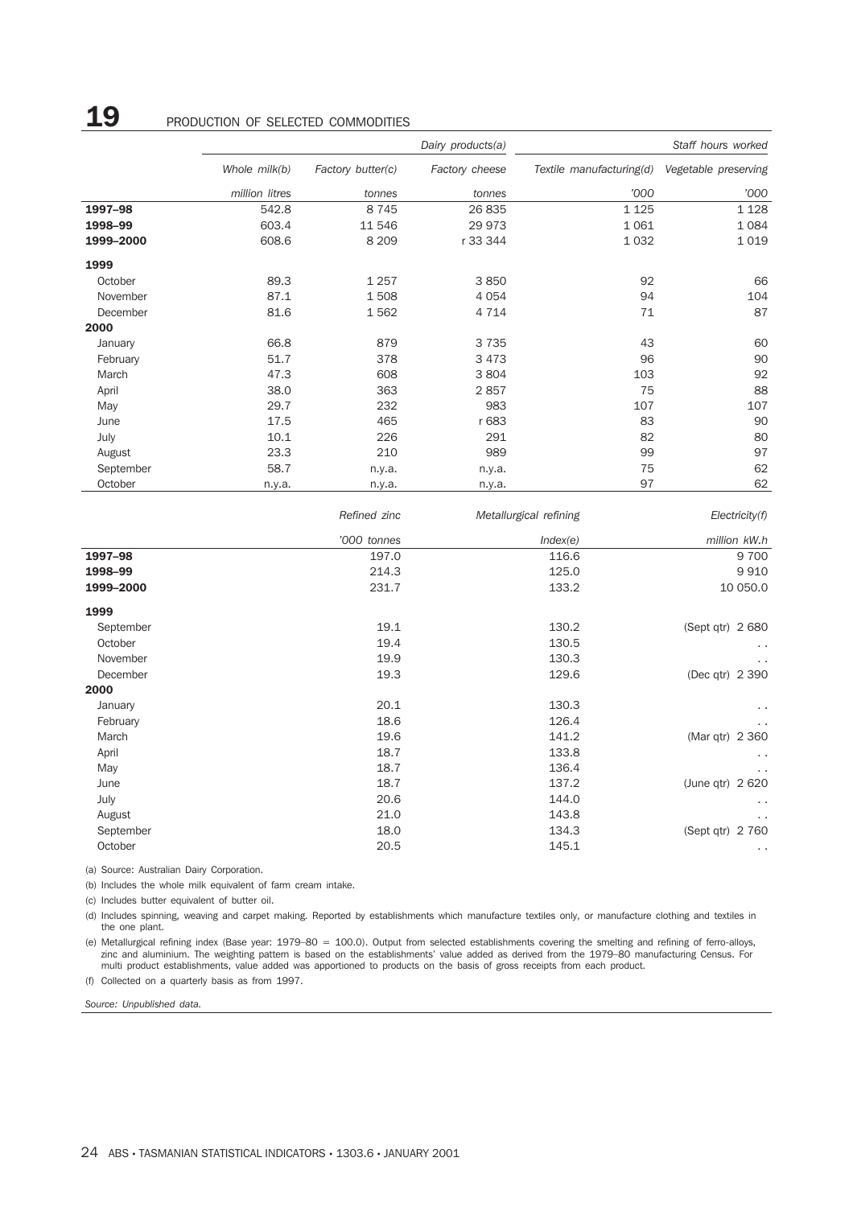# 19 PRODUCTION OF SELECTED COMMODITIES

| | Dairy products(a) | | | Staff hours worked | |
|---|---|---|---|---|---|
| | *Whole milk(b)* | *Factory butter(c)* | *Factory cheese* | *Textile manufacturing(d)* | *Vegetable preserving* |
| | *million litres* | *tonnes* | *tonnes* | *'000* | *'000* |
| **1997–98** | 542.8 | 8 745 | 26 835 | 1 125 | 1 128 |
| **1998–99** | 603.4 | 11 546 | 29 973 | 1 061 | 1 084 |
| **1999–2000** | 608.6 | 8 209 | r 33 344 | 1 032 | 1 019 |
| **1999** | | | | | |
| October | 89.3 | 1 257 | 3 850 | 92 | 66 |
| November | 87.1 | 1 508 | 4 054 | 94 | 104 |
| December | 81.6 | 1 562 | 4 714 | 71 | 87 |
| **2000** | | | | | |
| January | 66.8 | 879 | 3 735 | 43 | 60 |
| February | 51.7 | 378 | 3 473 | 96 | 90 |
| March | 47.3 | 608 | 3 804 | 103 | 92 |
| April | 38.0 | 363 | 2 857 | 75 | 88 |
| May | 29.7 | 232 | 983 | 107 | 107 |
| June | 17.5 | 465 | r 683 | 83 | 90 |
| July | 10.1 | 226 | 291 | 82 | 80 |
| August | 23.3 | 210 | 989 | 99 | 97 |
| September | 58.7 | n.y.a. | n.y.a. | 75 | 62 |
| October | n.y.a. | n.y.a. | n.y.a. | 97 | 62 |

| | *Refined zinc* | *Metallurgical refining* | *Electricity(f)* |
|---|---|---|---|
| | *'000 tonnes* | *Index(e)* | *million kW.h* |
| **1997–98** | 197.0 | 116.6 | 9 700 |
| **1998–99** | 214.3 | 125.0 | 9 910 |
| **1999–2000** | 231.7 | 133.2 | 10 050.0 |
| **1999** | | | |
| September | 19.1 | 130.2 | (Sept qtr) 2 680 |
| October | 19.4 | 130.5 | . . |
| November | 19.9 | 130.3 | . . |
| December | 19.3 | 129.6 | (Dec qtr) 2 390 |
| **2000** | | | |
| January | 20.1 | 130.3 | . . |
| February | 18.6 | 126.4 | . . |
| March | 19.6 | 141.2 | (Mar qtr) 2 360 |
| April | 18.7 | 133.8 | . . |
| May | 18.7 | 136.4 | . . |
| June | 18.7 | 137.2 | (June qtr) 2 620 |
| July | 20.6 | 144.0 | . . |
| August | 21.0 | 143.8 | . . |
| September | 18.0 | 134.3 | (Sept qtr) 2 760 |
| October | 20.5 | 145.1 | . . |

(a) Source: Australian Dairy Corporation.

(b) Includes the whole milk equivalent of farm cream intake.

(c) Includes butter equivalent of butter oil.

(d) Includes spinning, weaving and carpet making. Reported by establishments which manufacture textiles only, or manufacture clothing and textiles in the one plant.

(e) Metallurgical refining index (Base year: 1979–80 = 100.0). Output from selected establishments covering the smelting and refining of ferro-alloys, zinc and aluminium. The weighting pattern is based on the establishments' value added as derived from the 1979–80 manufacturing Census. For multi product establishments, value added was apportioned to products on the basis of gross receipts from each product.

(f) Collected on a quarterly basis as from 1997.

*Source: Unpublished data.*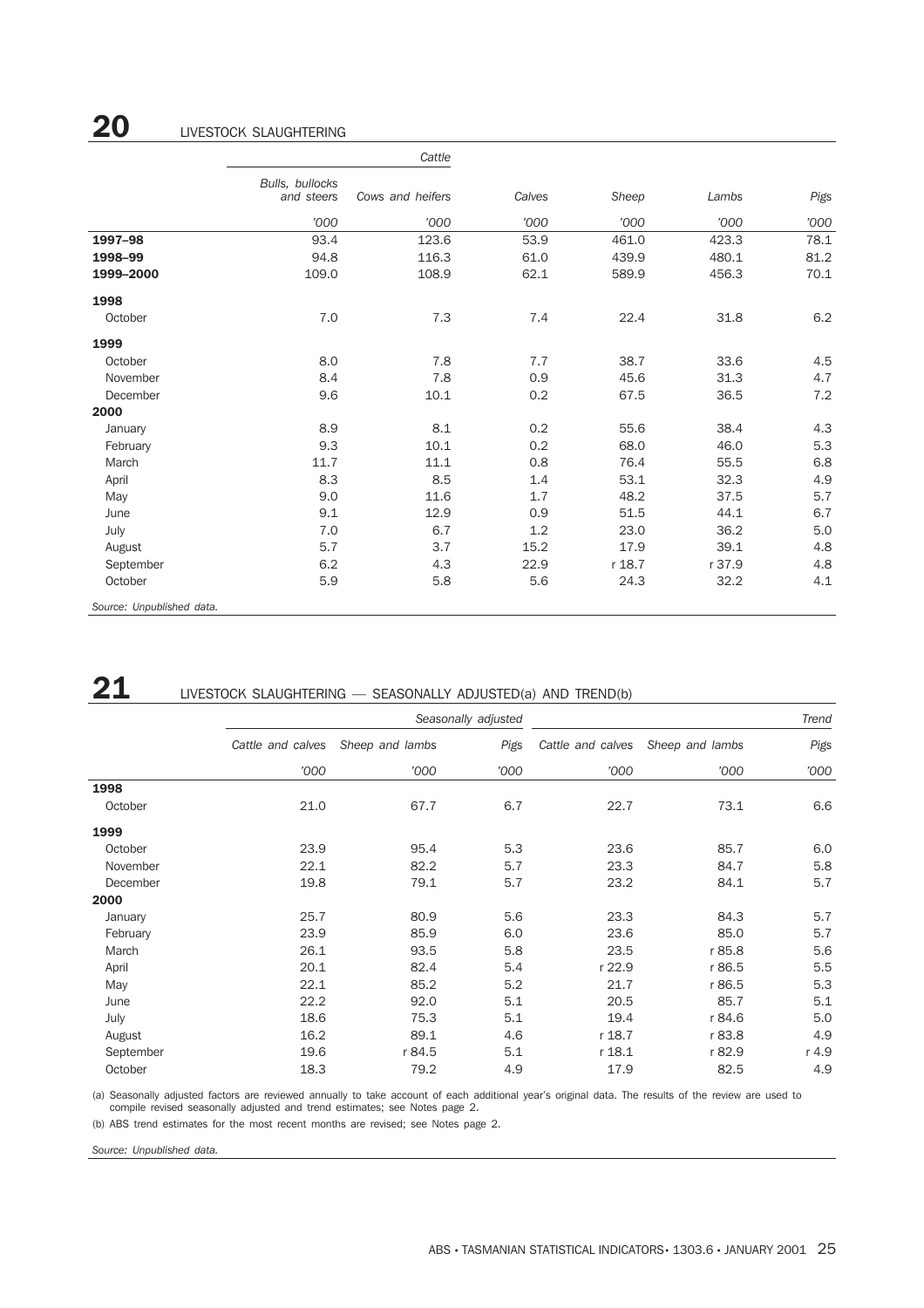## 20 LIVESTOCK SLAUGHTERING

| | Cattle | | | | | |
|---|---|---|---|---|---|---|
| | Bulls, bullocks and steers | Cows and heifers | Calves | Sheep | Lambs | Pigs |
| | '000 | '000 | '000 | '000 | '000 | '000 |
| **1997–98** | 93.4 | 123.6 | 53.9 | 461.0 | 423.3 | 78.1 |
| **1998–99** | 94.8 | 116.3 | 61.0 | 439.9 | 480.1 | 81.2 |
| **1999–2000** | 109.0 | 108.9 | 62.1 | 589.9 | 456.3 | 70.1 |
| **1998** | | | | | | |
| October | 7.0 | 7.3 | 7.4 | 22.4 | 31.8 | 6.2 |
| **1999** | | | | | | |
| October | 8.0 | 7.8 | 7.7 | 38.7 | 33.6 | 4.5 |
| November | 8.4 | 7.8 | 0.9 | 45.6 | 31.3 | 4.7 |
| December | 9.6 | 10.1 | 0.2 | 67.5 | 36.5 | 7.2 |
| **2000** | | | | | | |
| January | 8.9 | 8.1 | 0.2 | 55.6 | 38.4 | 4.3 |
| February | 9.3 | 10.1 | 0.2 | 68.0 | 46.0 | 5.3 |
| March | 11.7 | 11.1 | 0.8 | 76.4 | 55.5 | 6.8 |
| April | 8.3 | 8.5 | 1.4 | 53.1 | 32.3 | 4.9 |
| May | 9.0 | 11.6 | 1.7 | 48.2 | 37.5 | 5.7 |
| June | 9.1 | 12.9 | 0.9 | 51.5 | 44.1 | 6.7 |
| July | 7.0 | 6.7 | 1.2 | 23.0 | 36.2 | 5.0 |
| August | 5.7 | 3.7 | 15.2 | 17.9 | 39.1 | 4.8 |
| September | 6.2 | 4.3 | 22.9 | r 18.7 | r 37.9 | 4.8 |
| October | 5.9 | 5.8 | 5.6 | 24.3 | 32.2 | 4.1 |

*Source: Unpublished data.*

## 21 LIVESTOCK SLAUGHTERING — SEASONALLY ADJUSTED(a) AND TREND(b)

| | Seasonally adjusted | | | Trend | | |
|---|---|---|---|---|---|---|
| | Cattle and calves | Sheep and lambs | Pigs | Cattle and calves | Sheep and lambs | Pigs |
| | '000 | '000 | '000 | '000 | '000 | '000 |
| **1998** | | | | | | |
| October | 21.0 | 67.7 | 6.7 | 22.7 | 73.1 | 6.6 |
| **1999** | | | | | | |
| October | 23.9 | 95.4 | 5.3 | 23.6 | 85.7 | 6.0 |
| November | 22.1 | 82.2 | 5.7 | 23.3 | 84.7 | 5.8 |
| December | 19.8 | 79.1 | 5.7 | 23.2 | 84.1 | 5.7 |
| **2000** | | | | | | |
| January | 25.7 | 80.9 | 5.6 | 23.3 | 84.3 | 5.7 |
| February | 23.9 | 85.9 | 6.0 | 23.6 | 85.0 | 5.7 |
| March | 26.1 | 93.5 | 5.8 | 23.5 | r 85.8 | 5.6 |
| April | 20.1 | 82.4 | 5.4 | r 22.9 | r 86.5 | 5.5 |
| May | 22.1 | 85.2 | 5.2 | 21.7 | r 86.5 | 5.3 |
| June | 22.2 | 92.0 | 5.1 | 20.5 | 85.7 | 5.1 |
| July | 18.6 | 75.3 | 5.1 | 19.4 | r 84.6 | 5.0 |
| August | 16.2 | 89.1 | 4.6 | r 18.7 | r 83.8 | 4.9 |
| September | 19.6 | r 84.5 | 5.1 | r 18.1 | r 82.9 | r 4.9 |
| October | 18.3 | 79.2 | 4.9 | 17.9 | 82.5 | 4.9 |

(a) Seasonally adjusted factors are reviewed annually to take account of each additional year's original data. The results of the review are used to compile revised seasonally adjusted and trend estimates; see Notes page 2.

(b) ABS trend estimates for the most recent months are revised; see Notes page 2.

*Source: Unpublished data.*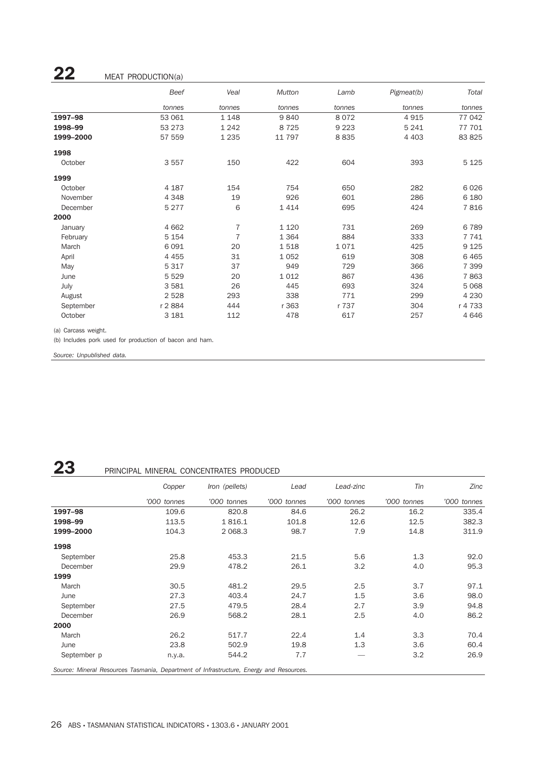## 22 MEAT PRODUCTION(a)

| | Beef | Veal | Mutton | Lamb | Pigmeat(b) | Total |
|---|---|---|---|---|---|---|
| | tonnes | tonnes | tonnes | tonnes | tonnes | tonnes |
| **1997–98** | 53 061 | 1 148 | 9 840 | 8 072 | 4 915 | 77 042 |
| **1998–99** | 53 273 | 1 242 | 8 725 | 9 223 | 5 241 | 77 701 |
| **1999–2000** | 57 559 | 1 235 | 11 797 | 8 835 | 4 403 | 83 825 |
| **1998** | | | | | | |
| October | 3 557 | 150 | 422 | 604 | 393 | 5 125 |
| **1999** | | | | | | |
| October | 4 187 | 154 | 754 | 650 | 282 | 6 026 |
| November | 4 348 | 19 | 926 | 601 | 286 | 6 180 |
| December | 5 277 | 6 | 1 414 | 695 | 424 | 7 816 |
| **2000** | | | | | | |
| January | 4 662 | 7 | 1 120 | 731 | 269 | 6 789 |
| February | 5 154 | 7 | 1 364 | 884 | 333 | 7 741 |
| March | 6 091 | 20 | 1 518 | 1 071 | 425 | 9 125 |
| April | 4 455 | 31 | 1 052 | 619 | 308 | 6 465 |
| May | 5 317 | 37 | 949 | 729 | 366 | 7 399 |
| June | 5 529 | 20 | 1 012 | 867 | 436 | 7 863 |
| July | 3 581 | 26 | 445 | 693 | 324 | 5 068 |
| August | 2 528 | 293 | 338 | 771 | 299 | 4 230 |
| September | r 2 884 | 444 | r 363 | r 737 | 304 | r 4 733 |
| October | 3 181 | 112 | 478 | 617 | 257 | 4 646 |

(a) Carcass weight.

(b) Includes pork used for production of bacon and ham.

*Source: Unpublished data.*

## 23 PRINCIPAL MINERAL CONCENTRATES PRODUCED

| | Copper | Iron (pellets) | Lead | Lead-zinc | Tin | Zinc |
|---|---|---|---|---|---|---|
| | '000 tonnes | '000 tonnes | '000 tonnes | '000 tonnes | '000 tonnes | '000 tonnes |
| **1997–98** | 109.6 | 820.8 | 84.6 | 26.2 | 16.2 | 335.4 |
| **1998–99** | 113.5 | 1 816.1 | 101.8 | 12.6 | 12.5 | 382.3 |
| **1999–2000** | 104.3 | 2 068.3 | 98.7 | 7.9 | 14.8 | 311.9 |
| **1998** | | | | | | |
| September | 25.8 | 453.3 | 21.5 | 5.6 | 1.3 | 92.0 |
| December | 29.9 | 478.2 | 26.1 | 3.2 | 4.0 | 95.3 |
| **1999** | | | | | | |
| March | 30.5 | 481.2 | 29.5 | 2.5 | 3.7 | 97.1 |
| June | 27.3 | 403.4 | 24.7 | 1.5 | 3.6 | 98.0 |
| September | 27.5 | 479.5 | 28.4 | 2.7 | 3.9 | 94.8 |
| December | 26.9 | 568.2 | 28.1 | 2.5 | 4.0 | 86.2 |
| **2000** | | | | | | |
| March | 26.2 | 517.7 | 22.4 | 1.4 | 3.3 | 70.4 |
| June | 23.8 | 502.9 | 19.8 | 1.3 | 3.6 | 60.4 |
| September p | n.y.a. | 544.2 | 7.7 | — | 3.2 | 26.9 |

*Source: Mineral Resources Tasmania, Department of Infrastructure, Energy and Resources.*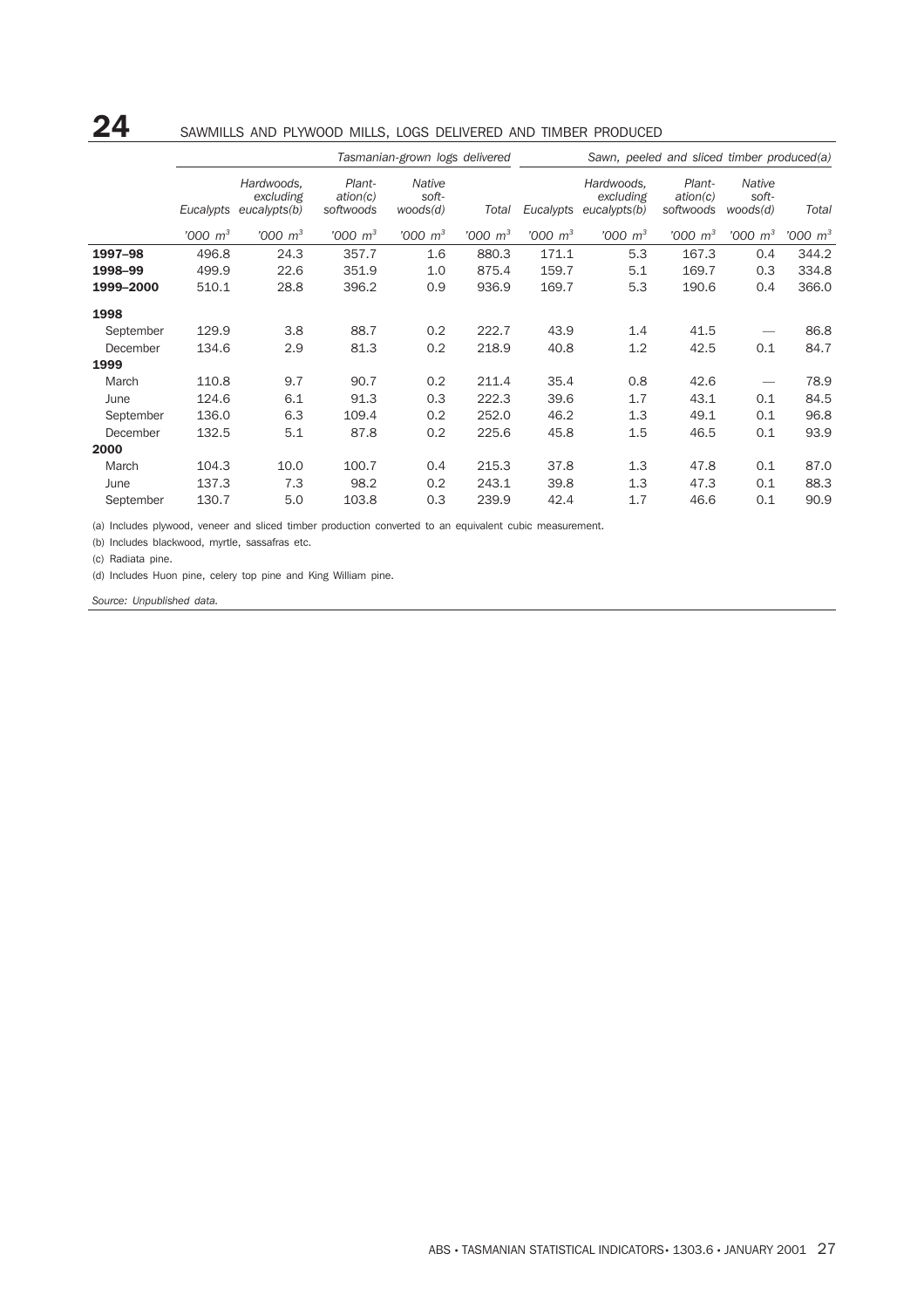## 24 SAWMILLS AND PLYWOOD MILLS, LOGS DELIVERED AND TIMBER PRODUCED

| | Tasmanian-grown logs delivered | | | | | Sawn, peeled and sliced timber produced(a) | | | | |
|---|---|---|---|---|---|---|---|---|---|---|
| | Eucalypts | Hardwoods, excluding eucalypts(b) | Plantation(c) softwoods | Native softwoods(d) | Total | Eucalypts | Hardwoods, excluding eucalypts(b) | Plantation(c) softwoods | Native softwoods(d) | Total |
| | '000 $m^3$ | '000 $m^3$ | '000 $m^3$ | '000 $m^3$ | '000 $m^3$ | '000 $m^3$ | '000 $m^3$ | '000 $m^3$ | '000 $m^3$ | '000 $m^3$ |
| **1997–98** | 496.8 | 24.3 | 357.7 | 1.6 | 880.3 | 171.1 | 5.3 | 167.3 | 0.4 | 344.2 |
| **1998–99** | 499.9 | 22.6 | 351.9 | 1.0 | 875.4 | 159.7 | 5.1 | 169.7 | 0.3 | 334.8 |
| **1999–2000** | 510.1 | 28.8 | 396.2 | 0.9 | 936.9 | 169.7 | 5.3 | 190.6 | 0.4 | 366.0 |
| **1998** | | | | | | | | | | |
| September | 129.9 | 3.8 | 88.7 | 0.2 | 222.7 | 43.9 | 1.4 | 41.5 | — | 86.8 |
| December | 134.6 | 2.9 | 81.3 | 0.2 | 218.9 | 40.8 | 1.2 | 42.5 | 0.1 | 84.7 |
| **1999** | | | | | | | | | | |
| March | 110.8 | 9.7 | 90.7 | 0.2 | 211.4 | 35.4 | 0.8 | 42.6 | — | 78.9 |
| June | 124.6 | 6.1 | 91.3 | 0.3 | 222.3 | 39.6 | 1.7 | 43.1 | 0.1 | 84.5 |
| September | 136.0 | 6.3 | 109.4 | 0.2 | 252.0 | 46.2 | 1.3 | 49.1 | 0.1 | 96.8 |
| December | 132.5 | 5.1 | 87.8 | 0.2 | 225.6 | 45.8 | 1.5 | 46.5 | 0.1 | 93.9 |
| **2000** | | | | | | | | | | |
| March | 104.3 | 10.0 | 100.7 | 0.4 | 215.3 | 37.8 | 1.3 | 47.8 | 0.1 | 87.0 |
| June | 137.3 | 7.3 | 98.2 | 0.2 | 243.1 | 39.8 | 1.3 | 47.3 | 0.1 | 88.3 |
| September | 130.7 | 5.0 | 103.8 | 0.3 | 239.9 | 42.4 | 1.7 | 46.6 | 0.1 | 90.9 |

(a) Includes plywood, veneer and sliced timber production converted to an equivalent cubic measurement.

(b) Includes blackwood, myrtle, sassafras etc.

(c) Radiata pine.

(d) Includes Huon pine, celery top pine and King William pine.

*Source: Unpublished data.*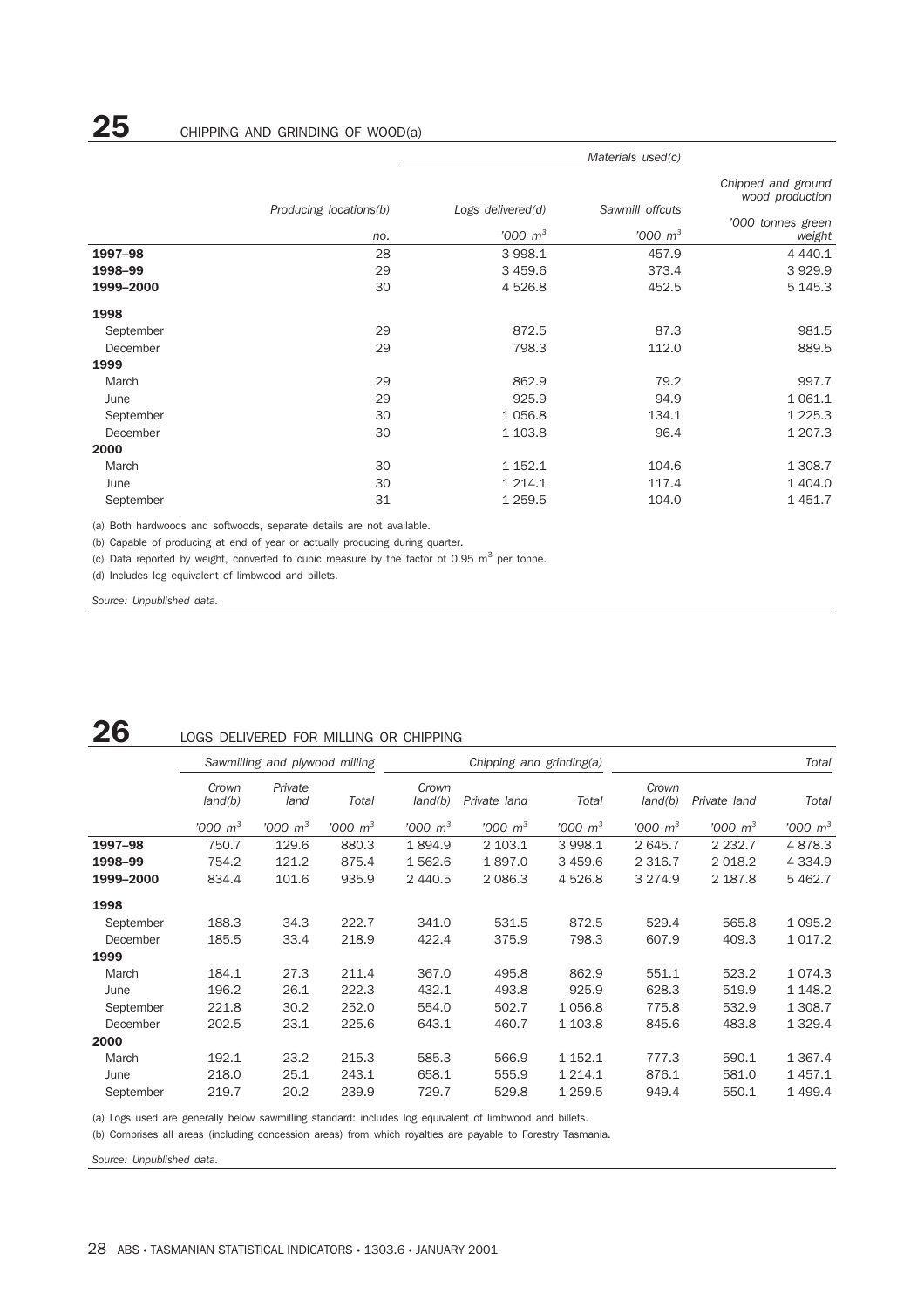## 25 CHIPPING AND GRINDING OF WOOD(a)

| | Producing locations(b) | Materials used(c) | | Chipped and ground wood production |
|---|---|---|---|---|
| | | Logs delivered(d) | Sawmill offcuts | |
| | no. | '000 $m^3$ | '000 $m^3$ | '000 tonnes green weight |
| **1997–98** | 28 | 3 998.1 | 457.9 | 4 440.1 |
| **1998–99** | 29 | 3 459.6 | 373.4 | 3 929.9 |
| **1999–2000** | 30 | 4 526.8 | 452.5 | 5 145.3 |
| **1998** | | | | |
| September | 29 | 872.5 | 87.3 | 981.5 |
| December | 29 | 798.3 | 112.0 | 889.5 |
| **1999** | | | | |
| March | 29 | 862.9 | 79.2 | 997.7 |
| June | 29 | 925.9 | 94.9 | 1 061.1 |
| September | 30 | 1 056.8 | 134.1 | 1 225.3 |
| December | 30 | 1 103.8 | 96.4 | 1 207.3 |
| **2000** | | | | |
| March | 30 | 1 152.1 | 104.6 | 1 308.7 |
| June | 30 | 1 214.1 | 117.4 | 1 404.0 |
| September | 31 | 1 259.5 | 104.0 | 1 451.7 |

(a) Both hardwoods and softwoods, separate details are not available.

(b) Capable of producing at end of year or actually producing during quarter.

(c) Data reported by weight, converted to cubic measure by the factor of 0.95 $m^3$ per tonne.

(d) Includes log equivalent of limbwood and billets.

*Source: Unpublished data.*

## 26 LOGS DELIVERED FOR MILLING OR CHIPPING

| | Sawmilling and plywood milling | | | Chipping and grinding(a) | | | Total | | |
|---|---|---|---|---|---|---|---|---|---|
| | Crown land(b) | Private land | Total | Crown land(b) | Private land | Total | Crown land(b) | Private land | Total |
| | '000 $m^3$ | '000 $m^3$ | '000 $m^3$ | '000 $m^3$ | '000 $m^3$ | '000 $m^3$ | '000 $m^3$ | '000 $m^3$ | '000 $m^3$ |
| **1997–98** | 750.7 | 129.6 | 880.3 | 1 894.9 | 2 103.1 | 3 998.1 | 2 645.7 | 2 232.7 | 4 878.3 |
| **1998–99** | 754.2 | 121.2 | 875.4 | 1 562.6 | 1 897.0 | 3 459.6 | 2 316.7 | 2 018.2 | 4 334.9 |
| **1999–2000** | 834.4 | 101.6 | 935.9 | 2 440.5 | 2 086.3 | 4 526.8 | 3 274.9 | 2 187.8 | 5 462.7 |
| **1998** | | | | | | | | | |
| September | 188.3 | 34.3 | 222.7 | 341.0 | 531.5 | 872.5 | 529.4 | 565.8 | 1 095.2 |
| December | 185.5 | 33.4 | 218.9 | 422.4 | 375.9 | 798.3 | 607.9 | 409.3 | 1 017.2 |
| **1999** | | | | | | | | | |
| March | 184.1 | 27.3 | 211.4 | 367.0 | 495.8 | 862.9 | 551.1 | 523.2 | 1 074.3 |
| June | 196.2 | 26.1 | 222.3 | 432.1 | 493.8 | 925.9 | 628.3 | 519.9 | 1 148.2 |
| September | 221.8 | 30.2 | 252.0 | 554.0 | 502.7 | 1 056.8 | 775.8 | 532.9 | 1 308.7 |
| December | 202.5 | 23.1 | 225.6 | 643.1 | 460.7 | 1 103.8 | 845.6 | 483.8 | 1 329.4 |
| **2000** | | | | | | | | | |
| March | 192.1 | 23.2 | 215.3 | 585.3 | 566.9 | 1 152.1 | 777.3 | 590.1 | 1 367.4 |
| June | 218.0 | 25.1 | 243.1 | 658.1 | 555.9 | 1 214.1 | 876.1 | 581.0 | 1 457.1 |
| September | 219.7 | 20.2 | 239.9 | 729.7 | 529.8 | 1 259.5 | 949.4 | 550.1 | 1 499.4 |

(a) Logs used are generally below sawmilling standard: includes log equivalent of limbwood and billets.

(b) Comprises all areas (including concession areas) from which royalties are payable to Forestry Tasmania.

*Source: Unpublished data.*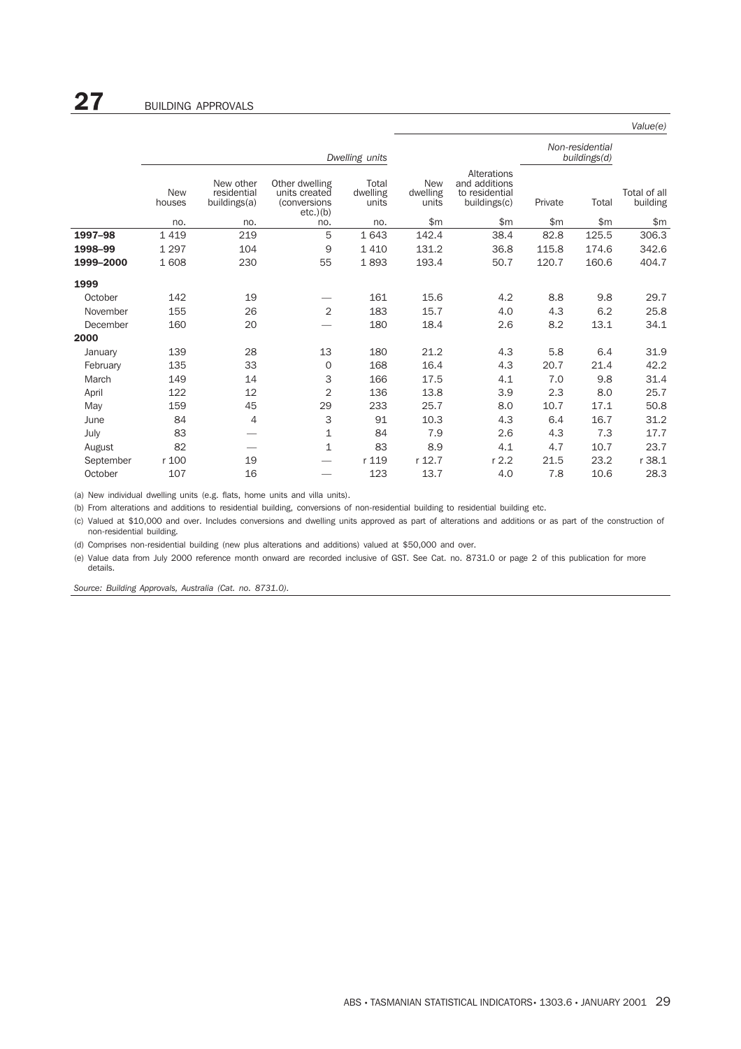# 27 BUILDING APPROVALS

| | Dwelling units | | | | Value(e) | | | | |
|---|---|---|---|---|---|---|---|---|---|
| | | | | | | | Non-residential buildings(d) | | |
| | New houses | New other residential buildings(a) | Other dwelling units created (conversions etc.)(b) | Total dwelling units | New dwelling units | Alterations and additions to residential buildings(c) | Private | Total | Total of all building |
| | no. | no. | no. | no. | $m | $m | $m | $m | $m |
| **1997–98** | 1 419 | 219 | 5 | 1 643 | 142.4 | 38.4 | 82.8 | 125.5 | 306.3 |
| **1998–99** | 1 297 | 104 | 9 | 1 410 | 131.2 | 36.8 | 115.8 | 174.6 | 342.6 |
| **1999–2000** | 1 608 | 230 | 55 | 1 893 | 193.4 | 50.7 | 120.7 | 160.6 | 404.7 |
| **1999** | | | | | | | | | |
| October | 142 | 19 | — | 161 | 15.6 | 4.2 | 8.8 | 9.8 | 29.7 |
| November | 155 | 26 | 2 | 183 | 15.7 | 4.0 | 4.3 | 6.2 | 25.8 |
| December | 160 | 20 | — | 180 | 18.4 | 2.6 | 8.2 | 13.1 | 34.1 |
| **2000** | | | | | | | | | |
| January | 139 | 28 | 13 | 180 | 21.2 | 4.3 | 5.8 | 6.4 | 31.9 |
| February | 135 | 33 | 0 | 168 | 16.4 | 4.3 | 20.7 | 21.4 | 42.2 |
| March | 149 | 14 | 3 | 166 | 17.5 | 4.1 | 7.0 | 9.8 | 31.4 |
| April | 122 | 12 | 2 | 136 | 13.8 | 3.9 | 2.3 | 8.0 | 25.7 |
| May | 159 | 45 | 29 | 233 | 25.7 | 8.0 | 10.7 | 17.1 | 50.8 |
| June | 84 | 4 | 3 | 91 | 10.3 | 4.3 | 6.4 | 16.7 | 31.2 |
| July | 83 | — | 1 | 84 | 7.9 | 2.6 | 4.3 | 7.3 | 17.7 |
| August | 82 | — | 1 | 83 | 8.9 | 4.1 | 4.7 | 10.7 | 23.7 |
| September | r 100 | 19 | — | r 119 | r 12.7 | r 2.2 | 21.5 | 23.2 | r 38.1 |
| October | 107 | 16 | — | 123 | 13.7 | 4.0 | 7.8 | 10.6 | 28.3 |

(a) New individual dwelling units (e.g. flats, home units and villa units).

(b) From alterations and additions to residential building, conversions of non-residential building to residential building etc.

(c) Valued at $10,000 and over. Includes conversions and dwelling units approved as part of alterations and additions or as part of the construction of non-residential building.

(d) Comprises non-residential building (new plus alterations and additions) valued at $50,000 and over.

(e) Value data from July 2000 reference month onward are recorded inclusive of GST. See Cat. no. 8731.0 or page 2 of this publication for more details.

*Source: Building Approvals, Australia (Cat. no. 8731.0).*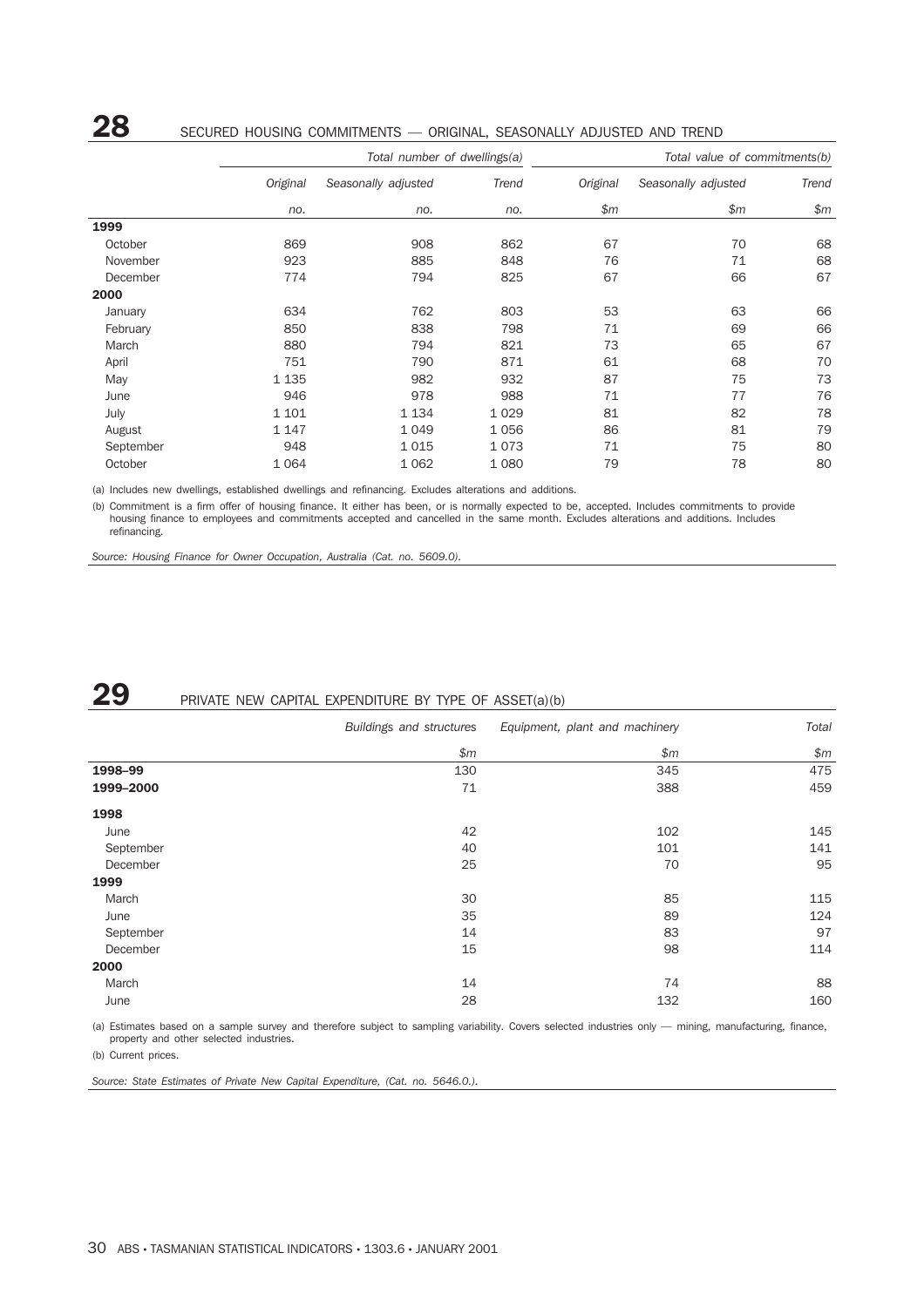## 28 SECURED HOUSING COMMITMENTS — ORIGINAL, SEASONALLY ADJUSTED AND TREND

| | Total number of dwellings(a) | | | Total value of commitments(b) | | |
|---|---|---|---|---|---|---|
| | Original | Seasonally adjusted | Trend | Original | Seasonally adjusted | Trend |
| | no. | no. | no. | $m | $m | $m |
| **1999** | | | | | | |
| October | 869 | 908 | 862 | 67 | 70 | 68 |
| November | 923 | 885 | 848 | 76 | 71 | 68 |
| December | 774 | 794 | 825 | 67 | 66 | 67 |
| **2000** | | | | | | |
| January | 634 | 762 | 803 | 53 | 63 | 66 |
| February | 850 | 838 | 798 | 71 | 69 | 66 |
| March | 880 | 794 | 821 | 73 | 65 | 67 |
| April | 751 | 790 | 871 | 61 | 68 | 70 |
| May | 1 135 | 982 | 932 | 87 | 75 | 73 |
| June | 946 | 978 | 988 | 71 | 77 | 76 |
| July | 1 101 | 1 134 | 1 029 | 81 | 82 | 78 |
| August | 1 147 | 1 049 | 1 056 | 86 | 81 | 79 |
| September | 948 | 1 015 | 1 073 | 71 | 75 | 80 |
| October | 1 064 | 1 062 | 1 080 | 79 | 78 | 80 |

(a) Includes new dwellings, established dwellings and refinancing. Excludes alterations and additions.

(b) Commitment is a firm offer of housing finance. It either has been, or is normally expected to be, accepted. Includes commitments to provide housing finance to employees and commitments accepted and cancelled in the same month. Excludes alterations and additions. Includes refinancing.

*Source: Housing Finance for Owner Occupation, Australia (Cat. no. 5609.0).*

## 29 PRIVATE NEW CAPITAL EXPENDITURE BY TYPE OF ASSET(a)(b)

| | Buildings and structures | Equipment, plant and machinery | Total |
|---|---|---|---|
| | $m | $m | $m |
| **1998–99** | 130 | 345 | 475 |
| **1999–2000** | 71 | 388 | 459 |
| **1998** | | | |
| June | 42 | 102 | 145 |
| September | 40 | 101 | 141 |
| December | 25 | 70 | 95 |
| **1999** | | | |
| March | 30 | 85 | 115 |
| June | 35 | 89 | 124 |
| September | 14 | 83 | 97 |
| December | 15 | 98 | 114 |
| **2000** | | | |
| March | 14 | 74 | 88 |
| June | 28 | 132 | 160 |

(a) Estimates based on a sample survey and therefore subject to sampling variability. Covers selected industries only — mining, manufacturing, finance, property and other selected industries.

(b) Current prices.

*Source: State Estimates of Private New Capital Expenditure, (Cat. no. 5646.0.).*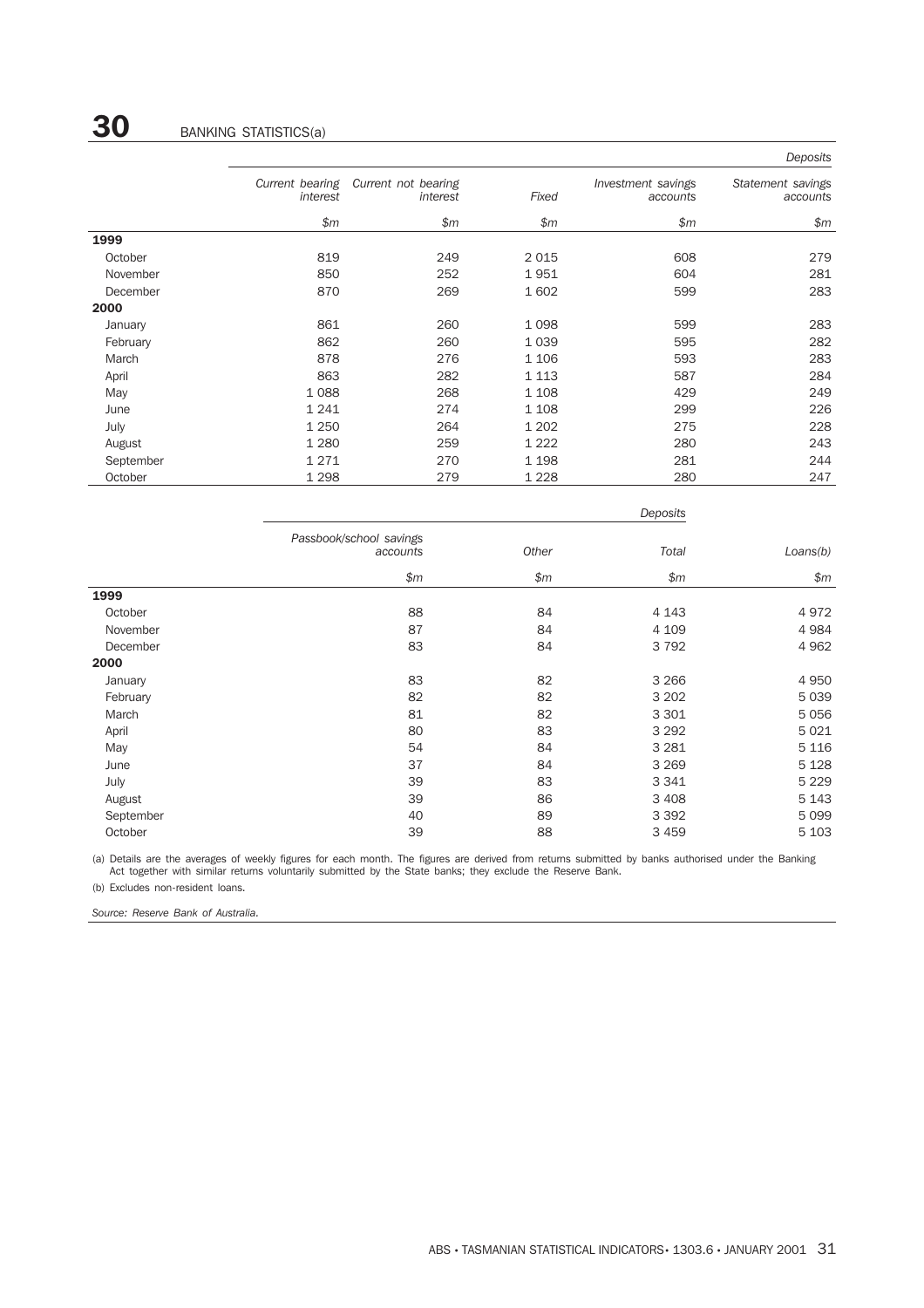# 30 BANKING STATISTICS(a)

| | Deposits | | | | |
|---|---|---|---|---|---|
| | *Current bearing interest* | *Current not bearing interest* | *Fixed* | *Investment savings accounts* | *Statement savings accounts* |
| | *$m* | *$m* | *$m* | *$m* | *$m* |
| **1999** | | | | | |
| October | 819 | 249 | 2 015 | 608 | 279 |
| November | 850 | 252 | 1 951 | 604 | 281 |
| December | 870 | 269 | 1 602 | 599 | 283 |
| **2000** | | | | | |
| January | 861 | 260 | 1 098 | 599 | 283 |
| February | 862 | 260 | 1 039 | 595 | 282 |
| March | 878 | 276 | 1 106 | 593 | 283 |
| April | 863 | 282 | 1 113 | 587 | 284 |
| May | 1 088 | 268 | 1 108 | 429 | 249 |
| June | 1 241 | 274 | 1 108 | 299 | 226 |
| July | 1 250 | 264 | 1 202 | 275 | 228 |
| August | 1 280 | 259 | 1 222 | 280 | 243 |
| September | 1 271 | 270 | 1 198 | 281 | 244 |
| October | 1 298 | 279 | 1 228 | 280 | 247 |

| | Deposits | | | |
|---|---|---|---|---|
| | *Passbook/school savings accounts* | *Other* | *Total* | *Loans(b)* |
| | *$m* | *$m* | *$m* | *$m* |
| **1999** | | | | |
| October | 88 | 84 | 4 143 | 4 972 |
| November | 87 | 84 | 4 109 | 4 984 |
| December | 83 | 84 | 3 792 | 4 962 |
| **2000** | | | | |
| January | 83 | 82 | 3 266 | 4 950 |
| February | 82 | 82 | 3 202 | 5 039 |
| March | 81 | 82 | 3 301 | 5 056 |
| April | 80 | 83 | 3 292 | 5 021 |
| May | 54 | 84 | 3 281 | 5 116 |
| June | 37 | 84 | 3 269 | 5 128 |
| July | 39 | 83 | 3 341 | 5 229 |
| August | 39 | 86 | 3 408 | 5 143 |
| September | 40 | 89 | 3 392 | 5 099 |
| October | 39 | 88 | 3 459 | 5 103 |

(a) Details are the averages of weekly figures for each month. The figures are derived from returns submitted by banks authorised under the Banking Act together with similar returns voluntarily submitted by the State banks; they exclude the Reserve Bank.

(b) Excludes non-resident loans.

*Source: Reserve Bank of Australia.*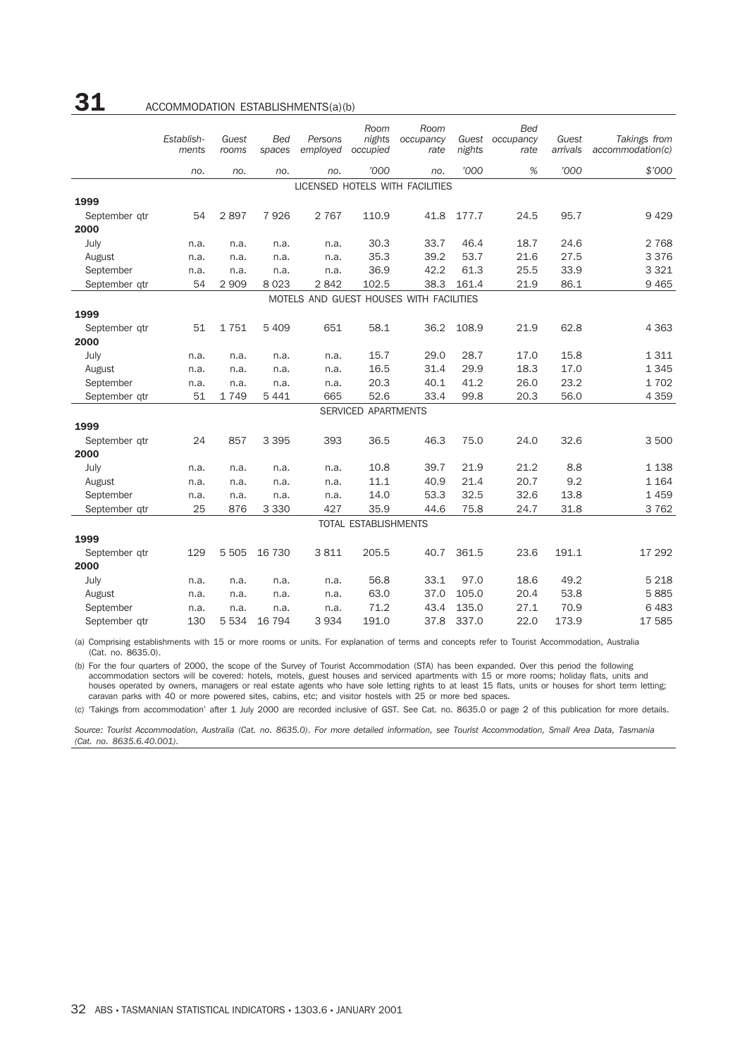# 31 ACCOMMODATION ESTABLISHMENTS(a)(b)

| | Establish-ments | Guest rooms | Bed spaces | Persons employed | Room nights occupied | Room occupancy rate | Guest nights | Bed occupancy rate | Guest arrivals | Takings from accommodation(c) |
|---|---|---|---|---|---|---|---|---|---|---|
| | no. | no. | no. | no. | '000 | no. | '000 | % | '000 | $'000 |
| **LICENSED HOTELS WITH FACILITIES** | | | | | | | | | | |
| **1999** | | | | | | | | | | |
| September qtr | 54 | 2 897 | 7 926 | 2 767 | 110.9 | 41.8 | 177.7 | 24.5 | 95.7 | 9 429 |
| **2000** | | | | | | | | | | |
| July | n.a. | n.a. | n.a. | n.a. | 30.3 | 33.7 | 46.4 | 18.7 | 24.6 | 2 768 |
| August | n.a. | n.a. | n.a. | n.a. | 35.3 | 39.2 | 53.7 | 21.6 | 27.5 | 3 376 |
| September | n.a. | n.a. | n.a. | n.a. | 36.9 | 42.2 | 61.3 | 25.5 | 33.9 | 3 321 |
| September qtr | 54 | 2 909 | 8 023 | 2 842 | 102.5 | 38.3 | 161.4 | 21.9 | 86.1 | 9 465 |
| **MOTELS AND GUEST HOUSES WITH FACILITIES** | | | | | | | | | | |
| **1999** | | | | | | | | | | |
| September qtr | 51 | 1 751 | 5 409 | 651 | 58.1 | 36.2 | 108.9 | 21.9 | 62.8 | 4 363 |
| **2000** | | | | | | | | | | |
| July | n.a. | n.a. | n.a. | n.a. | 15.7 | 29.0 | 28.7 | 17.0 | 15.8 | 1 311 |
| August | n.a. | n.a. | n.a. | n.a. | 16.5 | 31.4 | 29.9 | 18.3 | 17.0 | 1 345 |
| September | n.a. | n.a. | n.a. | n.a. | 20.3 | 40.1 | 41.2 | 26.0 | 23.2 | 1 702 |
| September qtr | 51 | 1 749 | 5 441 | 665 | 52.6 | 33.4 | 99.8 | 20.3 | 56.0 | 4 359 |
| **SERVICED APARTMENTS** | | | | | | | | | | |
| **1999** | | | | | | | | | | |
| September qtr | 24 | 857 | 3 395 | 393 | 36.5 | 46.3 | 75.0 | 24.0 | 32.6 | 3 500 |
| **2000** | | | | | | | | | | |
| July | n.a. | n.a. | n.a. | n.a. | 10.8 | 39.7 | 21.9 | 21.2 | 8.8 | 1 138 |
| August | n.a. | n.a. | n.a. | n.a. | 11.1 | 40.9 | 21.4 | 20.7 | 9.2 | 1 164 |
| September | n.a. | n.a. | n.a. | n.a. | 14.0 | 53.3 | 32.5 | 32.6 | 13.8 | 1 459 |
| September qtr | 25 | 876 | 3 330 | 427 | 35.9 | 44.6 | 75.8 | 24.7 | 31.8 | 3 762 |
| **TOTAL ESTABLISHMENTS** | | | | | | | | | | |
| **1999** | | | | | | | | | | |
| September qtr | 129 | 5 505 | 16 730 | 3 811 | 205.5 | 40.7 | 361.5 | 23.6 | 191.1 | 17 292 |
| **2000** | | | | | | | | | | |
| July | n.a. | n.a. | n.a. | n.a. | 56.8 | 33.1 | 97.0 | 18.6 | 49.2 | 5 218 |
| August | n.a. | n.a. | n.a. | n.a. | 63.0 | 37.0 | 105.0 | 20.4 | 53.8 | 5 885 |
| September | n.a. | n.a. | n.a. | n.a. | 71.2 | 43.4 | 135.0 | 27.1 | 70.9 | 6 483 |
| September qtr | 130 | 5 534 | 16 794 | 3 934 | 191.0 | 37.8 | 337.0 | 22.0 | 173.9 | 17 585 |

(a) Comprising establishments with 15 or more rooms or units. For explanation of terms and concepts refer to Tourist Accommodation, Australia (Cat. no. 8635.0).

(b) For the four quarters of 2000, the scope of the Survey of Tourist Accommodation (STA) has been expanded. Over this period the following accommodation sectors will be covered: hotels, motels, guest houses and serviced apartments with 15 or more rooms; holiday flats, units and houses operated by owners, managers or real estate agents who have sole letting rights to at least 15 flats, units or houses for short term letting; caravan parks with 40 or more powered sites, cabins, etc; and visitor hostels with 25 or more bed spaces.

(c) 'Takings from accommodation' after 1 July 2000 are recorded inclusive of GST. See Cat. no. 8635.0 or page 2 of this publication for more details.

*Source: Tourist Accommodation, Australia (Cat. no. 8635.0). For more detailed information, see Tourist Accommodation, Small Area Data, Tasmania (Cat. no. 8635.6.40.001).*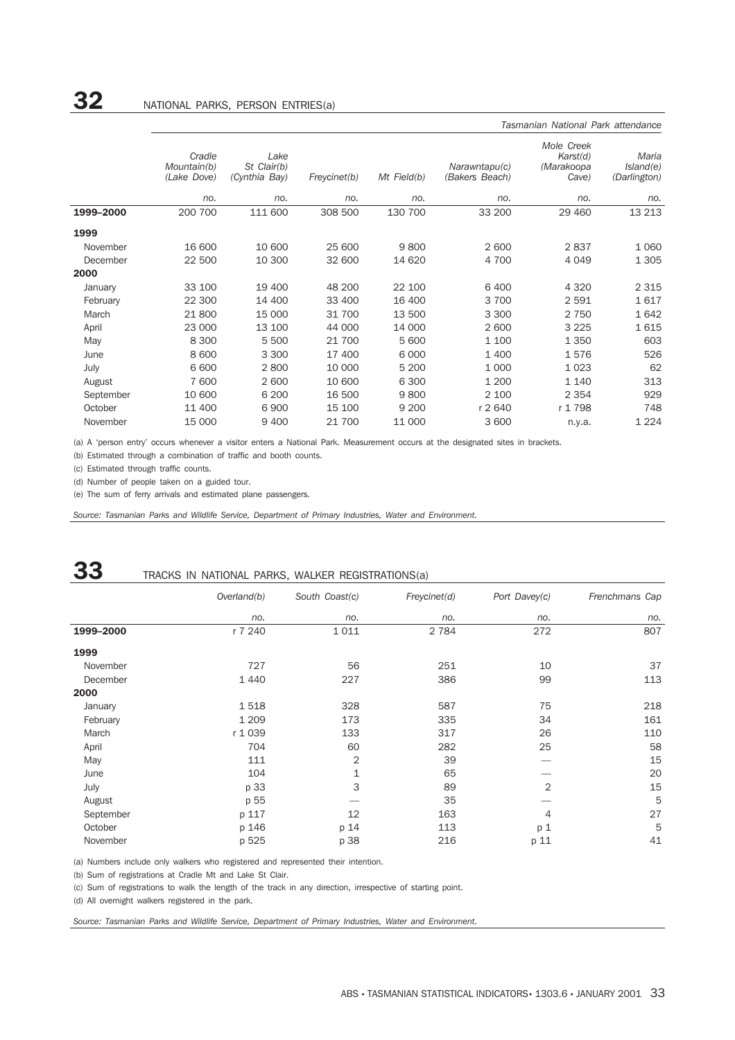## 32 NATIONAL PARKS, PERSON ENTRIES(a)

| | Tasmanian National Park attendance | | | | | | |
|---|---|---|---|---|---|---|---|
| | *Cradle Mountain(b) (Lake Dove)* | *Lake St Clair(b) (Cynthia Bay)* | *Freycinet(b)* | *Mt Field(b)* | *Narawntapu(c) (Bakers Beach)* | *Mole Creek Karst(d) (Marakoopa Cave)* | *Maria Island(e) (Darlington)* |
| | *no.* | *no.* | *no.* | *no.* | *no.* | *no.* | *no.* |
| **1999–2000** | 200 700 | 111 600 | 308 500 | 130 700 | 33 200 | 29 460 | 13 213 |
| **1999** | | | | | | | |
| November | 16 600 | 10 600 | 25 600 | 9 800 | 2 600 | 2 837 | 1 060 |
| December | 22 500 | 10 300 | 32 600 | 14 620 | 4 700 | 4 049 | 1 305 |
| **2000** | | | | | | | |
| January | 33 100 | 19 400 | 48 200 | 22 100 | 6 400 | 4 320 | 2 315 |
| February | 22 300 | 14 400 | 33 400 | 16 400 | 3 700 | 2 591 | 1 617 |
| March | 21 800 | 15 000 | 31 700 | 13 500 | 3 300 | 2 750 | 1 642 |
| April | 23 000 | 13 100 | 44 000 | 14 000 | 2 600 | 3 225 | 1 615 |
| May | 8 300 | 5 500 | 21 700 | 5 600 | 1 100 | 1 350 | 603 |
| June | 8 600 | 3 300 | 17 400 | 6 000 | 1 400 | 1 576 | 526 |
| July | 6 600 | 2 800 | 10 000 | 5 200 | 1 000 | 1 023 | 62 |
| August | 7 600 | 2 600 | 10 600 | 6 300 | 1 200 | 1 140 | 313 |
| September | 10 600 | 6 200 | 16 500 | 9 800 | 2 100 | 2 354 | 929 |
| October | 11 400 | 6 900 | 15 100 | 9 200 | r 2 640 | r 1 798 | 748 |
| November | 15 000 | 9 400 | 21 700 | 11 000 | 3 600 | n.y.a. | 1 224 |

(a) A 'person entry' occurs whenever a visitor enters a National Park. Measurement occurs at the designated sites in brackets.

(b) Estimated through a combination of traffic and booth counts.

(c) Estimated through traffic counts.

(d) Number of people taken on a guided tour.

(e) The sum of ferry arrivals and estimated plane passengers.

*Source: Tasmanian Parks and Wildlife Service, Department of Primary Industries, Water and Environment.*

## 33 TRACKS IN NATIONAL PARKS, WALKER REGISTRATIONS(a)

| | *Overland(b)* | *South Coast(c)* | *Freycinet(d)* | *Port Davey(c)* | *Frenchmans Cap* |
|---|---|---|---|---|---|
| | *no.* | *no.* | *no.* | *no.* | *no.* |
| **1999–2000** | r 7 240 | 1 011 | 2 784 | 272 | 807 |
| **1999** | | | | | |
| November | 727 | 56 | 251 | 10 | 37 |
| December | 1 440 | 227 | 386 | 99 | 113 |
| **2000** | | | | | |
| January | 1 518 | 328 | 587 | 75 | 218 |
| February | 1 209 | 173 | 335 | 34 | 161 |
| March | r 1 039 | 133 | 317 | 26 | 110 |
| April | 704 | 60 | 282 | 25 | 58 |
| May | 111 | 2 | 39 | — | 15 |
| June | 104 | 1 | 65 | — | 20 |
| July | p 33 | 3 | 89 | 2 | 15 |
| August | p 55 | — | 35 | — | 5 |
| September | p 117 | 12 | 163 | 4 | 27 |
| October | p 146 | p 14 | 113 | p 1 | 5 |
| November | p 525 | p 38 | 216 | p 11 | 41 |

(a) Numbers include only walkers who registered and represented their intention.

(b) Sum of registrations at Cradle Mt and Lake St Clair.

(c) Sum of registrations to walk the length of the track in any direction, irrespective of starting point.

(d) All overnight walkers registered in the park.

*Source: Tasmanian Parks and Wildlife Service, Department of Primary Industries, Water and Environment.*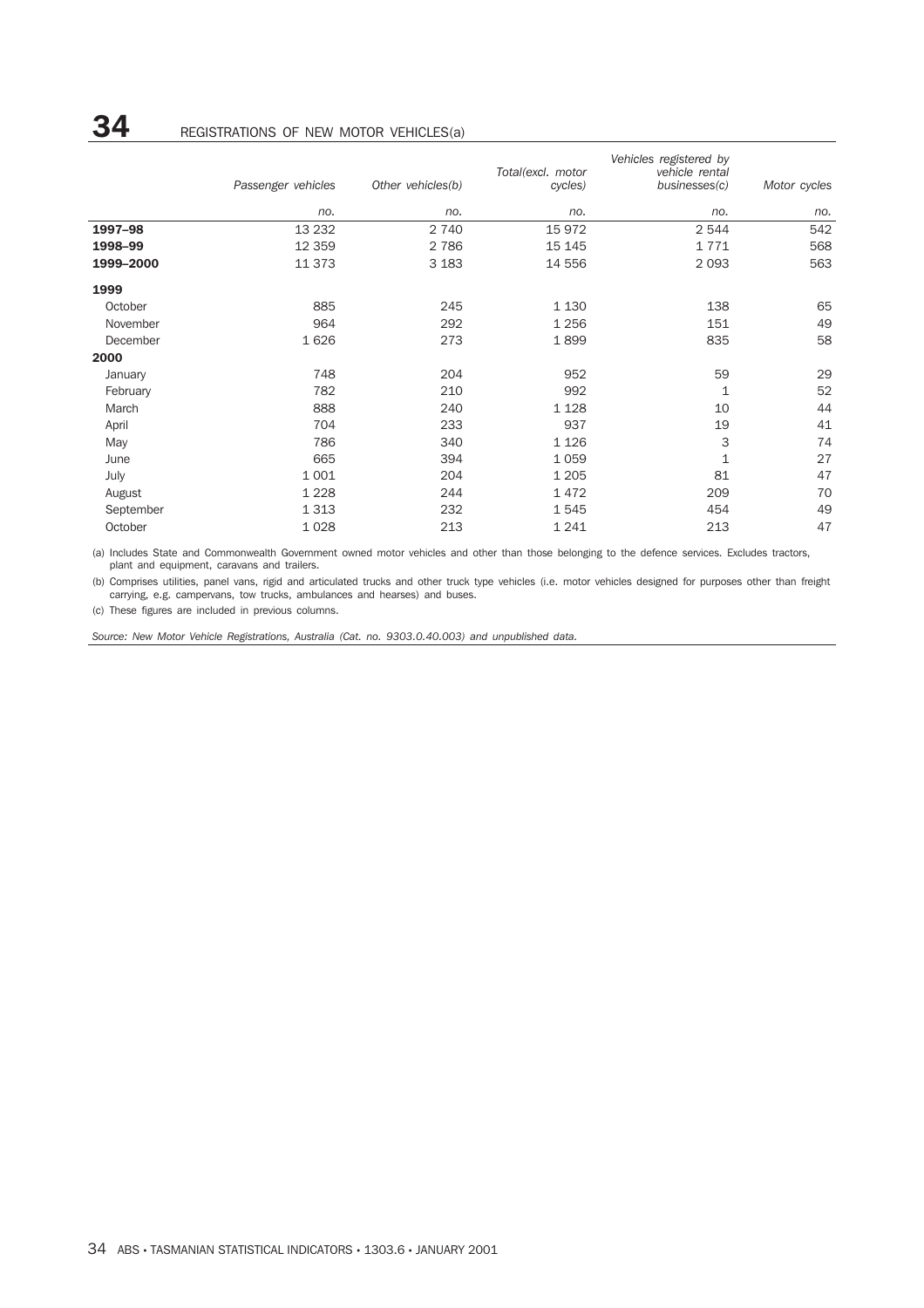# 34 REGISTRATIONS OF NEW MOTOR VEHICLES(a)

| | Passenger vehicles | Other vehicles(b) | Total(excl. motor cycles) | Vehicles registered by vehicle rental businesses(c) | Motor cycles |
|---|---|---|---|---|---|
| | no. | no. | no. | no. | no. |
| **1997–98** | 13 232 | 2 740 | 15 972 | 2 544 | 542 |
| **1998–99** | 12 359 | 2 786 | 15 145 | 1 771 | 568 |
| **1999–2000** | 11 373 | 3 183 | 14 556 | 2 093 | 563 |
| **1999** | | | | | |
| October | 885 | 245 | 1 130 | 138 | 65 |
| November | 964 | 292 | 1 256 | 151 | 49 |
| December | 1 626 | 273 | 1 899 | 835 | 58 |
| **2000** | | | | | |
| January | 748 | 204 | 952 | 59 | 29 |
| February | 782 | 210 | 992 | 1 | 52 |
| March | 888 | 240 | 1 128 | 10 | 44 |
| April | 704 | 233 | 937 | 19 | 41 |
| May | 786 | 340 | 1 126 | 3 | 74 |
| June | 665 | 394 | 1 059 | 1 | 27 |
| July | 1 001 | 204 | 1 205 | 81 | 47 |
| August | 1 228 | 244 | 1 472 | 209 | 70 |
| September | 1 313 | 232 | 1 545 | 454 | 49 |
| October | 1 028 | 213 | 1 241 | 213 | 47 |

(a) Includes State and Commonwealth Government owned motor vehicles and other than those belonging to the defence services. Excludes tractors, plant and equipment, caravans and trailers.

(b) Comprises utilities, panel vans, rigid and articulated trucks and other truck type vehicles (i.e. motor vehicles designed for purposes other than freight carrying, e.g. campervans, tow trucks, ambulances and hearses) and buses.

(c) These figures are included in previous columns.

*Source: New Motor Vehicle Registrations, Australia (Cat. no. 9303.0.40.003) and unpublished data.*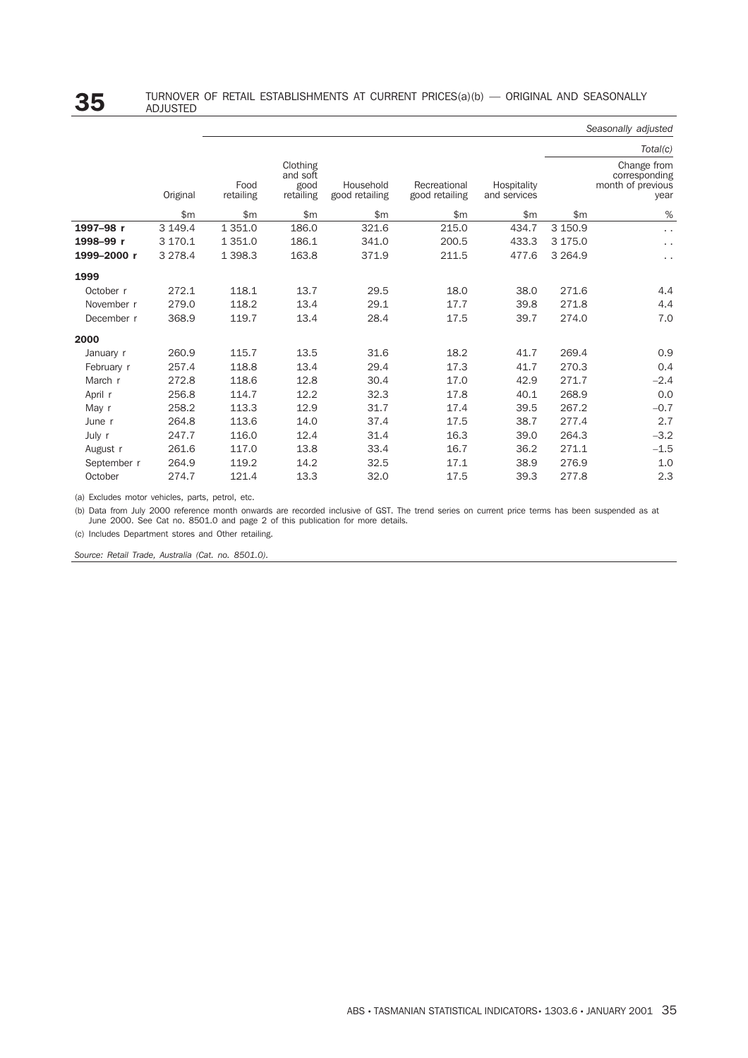# 35 TURNOVER OF RETAIL ESTABLISHMENTS AT CURRENT PRICES(a)(b) — ORIGINAL AND SEASONALLY ADJUSTED

| | | *Seasonally adjusted* | | | | | | |
|---|---|---|---|---|---|---|---|---|
| | | | | | | | *Total(c)* | |
| | Original | Food retailing | Clothing and soft good retailing | Household good retailing | Recreational good retailing | Hospitality and services | | Change from corresponding month of previous year |
| | $m | $m | $m | $m | $m | $m | $m | % |
| **1997–98 r** | 3 149.4 | 1 351.0 | 186.0 | 321.6 | 215.0 | 434.7 | 3 150.9 | . . |
| **1998–99 r** | 3 170.1 | 1 351.0 | 186.1 | 341.0 | 200.5 | 433.3 | 3 175.0 | . . |
| **1999–2000 r** | 3 278.4 | 1 398.3 | 163.8 | 371.9 | 211.5 | 477.6 | 3 264.9 | . . |
| **1999** | | | | | | | | |
| October r | 272.1 | 118.1 | 13.7 | 29.5 | 18.0 | 38.0 | 271.6 | 4.4 |
| November r | 279.0 | 118.2 | 13.4 | 29.1 | 17.7 | 39.8 | 271.8 | 4.4 |
| December r | 368.9 | 119.7 | 13.4 | 28.4 | 17.5 | 39.7 | 274.0 | 7.0 |
| **2000** | | | | | | | | |
| January r | 260.9 | 115.7 | 13.5 | 31.6 | 18.2 | 41.7 | 269.4 | 0.9 |
| February r | 257.4 | 118.8 | 13.4 | 29.4 | 17.3 | 41.7 | 270.3 | 0.4 |
| March r | 272.8 | 118.6 | 12.8 | 30.4 | 17.0 | 42.9 | 271.7 | –2.4 |
| April r | 256.8 | 114.7 | 12.2 | 32.3 | 17.8 | 40.1 | 268.9 | 0.0 |
| May r | 258.2 | 113.3 | 12.9 | 31.7 | 17.4 | 39.5 | 267.2 | –0.7 |
| June r | 264.8 | 113.6 | 14.0 | 37.4 | 17.5 | 38.7 | 277.4 | 2.7 |
| July r | 247.7 | 116.0 | 12.4 | 31.4 | 16.3 | 39.0 | 264.3 | –3.2 |
| August r | 261.6 | 117.0 | 13.8 | 33.4 | 16.7 | 36.2 | 271.1 | –1.5 |
| September r | 264.9 | 119.2 | 14.2 | 32.5 | 17.1 | 38.9 | 276.9 | 1.0 |
| October | 274.7 | 121.4 | 13.3 | 32.0 | 17.5 | 39.3 | 277.8 | 2.3 |

(a) Excludes motor vehicles, parts, petrol, etc.

(b) Data from July 2000 reference month onwards are recorded inclusive of GST. The trend series on current price terms has been suspended as at June 2000. See Cat no. 8501.0 and page 2 of this publication for more details.

(c) Includes Department stores and Other retailing.

*Source: Retail Trade, Australia (Cat. no. 8501.0).*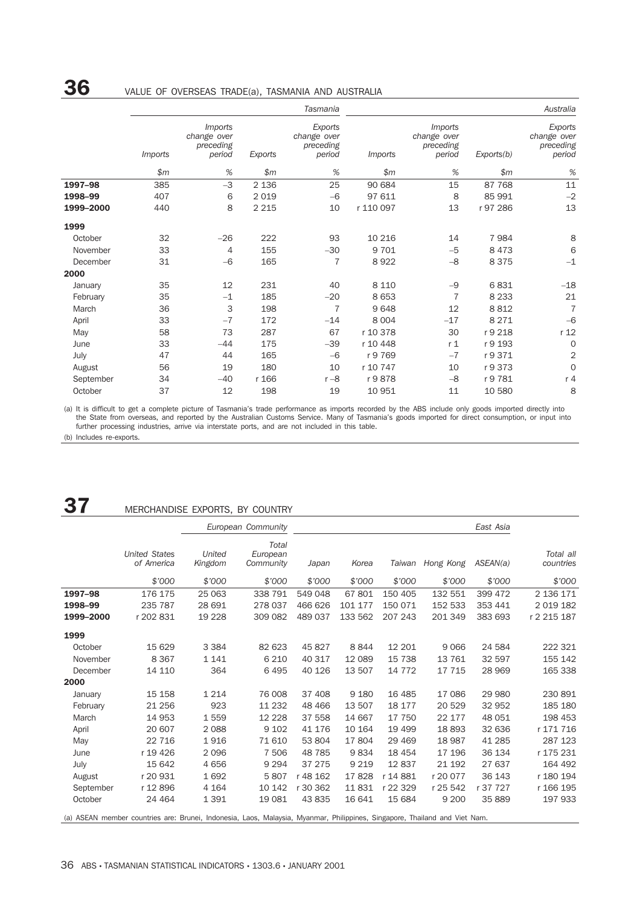## 36 VALUE OF OVERSEAS TRADE(a), TASMANIA AND AUSTRALIA

| | Tasmania | | | | Australia | | | |
|---|---|---|---|---|---|---|---|---|
| | Imports | Imports change over preceding period | Exports | Exports change over preceding period | Imports | Imports change over preceding period | Exports(b) | Exports change over preceding period |
| | $m | % | $m | % | $m | % | $m | % |
| **1997–98** | 385 | –3 | 2 136 | 25 | 90 684 | 15 | 87 768 | 11 |
| **1998–99** | 407 | 6 | 2 019 | –6 | 97 611 | 8 | 85 991 | –2 |
| **1999–2000** | 440 | 8 | 2 215 | 10 | r 110 097 | 13 | r 97 286 | 13 |
| **1999** | | | | | | | | |
| October | 32 | –26 | 222 | 93 | 10 216 | 14 | 7 984 | 8 |
| November | 33 | 4 | 155 | –30 | 9 701 | –5 | 8 473 | 6 |
| December | 31 | –6 | 165 | 7 | 8 922 | –8 | 8 375 | –1 |
| **2000** | | | | | | | | |
| January | 35 | 12 | 231 | 40 | 8 110 | –9 | 6 831 | –18 |
| February | 35 | –1 | 185 | –20 | 8 653 | 7 | 8 233 | 21 |
| March | 36 | 3 | 198 | 7 | 9 648 | 12 | 8 812 | 7 |
| April | 33 | –7 | 172 | –14 | 8 004 | –17 | 8 271 | –6 |
| May | 58 | 73 | 287 | 67 | r 10 378 | 30 | r 9 218 | r 12 |
| June | 33 | –44 | 175 | –39 | r 10 448 | r 1 | r 9 193 | 0 |
| July | 47 | 44 | 165 | –6 | r 9 769 | –7 | r 9 371 | 2 |
| August | 56 | 19 | 180 | 10 | r 10 747 | 10 | r 9 373 | 0 |
| September | 34 | –40 | r 166 | r –8 | r 9 878 | –8 | r 9 781 | r 4 |
| October | 37 | 12 | 198 | 19 | 10 951 | 11 | 10 580 | 8 |

(a) It is difficult to get a complete picture of Tasmania's trade performance as imports recorded by the ABS include only goods imported directly into the State from overseas, and reported by the Australian Customs Service. Many of Tasmania's goods imported for direct consumption, or input into further processing industries, arrive via interstate ports, and are not included in this table.
(b) Includes re-exports.

## 37 MERCHANDISE EXPORTS, BY COUNTRY

| | | European Community | | East Asia | | | | | | |
|---|---|---|---|---|---|---|---|---|---|---|
| | United States of America | United Kingdom | Total European Community | Japan | Korea | Taiwan | Hong Kong | ASEAN(a) | Total all countries |
| | $'000 | $'000 | $'000 | $'000 | $'000 | $'000 | $'000 | $'000 | $'000 |
| **1997–98** | 176 175 | 25 063 | 338 791 | 549 048 | 67 801 | 150 405 | 132 551 | 399 472 | 2 136 171 |
| **1998–99** | 235 787 | 28 691 | 278 037 | 466 626 | 101 177 | 150 071 | 152 533 | 353 441 | 2 019 182 |
| **1999–2000** | r 202 831 | 19 228 | 309 082 | 489 037 | 133 562 | 207 243 | 201 349 | 383 693 | r 2 215 187 |
| **1999** | | | | | | | | | |
| October | 15 629 | 3 384 | 82 623 | 45 827 | 8 844 | 12 201 | 9 066 | 24 584 | 222 321 |
| November | 8 367 | 1 141 | 6 210 | 40 317 | 12 089 | 15 738 | 13 761 | 32 597 | 155 142 |
| December | 14 110 | 364 | 6 495 | 40 126 | 13 507 | 14 772 | 17 715 | 28 969 | 165 338 |
| **2000** | | | | | | | | | |
| January | 15 158 | 1 214 | 76 008 | 37 408 | 9 180 | 16 485 | 17 086 | 29 980 | 230 891 |
| February | 21 256 | 923 | 11 232 | 48 466 | 13 507 | 18 177 | 20 529 | 32 952 | 185 180 |
| March | 14 953 | 1 559 | 12 228 | 37 558 | 14 667 | 17 750 | 22 177 | 48 051 | 198 453 |
| April | 20 607 | 2 088 | 9 102 | 41 176 | 10 164 | 19 499 | 18 893 | 32 636 | r 171 716 |
| May | 22 716 | 1 916 | 71 610 | 53 804 | 17 804 | 29 469 | 18 987 | 41 285 | 287 123 |
| June | r 19 426 | 2 096 | 7 506 | 48 785 | 9 834 | 18 454 | 17 196 | 36 134 | r 175 231 |
| July | 15 642 | 4 656 | 9 294 | 37 275 | 9 219 | 12 837 | 21 192 | 27 637 | 164 492 |
| August | r 20 931 | 1 692 | 5 807 | r 48 162 | 17 828 | r 14 881 | r 20 077 | 36 143 | r 180 194 |
| September | r 12 896 | 4 164 | 10 142 | r 30 362 | 11 831 | r 22 329 | r 25 542 | r 37 727 | r 166 195 |
| October | 24 464 | 1 391 | 19 081 | 43 835 | 16 641 | 15 684 | 9 200 | 35 889 | 197 933 |

(a) ASEAN member countries are: Brunei, Indonesia, Laos, Malaysia, Myanmar, Philippines, Singapore, Thailand and Viet Nam.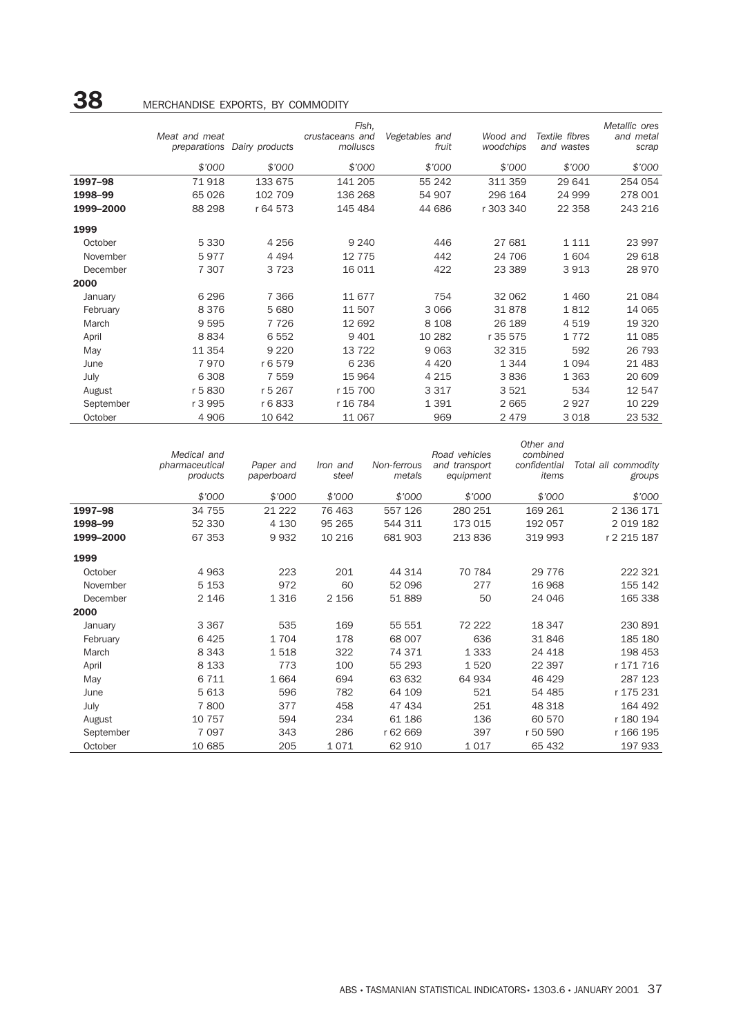# 38 MERCHANDISE EXPORTS, BY COMMODITY

| | *Meat and meat preparations* | *Dairy products* | *Fish, crustaceans and molluscs* | *Vegetables and fruit* | *Wood and woodchips* | *Textile fibres and wastes* | *Metallic ores and metal scrap* |
|---|---|---|---|---|---|---|---|
| | *$'000* | *$'000* | *$'000* | *$'000* | *$'000* | *$'000* | *$'000* |
| **1997–98** | 71 918 | 133 675 | 141 205 | 55 242 | 311 359 | 29 641 | 254 054 |
| **1998–99** | 65 026 | 102 709 | 136 268 | 54 907 | 296 164 | 24 999 | 278 001 |
| **1999–2000** | 88 298 | r 64 573 | 145 484 | 44 686 | r 303 340 | 22 358 | 243 216 |
| **1999** | | | | | | | |
| October | 5 330 | 4 256 | 9 240 | 446 | 27 681 | 1 111 | 23 997 |
| November | 5 977 | 4 494 | 12 775 | 442 | 24 706 | 1 604 | 29 618 |
| December | 7 307 | 3 723 | 16 011 | 422 | 23 389 | 3 913 | 28 970 |
| **2000** | | | | | | | |
| January | 6 296 | 7 366 | 11 677 | 754 | 32 062 | 1 460 | 21 084 |
| February | 8 376 | 5 680 | 11 507 | 3 066 | 31 878 | 1 812 | 14 065 |
| March | 9 595 | 7 726 | 12 692 | 8 108 | 26 189 | 4 519 | 19 320 |
| April | 8 834 | 6 552 | 9 401 | 10 282 | r 35 575 | 1 772 | 11 085 |
| May | 11 354 | 9 220 | 13 722 | 9 063 | 32 315 | 592 | 26 793 |
| June | 7 970 | r 6 579 | 6 236 | 4 420 | 1 344 | 1 094 | 21 483 |
| July | 6 308 | 7 559 | 15 964 | 4 215 | 3 836 | 1 363 | 20 609 |
| August | r 5 830 | r 5 267 | r 15 700 | 3 317 | 3 521 | 534 | 12 547 |
| September | r 3 995 | r 6 833 | r 16 784 | 1 391 | 2 665 | 2 927 | 10 229 |
| October | 4 906 | 10 642 | 11 067 | 969 | 2 479 | 3 018 | 23 532 |

| | *Medical and pharmaceutical products* | *Paper and paperboard* | *Iron and steel* | *Non-ferrous metals* | *Road vehicles and transport equipment* | *Other and combined confidential items* | *Total all commodity groups* |
|---|---|---|---|---|---|---|---|
| | *$'000* | *$'000* | *$'000* | *$'000* | *$'000* | *$'000* | *$'000* |
| **1997–98** | 34 755 | 21 222 | 76 463 | 557 126 | 280 251 | 169 261 | 2 136 171 |
| **1998–99** | 52 330 | 4 130 | 95 265 | 544 311 | 173 015 | 192 057 | 2 019 182 |
| **1999–2000** | 67 353 | 9 932 | 10 216 | 681 903 | 213 836 | 319 993 | r 2 215 187 |
| **1999** | | | | | | | |
| October | 4 963 | 223 | 201 | 44 314 | 70 784 | 29 776 | 222 321 |
| November | 5 153 | 972 | 60 | 52 096 | 277 | 16 968 | 155 142 |
| December | 2 146 | 1 316 | 2 156 | 51 889 | 50 | 24 046 | 165 338 |
| **2000** | | | | | | | |
| January | 3 367 | 535 | 169 | 55 551 | 72 222 | 18 347 | 230 891 |
| February | 6 425 | 1 704 | 178 | 68 007 | 636 | 31 846 | 185 180 |
| March | 8 343 | 1 518 | 322 | 74 371 | 1 333 | 24 418 | 198 453 |
| April | 8 133 | 773 | 100 | 55 293 | 1 520 | 22 397 | r 171 716 |
| May | 6 711 | 1 664 | 694 | 63 632 | 64 934 | 46 429 | 287 123 |
| June | 5 613 | 596 | 782 | 64 109 | 521 | 54 485 | r 175 231 |
| July | 7 800 | 377 | 458 | 47 434 | 251 | 48 318 | 164 492 |
| August | 10 757 | 594 | 234 | 61 186 | 136 | 60 570 | r 180 194 |
| September | 7 097 | 343 | 286 | r 62 669 | 397 | r 50 590 | r 166 195 |
| October | 10 685 | 205 | 1 071 | 62 910 | 1 017 | 65 432 | 197 933 |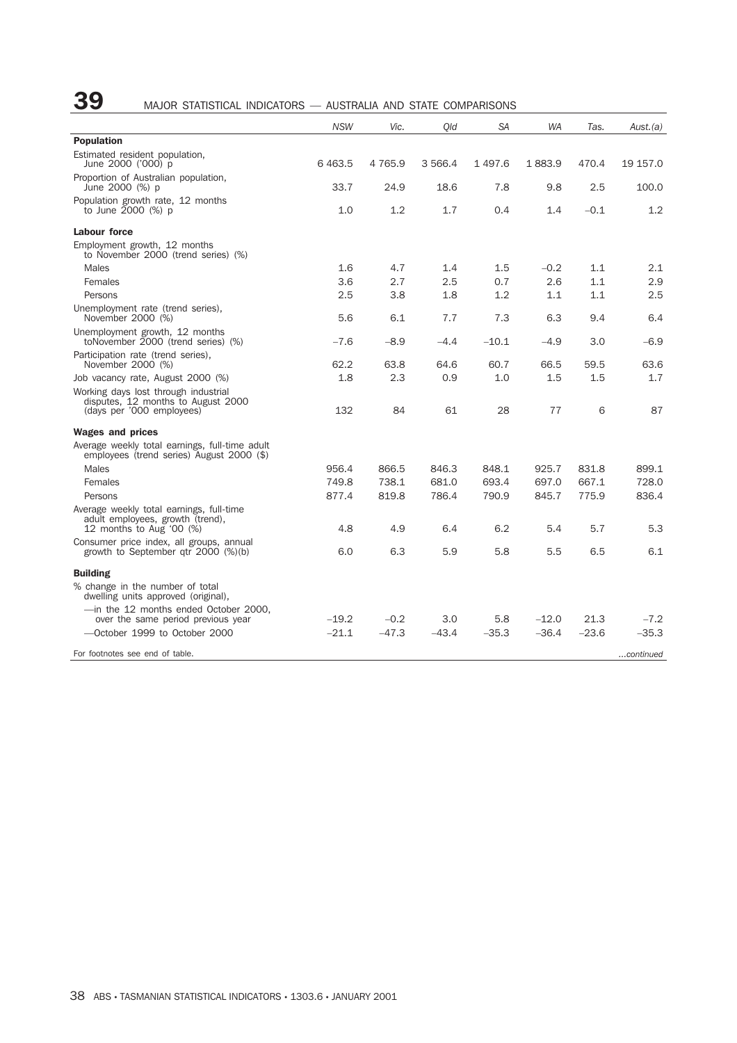# 39 MAJOR STATISTICAL INDICATORS — AUSTRALIA AND STATE COMPARISONS

| | *NSW* | *Vic.* | *Qld* | *SA* | *WA* | *Tas.* | *Aust.(a)* |
|---|---|---|---|---|---|---|---|
| **Population** | | | | | | | |
| Estimated resident population, June 2000 ('000) p | 6 463.5 | 4 765.9 | 3 566.4 | 1 497.6 | 1 883.9 | 470.4 | 19 157.0 |
| Proportion of Australian population, June 2000 (%) p | 33.7 | 24.9 | 18.6 | 7.8 | 9.8 | 2.5 | 100.0 |
| Population growth rate, 12 months to June 2000 (%) p | 1.0 | 1.2 | 1.7 | 0.4 | 1.4 | –0.1 | 1.2 |
| **Labour force** | | | | | | | |
| Employment growth, 12 months to November 2000 (trend series) (%) | | | | | | | |
| Males | 1.6 | 4.7 | 1.4 | 1.5 | –0.2 | 1.1 | 2.1 |
| Females | 3.6 | 2.7 | 2.5 | 0.7 | 2.6 | 1.1 | 2.9 |
| Persons | 2.5 | 3.8 | 1.8 | 1.2 | 1.1 | 1.1 | 2.5 |
| Unemployment rate (trend series), November 2000 (%) | 5.6 | 6.1 | 7.7 | 7.3 | 6.3 | 9.4 | 6.4 |
| Unemployment growth, 12 months toNovember 2000 (trend series) (%) | –7.6 | –8.9 | –4.4 | –10.1 | –4.9 | 3.0 | –6.9 |
| Participation rate (trend series), November 2000 (%) | 62.2 | 63.8 | 64.6 | 60.7 | 66.5 | 59.5 | 63.6 |
| Job vacancy rate, August 2000 (%) | 1.8 | 2.3 | 0.9 | 1.0 | 1.5 | 1.5 | 1.7 |
| Working days lost through industrial disputes, 12 months to August 2000 (days per '000 employees) | 132 | 84 | 61 | 28 | 77 | 6 | 87 |
| **Wages and prices** | | | | | | | |
| Average weekly total earnings, full-time adult employees (trend series) August 2000 ($) | | | | | | | |
| Males | 956.4 | 866.5 | 846.3 | 848.1 | 925.7 | 831.8 | 899.1 |
| Females | 749.8 | 738.1 | 681.0 | 693.4 | 697.0 | 667.1 | 728.0 |
| Persons | 877.4 | 819.8 | 786.4 | 790.9 | 845.7 | 775.9 | 836.4 |
| Average weekly total earnings, full-time adult employees, growth (trend), 12 months to Aug '00 (%) | 4.8 | 4.9 | 6.4 | 6.2 | 5.4 | 5.7 | 5.3 |
| Consumer price index, all groups, annual growth to September qtr 2000 (%)(b) | 6.0 | 6.3 | 5.9 | 5.8 | 5.5 | 6.5 | 6.1 |
| **Building** | | | | | | | |
| % change in the number of total dwelling units approved (original), | | | | | | | |
| —in the 12 months ended October 2000, over the same period previous year | –19.2 | –0.2 | 3.0 | 5.8 | –12.0 | 21.3 | –7.2 |
| —October 1999 to October 2000 | –21.1 | –47.3 | –43.4 | –35.3 | –36.4 | –23.6 | –35.3 |

For footnotes see end of table. *...continued*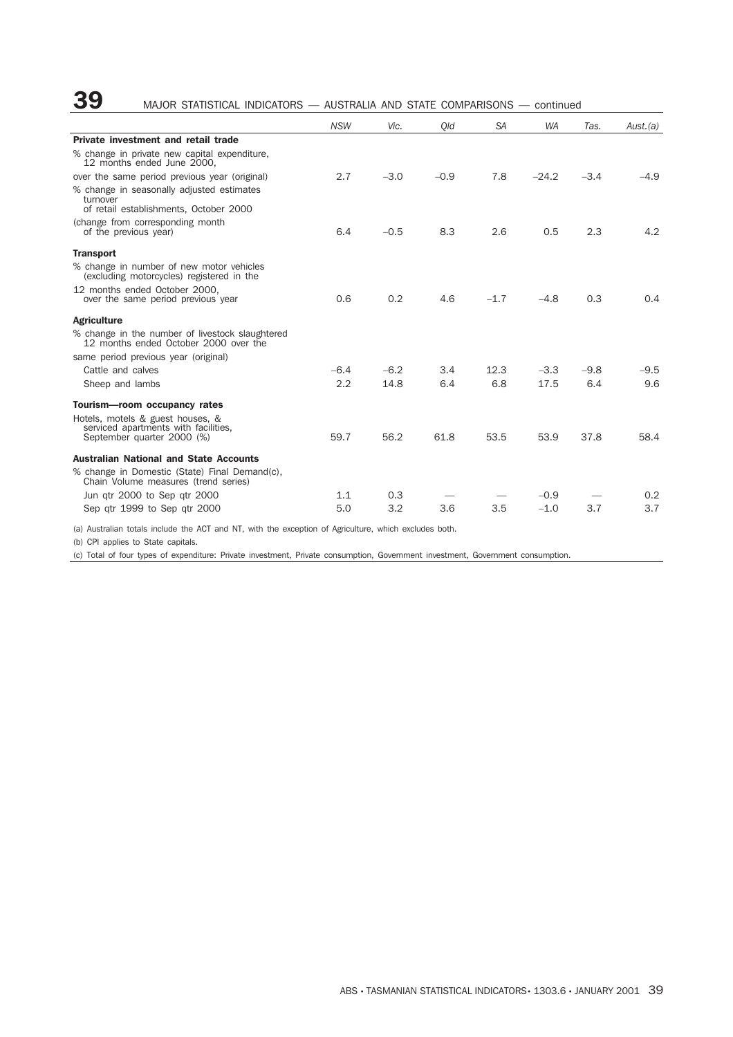# 39 MAJOR STATISTICAL INDICATORS — AUSTRALIA AND STATE COMPARISONS — continued

| | NSW | Vic. | Qld | SA | WA | Tas. | Aust.(a) |
|---|---|---|---|---|---|---|---|
| **Private investment and retail trade** | | | | | | | |
| % change in private new capital expenditure, 12 months ended June 2000, | | | | | | | |
| over the same period previous year (original) | 2.7 | −3.0 | −0.9 | 7.8 | −24.2 | −3.4 | −4.9 |
| % change in seasonally adjusted estimates turnover of retail establishments, October 2000 | | | | | | | |
| (change from corresponding month of the previous year) | 6.4 | −0.5 | 8.3 | 2.6 | 0.5 | 2.3 | 4.2 |
| **Transport** | | | | | | | |
| % change in number of new motor vehicles (excluding motorcycles) registered in the | | | | | | | |
| 12 months ended October 2000, over the same period previous year | 0.6 | 0.2 | 4.6 | −1.7 | −4.8 | 0.3 | 0.4 |
| **Agriculture** | | | | | | | |
| % change in the number of livestock slaughtered 12 months ended October 2000 over the | | | | | | | |
| same period previous year (original) | | | | | | | |
| Cattle and calves | −6.4 | −6.2 | 3.4 | 12.3 | −3.3 | −9.8 | −9.5 |
| Sheep and lambs | 2.2 | 14.8 | 6.4 | 6.8 | 17.5 | 6.4 | 9.6 |
| **Tourism—room occupancy rates** | | | | | | | |
| Hotels, motels & guest houses, & serviced apartments with facilities, September quarter 2000 (%) | 59.7 | 56.2 | 61.8 | 53.5 | 53.9 | 37.8 | 58.4 |
| **Australian National and State Accounts** | | | | | | | |
| % change in Domestic (State) Final Demand(c), Chain Volume measures (trend series) | | | | | | | |
| Jun qtr 2000 to Sep qtr 2000 | 1.1 | 0.3 | — | — | −0.9 | — | 0.2 |
| Sep qtr 1999 to Sep qtr 2000 | 5.0 | 3.2 | 3.6 | 3.5 | −1.0 | 3.7 | 3.7 |

(a) Australian totals include the ACT and NT, with the exception of Agriculture, which excludes both.

(b) CPI applies to State capitals.

(c) Total of four types of expenditure: Private investment, Private consumption, Government investment, Government consumption.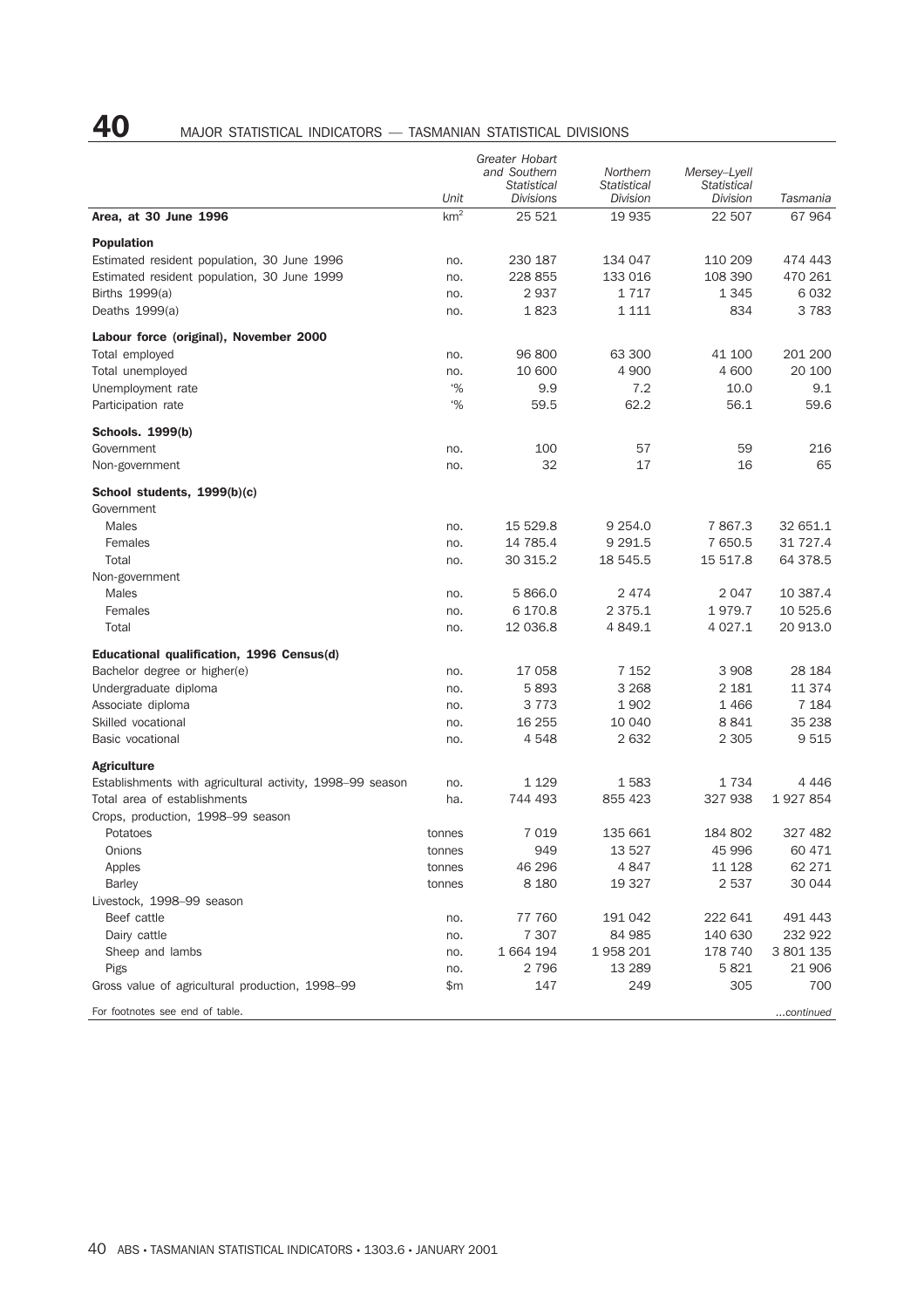# 40 MAJOR STATISTICAL INDICATORS — TASMANIAN STATISTICAL DIVISIONS

| | Unit | *Greater Hobart and Southern Statistical Divisions* | *Northern Statistical Division* | *Mersey–Lyell Statistical Division* | *Tasmania* |
|---|---|---|---|---|---|
| **Area, at 30 June 1996** | km$^2$ | 25 521 | 19 935 | 22 507 | 67 964 |
| **Population** | | | | | |
| Estimated resident population, 30 June 1996 | no. | 230 187 | 134 047 | 110 209 | 474 443 |
| Estimated resident population, 30 June 1999 | no. | 228 855 | 133 016 | 108 390 | 470 261 |
| Births 1999(a) | no. | 2 937 | 1 717 | 1 345 | 6 032 |
| Deaths 1999(a) | no. | 1 823 | 1 111 | 834 | 3 783 |
| **Labour force (original), November 2000** | | | | | |
| Total employed | no. | 96 800 | 63 300 | 41 100 | 201 200 |
| Total unemployed | no. | 10 600 | 4 900 | 4 600 | 20 100 |
| Unemployment rate | % | 9.9 | 7.2 | 10.0 | 9.1 |
| Participation rate | % | 59.5 | 62.2 | 56.1 | 59.6 |
| **Schools. 1999(b)** | | | | | |
| Government | no. | 100 | 57 | 59 | 216 |
| Non-government | no. | 32 | 17 | 16 | 65 |
| **School students, 1999(b)(c)** | | | | | |
| Government | | | | | |
| Males | no. | 15 529.8 | 9 254.0 | 7 867.3 | 32 651.1 |
| Females | no. | 14 785.4 | 9 291.5 | 7 650.5 | 31 727.4 |
| Total | no. | 30 315.2 | 18 545.5 | 15 517.8 | 64 378.5 |
| Non-government | | | | | |
| Males | no. | 5 866.0 | 2 474 | 2 047 | 10 387.4 |
| Females | no. | 6 170.8 | 2 375.1 | 1 979.7 | 10 525.6 |
| Total | no. | 12 036.8 | 4 849.1 | 4 027.1 | 20 913.0 |
| **Educational qualification, 1996 Census(d)** | | | | | |
| Bachelor degree or higher(e) | no. | 17 058 | 7 152 | 3 908 | 28 184 |
| Undergraduate diploma | no. | 5 893 | 3 268 | 2 181 | 11 374 |
| Associate diploma | no. | 3 773 | 1 902 | 1 466 | 7 184 |
| Skilled vocational | no. | 16 255 | 10 040 | 8 841 | 35 238 |
| Basic vocational | no. | 4 548 | 2 632 | 2 305 | 9 515 |
| **Agriculture** | | | | | |
| Establishments with agricultural activity, 1998–99 season | no. | 1 129 | 1 583 | 1 734 | 4 446 |
| Total area of establishments | ha. | 744 493 | 855 423 | 327 938 | 1 927 854 |
| Crops, production, 1998–99 season | | | | | |
| Potatoes | tonnes | 7 019 | 135 661 | 184 802 | 327 482 |
| Onions | tonnes | 949 | 13 527 | 45 996 | 60 471 |
| Apples | tonnes | 46 296 | 4 847 | 11 128 | 62 271 |
| Barley | tonnes | 8 180 | 19 327 | 2 537 | 30 044 |
| Livestock, 1998–99 season | | | | | |
| Beef cattle | no. | 77 760 | 191 042 | 222 641 | 491 443 |
| Dairy cattle | no. | 7 307 | 84 985 | 140 630 | 232 922 |
| Sheep and lambs | no. | 1 664 194 | 1 958 201 | 178 740 | 3 801 135 |
| Pigs | no. | 2 796 | 13 289 | 5 821 | 21 906 |
| Gross value of agricultural production, 1998–99 | $m | 147 | 249 | 305 | 700 |

For footnotes see end of table. *...continued*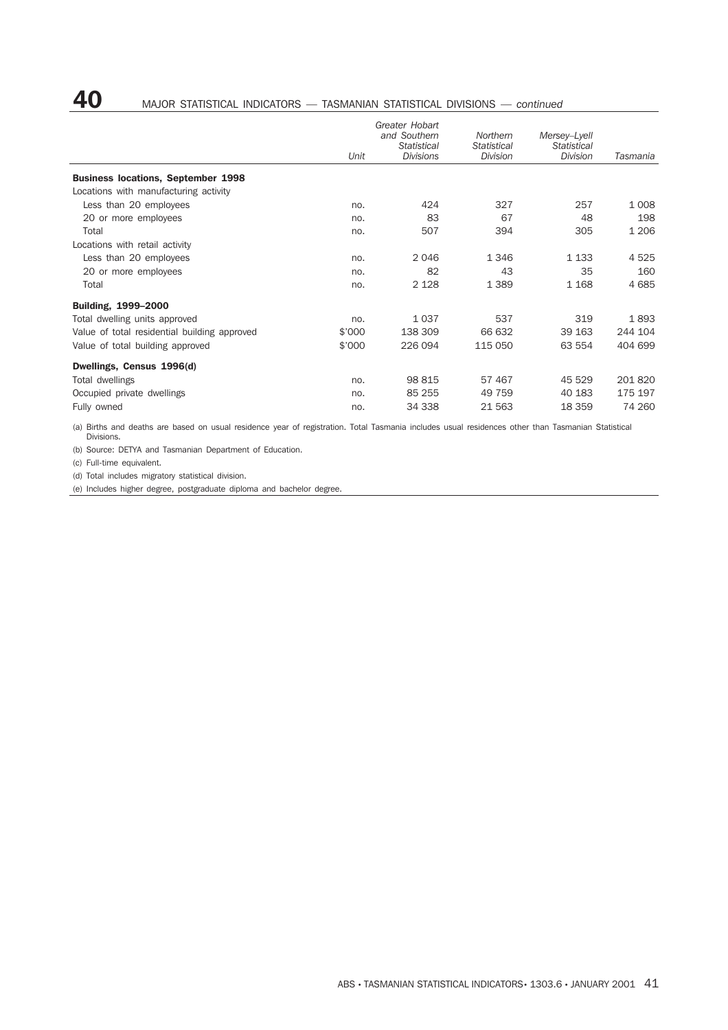# 40 MAJOR STATISTICAL INDICATORS — TASMANIAN STATISTICAL DIVISIONS — *continued*

| | *Unit* | *Greater Hobart and Southern Statistical Divisions* | *Northern Statistical Division* | *Mersey–Lyell Statistical Division* | *Tasmania* |
|---|---|---|---|---|---|
| **Business locations, September 1998** | | | | | |
| Locations with manufacturing activity | | | | | |
| Less than 20 employees | no. | 424 | 327 | 257 | 1 008 |
| 20 or more employees | no. | 83 | 67 | 48 | 198 |
| Total | no. | 507 | 394 | 305 | 1 206 |
| Locations with retail activity | | | | | |
| Less than 20 employees | no. | 2 046 | 1 346 | 1 133 | 4 525 |
| 20 or more employees | no. | 82 | 43 | 35 | 160 |
| Total | no. | 2 128 | 1 389 | 1 168 | 4 685 |
| **Building, 1999–2000** | | | | | |
| Total dwelling units approved | no. | 1 037 | 537 | 319 | 1 893 |
| Value of total residential building approved | $'000 | 138 309 | 66 632 | 39 163 | 244 104 |
| Value of total building approved | $'000 | 226 094 | 115 050 | 63 554 | 404 699 |
| **Dwellings, Census 1996(d)** | | | | | |
| Total dwellings | no. | 98 815 | 57 467 | 45 529 | 201 820 |
| Occupied private dwellings | no. | 85 255 | 49 759 | 40 183 | 175 197 |
| Fully owned | no. | 34 338 | 21 563 | 18 359 | 74 260 |

(a) Births and deaths are based on usual residence year of registration. Total Tasmania includes usual residences other than Tasmanian Statistical Divisions.

(b) Source: DETYA and Tasmanian Department of Education.

(c) Full-time equivalent.

(d) Total includes migratory statistical division.

(e) Includes higher degree, postgraduate diploma and bachelor degree.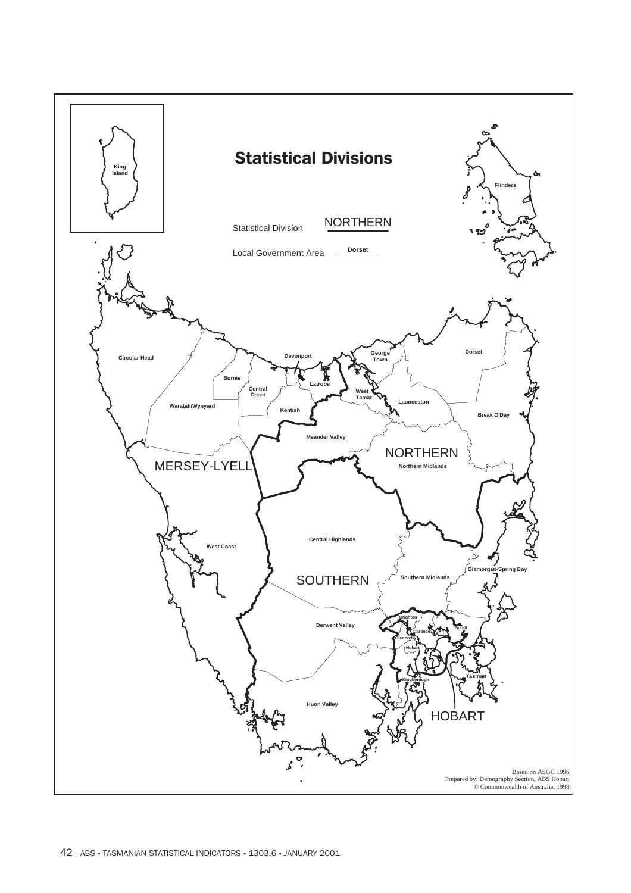# Statistical Divisions

Statistical Division NORTHERN

Local Government Area Dorset

King Island

Flinders

Circular Head

Devonport

George Town

Dorset

Burnie

Central Coast

Latrobe

West Tamar

Launceston

Waratah/Wynyard

Kentish

Break O'Day

Meander Valley

NORTHERN

Northern Midlands

MERSEY-LYELL

West Coast

Central Highlands

Glamorgan-Spring Bay

SOUTHERN

Southern Midlands

Brighton

Derwent Valley

Sorell

Clarence

Glenorchy

Hobart

Tasman

Kingborough

Huon Valley

HOBART

Based on ASGC 1996
Prepared by: Demography Section, ABS Hobart
© Commonwealth of Australia, 1998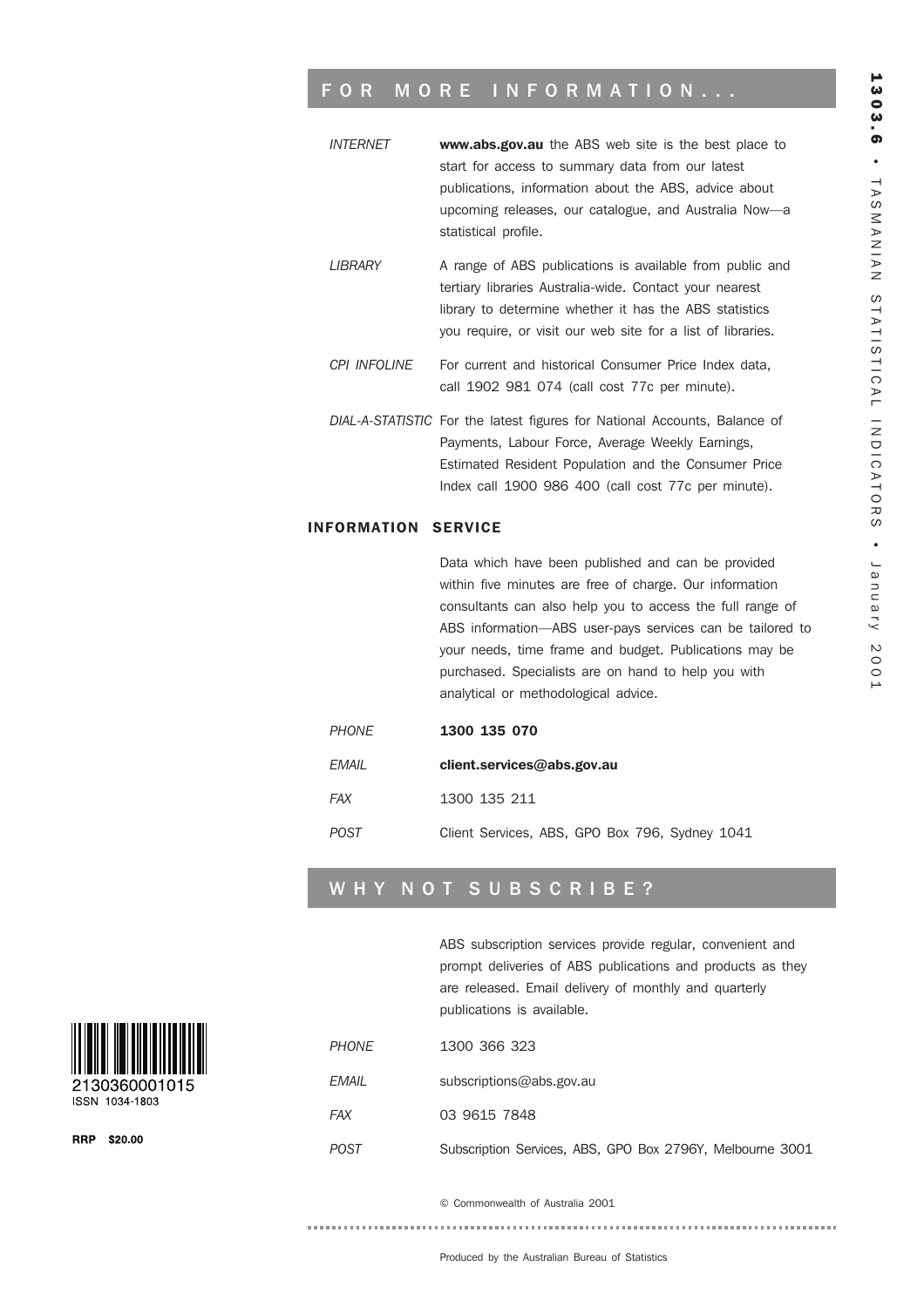## FOR MORE INFORMATION...

| | |
|---|---|
| *INTERNET* | **www.abs.gov.au** the ABS web site is the best place to start for access to summary data from our latest publications, information about the ABS, advice about upcoming releases, our catalogue, and Australia Now—a statistical profile. |
| *LIBRARY* | A range of ABS publications is available from public and tertiary libraries Australia-wide. Contact your nearest library to determine whether it has the ABS statistics you require, or visit our web site for a list of libraries. |
| *CPI INFOLINE* | For current and historical Consumer Price Index data, call 1902 981 074 (call cost 77c per minute). |
| *DIAL-A-STATISTIC* | For the latest figures for National Accounts, Balance of Payments, Labour Force, Average Weekly Earnings, Estimated Resident Population and the Consumer Price Index call 1900 986 400 (call cost 77c per minute). |

### INFORMATION SERVICE

Data which have been published and can be provided within five minutes are free of charge. Our information consultants can also help you to access the full range of ABS information—ABS user-pays services can be tailored to your needs, time frame and budget. Publications may be purchased. Specialists are on hand to help you with analytical or methodological advice.

| | |
|---|---|
| *PHONE* | **1300 135 070** |
| *EMAIL* | **client.services@abs.gov.au** |
| *FAX* | 1300 135 211 |
| *POST* | Client Services, ABS, GPO Box 796, Sydney 1041 |

## WHY NOT SUBSCRIBE?

ABS subscription services provide regular, convenient and prompt deliveries of ABS publications and products as they are released. Email delivery of monthly and quarterly publications is available.

| | |
|---|---|
| *PHONE* | 1300 366 323 |
| *EMAIL* | subscriptions@abs.gov.au |
| *FAX* | 03 9615 7848 |
| *POST* | Subscription Services, ABS, GPO Box 2796Y, Melbourne 3001 |

2130360001015

ISSN 1034-1803

**RRP $20.00**

© Commonwealth of Australia 2001

Produced by the Australian Bureau of Statistics